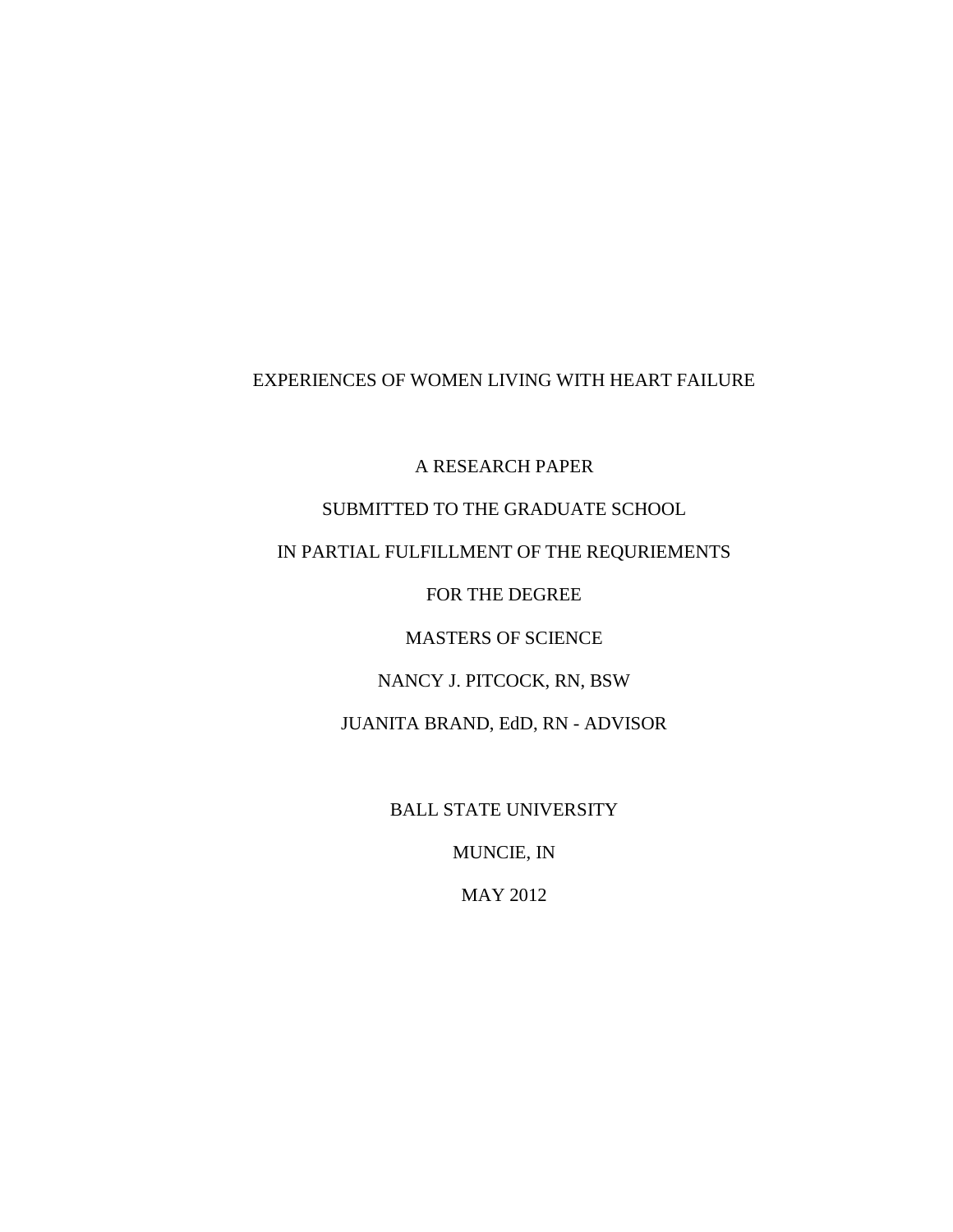# EXPERIENCES OF WOMEN LIVING WITH HEART FAILURE

A RESEARCH PAPER

SUBMITTED TO THE GRADUATE SCHOOL

IN PARTIAL FULFILLMENT OF THE REQURIEMENTS

FOR THE DEGREE

MASTERS OF SCIENCE

NANCY J. PITCOCK, RN, BSW

JUANITA BRAND, EdD, RN - ADVISOR

BALL STATE UNIVERSITY

MUNCIE, IN

MAY 2012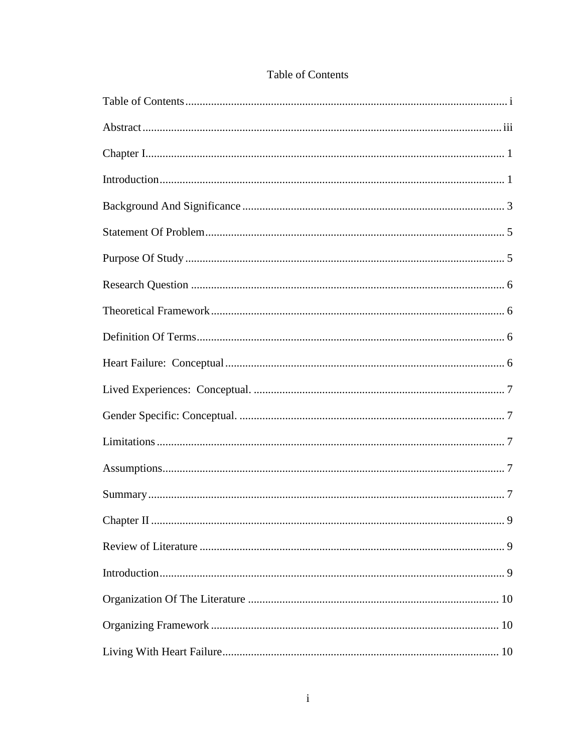# Table of Contents

Table of Contents ................................................................................................ i

Abstract ............................................................................................................. iii

Chapter I ............................................................................................................ 1

Introduction ........................................................................................................ 1

Background And Significance ........................................................................... 3

Statement Of Problem ........................................................................................ 5

Purpose Of Study ............................................................................................... 5

Research Question ............................................................................................. 6

Theoretical Framework ...................................................................................... 6

Definition Of Terms ........................................................................................... 6

Heart Failure: Conceptual ................................................................................. 6

Lived Experiences: Conceptual. ....................................................................... 7

Gender Specific: Conceptual. ............................................................................ 7

Limitations ......................................................................................................... 7

Assumptions ....................................................................................................... 7

Summary ............................................................................................................ 7

Chapter II ........................................................................................................... 9

Review of Literature .......................................................................................... 9

Introduction ........................................................................................................ 9

Organization Of The Literature ....................................................................... 10

Organizing Framework .................................................................................... 10

Living With Heart Failure ................................................................................ 10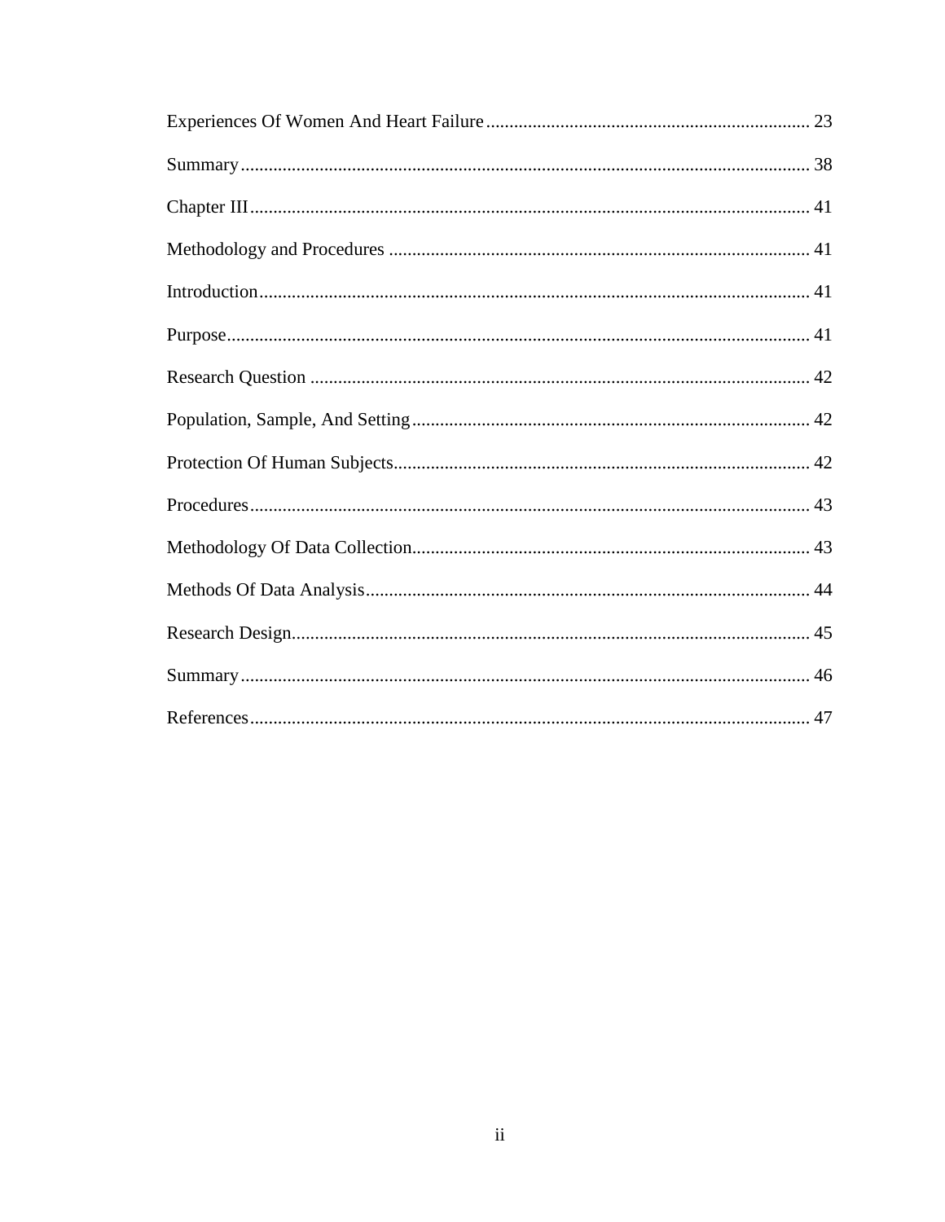Experiences Of Women And Heart Failure ........................................................................ 23

Summary ........................................................................................................................ 38

Chapter III ...................................................................................................................... 41

Methodology and Procedures ........................................................................................ 41

Introduction .................................................................................................................... 41

Purpose ........................................................................................................................... 41

Research Question ......................................................................................................... 42

Population, Sample, And Setting ................................................................................... 42

Protection Of Human Subjects ........................................................................................ 42

Procedures ...................................................................................................................... 43

Methodology Of Data Collection .................................................................................... 43

Methods Of Data Analysis .............................................................................................. 44

Research Design ............................................................................................................. 45

Summary ........................................................................................................................ 46

References ...................................................................................................................... 47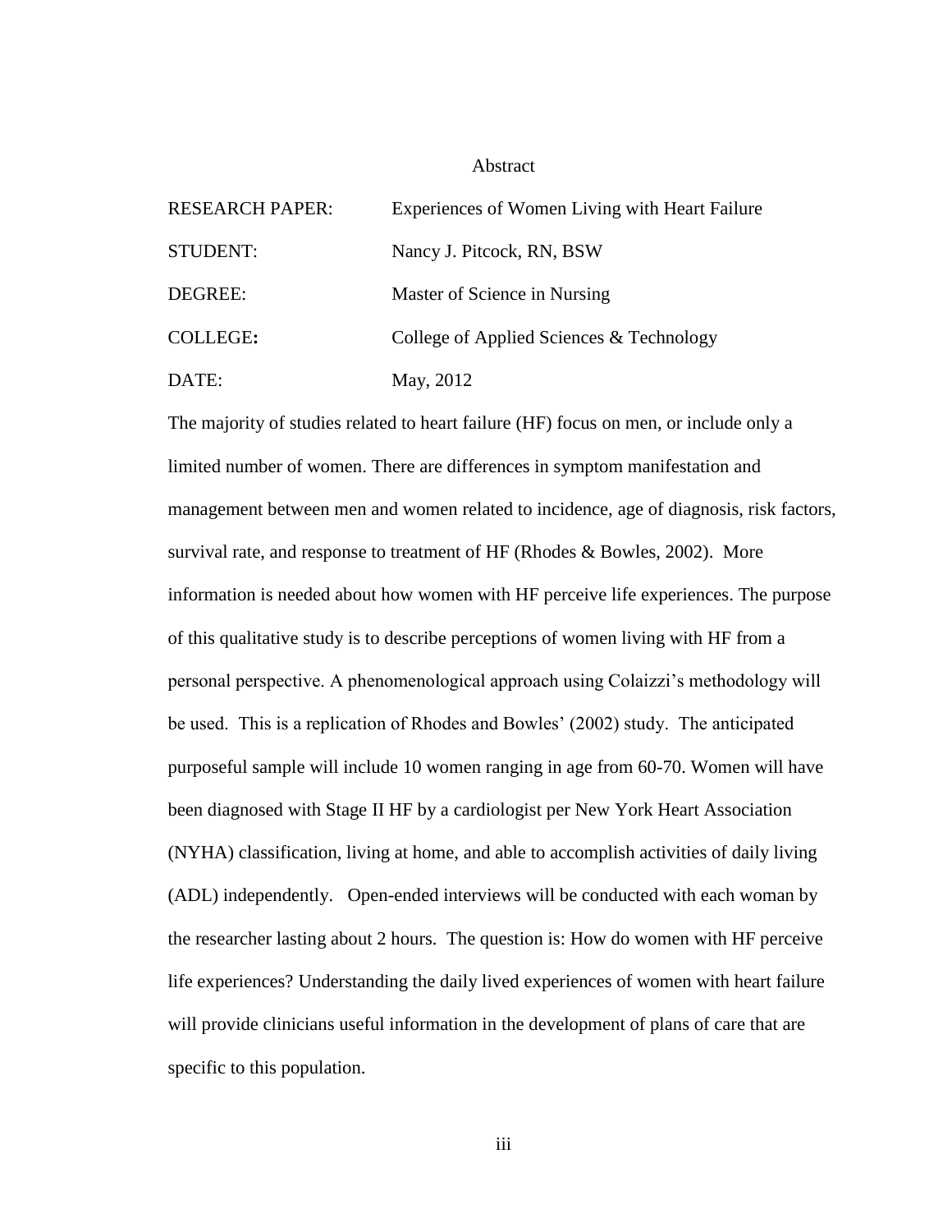# Abstract

| | |
|---|---|
| RESEARCH PAPER: | Experiences of Women Living with Heart Failure |
| STUDENT: | Nancy J. Pitcock, RN, BSW |
| DEGREE: | Master of Science in Nursing |
| COLLEGE**:** | College of Applied Sciences & Technology |
| DATE: | May, 2012 |

The majority of studies related to heart failure (HF) focus on men, or include only a limited number of women. There are differences in symptom manifestation and management between men and women related to incidence, age of diagnosis, risk factors, survival rate, and response to treatment of HF (Rhodes & Bowles, 2002). More information is needed about how women with HF perceive life experiences. The purpose of this qualitative study is to describe perceptions of women living with HF from a personal perspective. A phenomenological approach using Colaizzi's methodology will be used. This is a replication of Rhodes and Bowles' (2002) study. The anticipated purposeful sample will include 10 women ranging in age from 60-70. Women will have been diagnosed with Stage II HF by a cardiologist per New York Heart Association (NYHA) classification, living at home, and able to accomplish activities of daily living (ADL) independently. Open-ended interviews will be conducted with each woman by the researcher lasting about 2 hours. The question is: How do women with HF perceive life experiences? Understanding the daily lived experiences of women with heart failure will provide clinicians useful information in the development of plans of care that are specific to this population.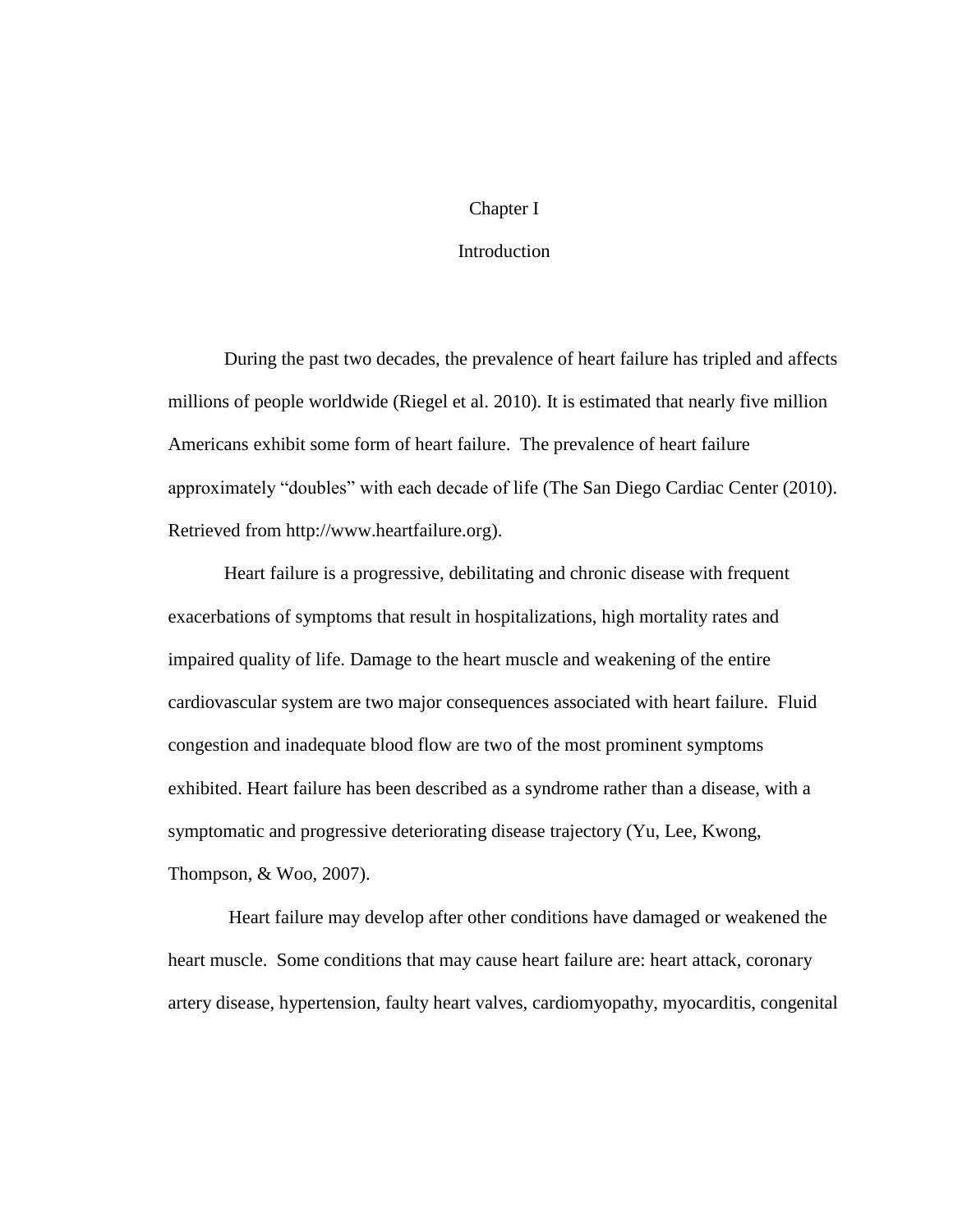# Chapter I

## Introduction

During the past two decades, the prevalence of heart failure has tripled and affects millions of people worldwide (Riegel et al. 2010). It is estimated that nearly five million Americans exhibit some form of heart failure. The prevalence of heart failure approximately "doubles" with each decade of life (The San Diego Cardiac Center (2010). Retrieved from http://www.heartfailure.org).

Heart failure is a progressive, debilitating and chronic disease with frequent exacerbations of symptoms that result in hospitalizations, high mortality rates and impaired quality of life. Damage to the heart muscle and weakening of the entire cardiovascular system are two major consequences associated with heart failure. Fluid congestion and inadequate blood flow are two of the most prominent symptoms exhibited. Heart failure has been described as a syndrome rather than a disease, with a symptomatic and progressive deteriorating disease trajectory (Yu, Lee, Kwong, Thompson, & Woo, 2007).

Heart failure may develop after other conditions have damaged or weakened the heart muscle. Some conditions that may cause heart failure are: heart attack, coronary artery disease, hypertension, faulty heart valves, cardiomyopathy, myocarditis, congenital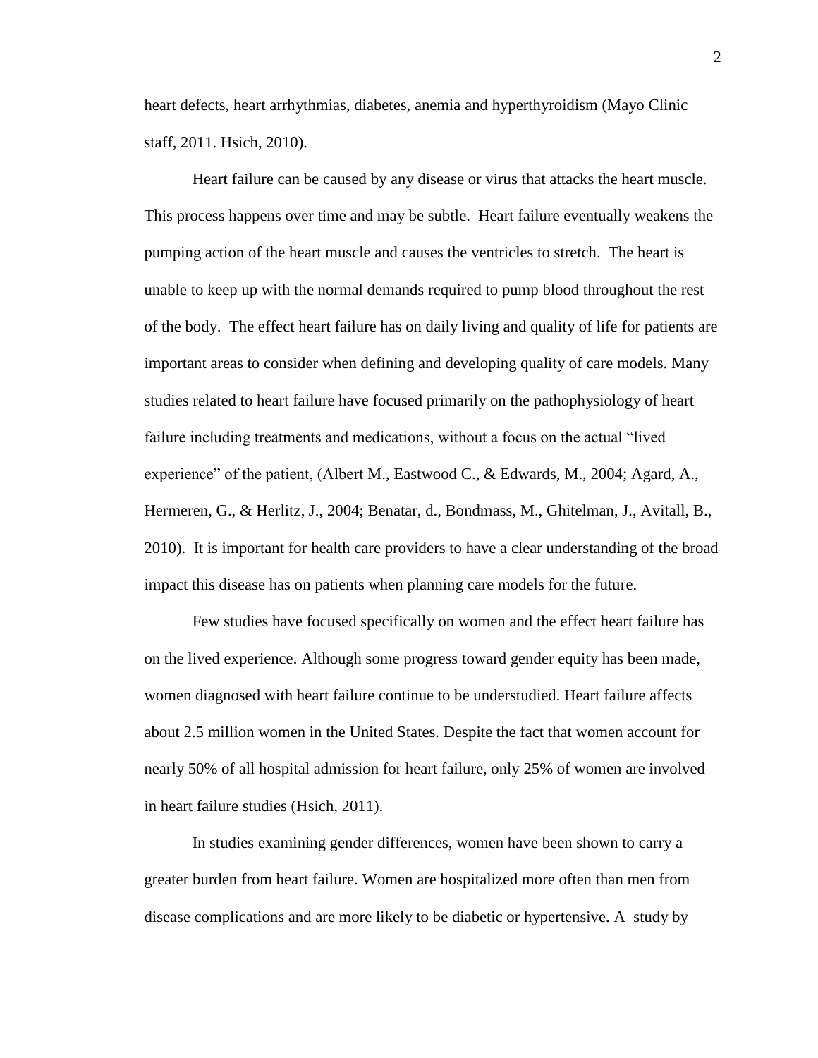heart defects, heart arrhythmias, diabetes, anemia and hyperthyroidism (Mayo Clinic staff, 2011. Hsich, 2010).

Heart failure can be caused by any disease or virus that attacks the heart muscle. This process happens over time and may be subtle. Heart failure eventually weakens the pumping action of the heart muscle and causes the ventricles to stretch. The heart is unable to keep up with the normal demands required to pump blood throughout the rest of the body. The effect heart failure has on daily living and quality of life for patients are important areas to consider when defining and developing quality of care models. Many studies related to heart failure have focused primarily on the pathophysiology of heart failure including treatments and medications, without a focus on the actual "lived experience" of the patient, (Albert M., Eastwood C., & Edwards, M., 2004; Agard, A., Hermeren, G., & Herlitz, J., 2004; Benatar, d., Bondmass, M., Ghitelman, J., Avitall, B., 2010). It is important for health care providers to have a clear understanding of the broad impact this disease has on patients when planning care models for the future.

Few studies have focused specifically on women and the effect heart failure has on the lived experience. Although some progress toward gender equity has been made, women diagnosed with heart failure continue to be understudied. Heart failure affects about 2.5 million women in the United States. Despite the fact that women account for nearly 50% of all hospital admission for heart failure, only 25% of women are involved in heart failure studies (Hsich, 2011).

In studies examining gender differences, women have been shown to carry a greater burden from heart failure. Women are hospitalized more often than men from disease complications and are more likely to be diabetic or hypertensive. A study by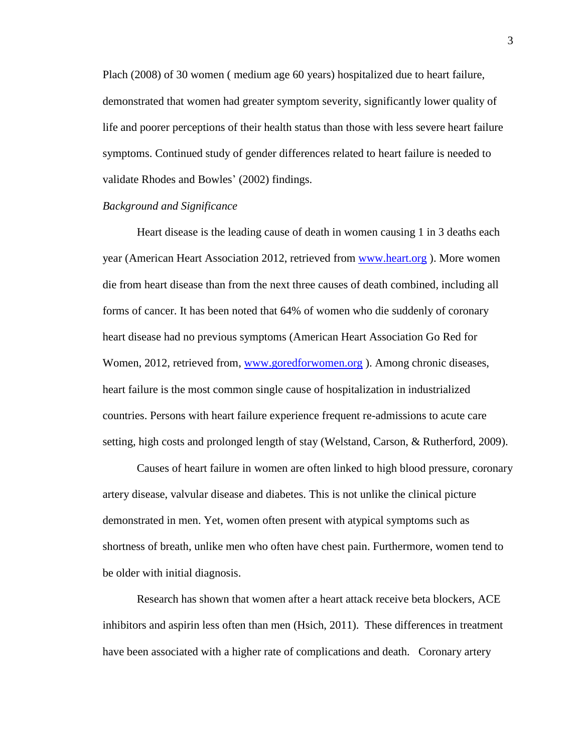Plach (2008) of 30 women ( medium age 60 years) hospitalized due to heart failure, demonstrated that women had greater symptom severity, significantly lower quality of life and poorer perceptions of their health status than those with less severe heart failure symptoms. Continued study of gender differences related to heart failure is needed to validate Rhodes and Bowles' (2002) findings.

*Background and Significance*

Heart disease is the leading cause of death in women causing 1 in 3 deaths each year (American Heart Association 2012, retrieved from [www.heart.org](http://www.heart.org) ). More women die from heart disease than from the next three causes of death combined, including all forms of cancer. It has been noted that 64% of women who die suddenly of coronary heart disease had no previous symptoms (American Heart Association Go Red for Women, 2012, retrieved from, [www.goredforwomen.org](http://www.goredforwomen.org) ). Among chronic diseases, heart failure is the most common single cause of hospitalization in industrialized countries. Persons with heart failure experience frequent re-admissions to acute care setting, high costs and prolonged length of stay (Welstand, Carson, & Rutherford, 2009).

Causes of heart failure in women are often linked to high blood pressure, coronary artery disease, valvular disease and diabetes. This is not unlike the clinical picture demonstrated in men. Yet, women often present with atypical symptoms such as shortness of breath, unlike men who often have chest pain. Furthermore, women tend to be older with initial diagnosis.

Research has shown that women after a heart attack receive beta blockers, ACE inhibitors and aspirin less often than men (Hsich, 2011). These differences in treatment have been associated with a higher rate of complications and death. Coronary artery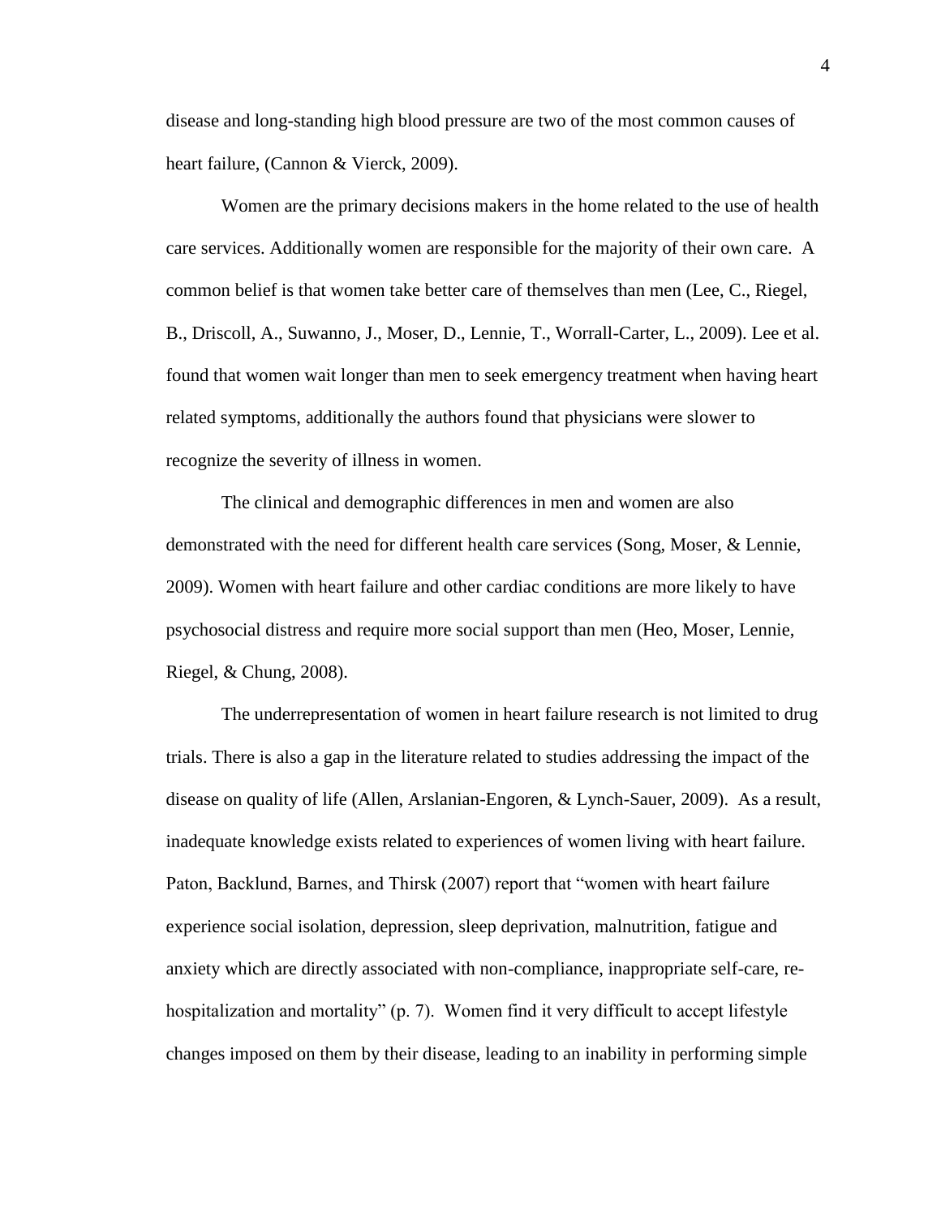disease and long-standing high blood pressure are two of the most common causes of heart failure, (Cannon & Vierck, 2009).

Women are the primary decisions makers in the home related to the use of health care services. Additionally women are responsible for the majority of their own care. A common belief is that women take better care of themselves than men (Lee, C., Riegel, B., Driscoll, A., Suwanno, J., Moser, D., Lennie, T., Worrall-Carter, L., 2009). Lee et al. found that women wait longer than men to seek emergency treatment when having heart related symptoms, additionally the authors found that physicians were slower to recognize the severity of illness in women.

The clinical and demographic differences in men and women are also demonstrated with the need for different health care services (Song, Moser, & Lennie, 2009). Women with heart failure and other cardiac conditions are more likely to have psychosocial distress and require more social support than men (Heo, Moser, Lennie, Riegel, & Chung, 2008).

The underrepresentation of women in heart failure research is not limited to drug trials. There is also a gap in the literature related to studies addressing the impact of the disease on quality of life (Allen, Arslanian-Engoren, & Lynch-Sauer, 2009). As a result, inadequate knowledge exists related to experiences of women living with heart failure. Paton, Backlund, Barnes, and Thirsk (2007) report that "women with heart failure experience social isolation, depression, sleep deprivation, malnutrition, fatigue and anxiety which are directly associated with non-compliance, inappropriate self-care, re-hospitalization and mortality" (p. 7). Women find it very difficult to accept lifestyle changes imposed on them by their disease, leading to an inability in performing simple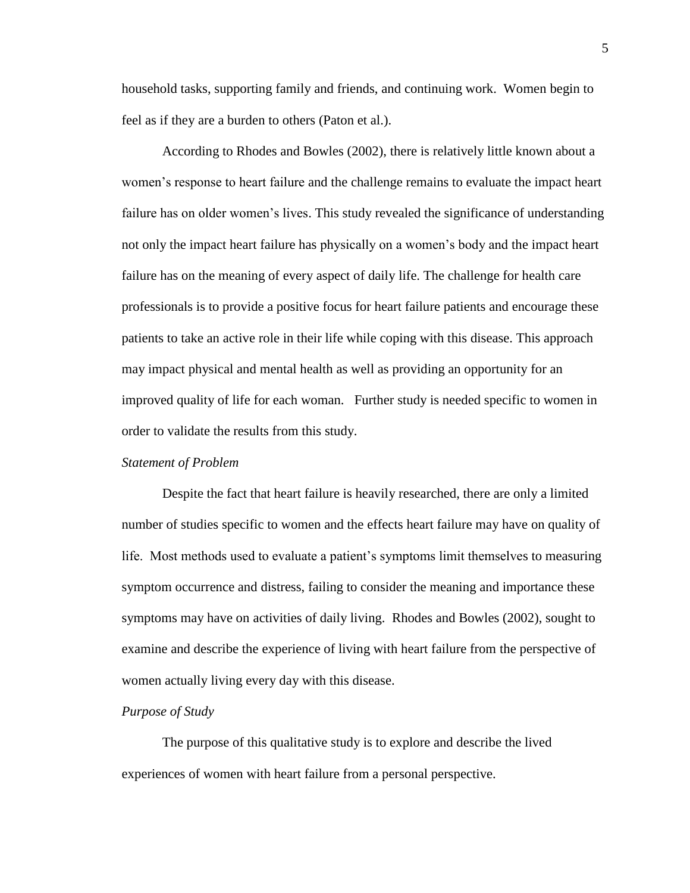household tasks, supporting family and friends, and continuing work. Women begin to feel as if they are a burden to others (Paton et al.).

According to Rhodes and Bowles (2002), there is relatively little known about a women's response to heart failure and the challenge remains to evaluate the impact heart failure has on older women's lives. This study revealed the significance of understanding not only the impact heart failure has physically on a women's body and the impact heart failure has on the meaning of every aspect of daily life. The challenge for health care professionals is to provide a positive focus for heart failure patients and encourage these patients to take an active role in their life while coping with this disease. This approach may impact physical and mental health as well as providing an opportunity for an improved quality of life for each woman. Further study is needed specific to women in order to validate the results from this study.

*Statement of Problem*

Despite the fact that heart failure is heavily researched, there are only a limited number of studies specific to women and the effects heart failure may have on quality of life. Most methods used to evaluate a patient's symptoms limit themselves to measuring symptom occurrence and distress, failing to consider the meaning and importance these symptoms may have on activities of daily living. Rhodes and Bowles (2002), sought to examine and describe the experience of living with heart failure from the perspective of women actually living every day with this disease.

*Purpose of Study*

The purpose of this qualitative study is to explore and describe the lived experiences of women with heart failure from a personal perspective.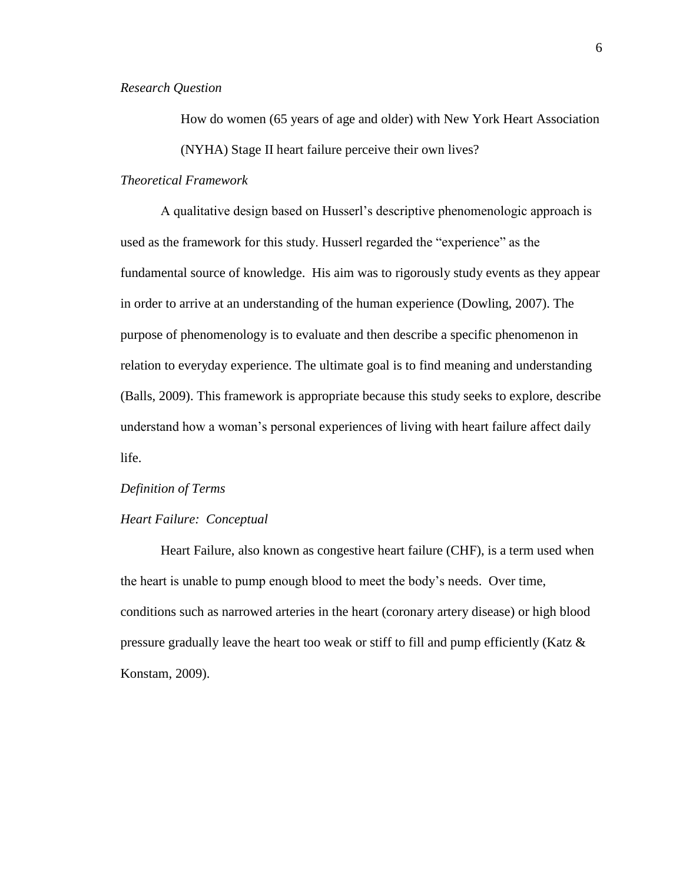*Research Question*

> How do women (65 years of age and older) with New York Heart Association (NYHA) Stage II heart failure perceive their own lives?

*Theoretical Framework*

A qualitative design based on Husserl's descriptive phenomenologic approach is used as the framework for this study. Husserl regarded the "experience" as the fundamental source of knowledge. His aim was to rigorously study events as they appear in order to arrive at an understanding of the human experience (Dowling, 2007). The purpose of phenomenology is to evaluate and then describe a specific phenomenon in relation to everyday experience. The ultimate goal is to find meaning and understanding (Balls, 2009). This framework is appropriate because this study seeks to explore, describe understand how a woman's personal experiences of living with heart failure affect daily life.

*Definition of Terms*

*Heart Failure: Conceptual*

Heart Failure, also known as congestive heart failure (CHF), is a term used when the heart is unable to pump enough blood to meet the body's needs. Over time, conditions such as narrowed arteries in the heart (coronary artery disease) or high blood pressure gradually leave the heart too weak or stiff to fill and pump efficiently (Katz & Konstam, 2009).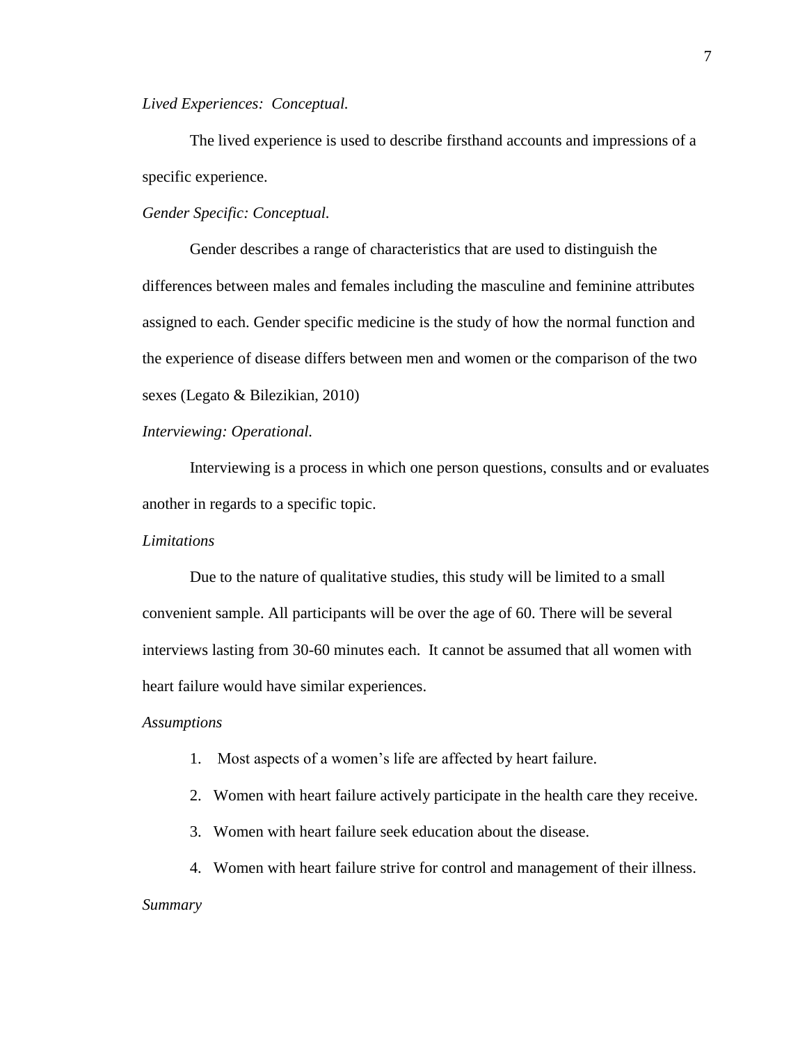*Lived Experiences: Conceptual.*

The lived experience is used to describe firsthand accounts and impressions of a specific experience.

*Gender Specific: Conceptual.*

Gender describes a range of characteristics that are used to distinguish the differences between males and females including the masculine and feminine attributes assigned to each. Gender specific medicine is the study of how the normal function and the experience of disease differs between men and women or the comparison of the two sexes (Legato & Bilezikian, 2010)

*Interviewing: Operational.*

Interviewing is a process in which one person questions, consults and or evaluates another in regards to a specific topic.

*Limitations*

Due to the nature of qualitative studies, this study will be limited to a small convenient sample. All participants will be over the age of 60. There will be several interviews lasting from 30-60 minutes each. It cannot be assumed that all women with heart failure would have similar experiences.

*Assumptions*

1. Most aspects of a women's life are affected by heart failure.
2. Women with heart failure actively participate in the health care they receive.
3. Women with heart failure seek education about the disease.
4. Women with heart failure strive for control and management of their illness.

*Summary*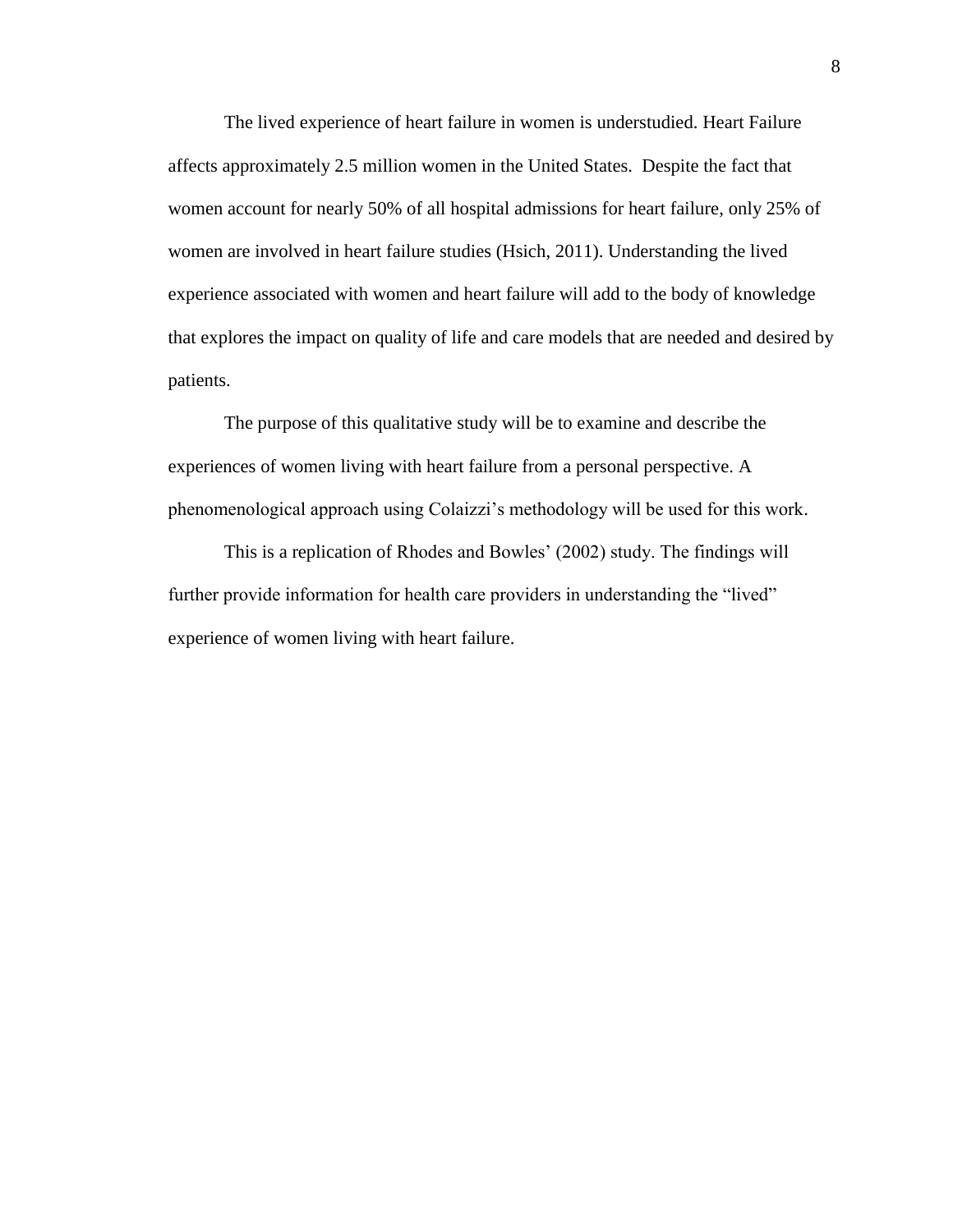The lived experience of heart failure in women is understudied. Heart Failure affects approximately 2.5 million women in the United States.  Despite the fact that women account for nearly 50% of all hospital admissions for heart failure, only 25% of women are involved in heart failure studies (Hsich, 2011). Understanding the lived experience associated with women and heart failure will add to the body of knowledge that explores the impact on quality of life and care models that are needed and desired by patients.

The purpose of this qualitative study will be to examine and describe the experiences of women living with heart failure from a personal perspective. A phenomenological approach using Colaizzi's methodology will be used for this work.

This is a replication of Rhodes and Bowles' (2002) study. The findings will further provide information for health care providers in understanding the "lived" experience of women living with heart failure.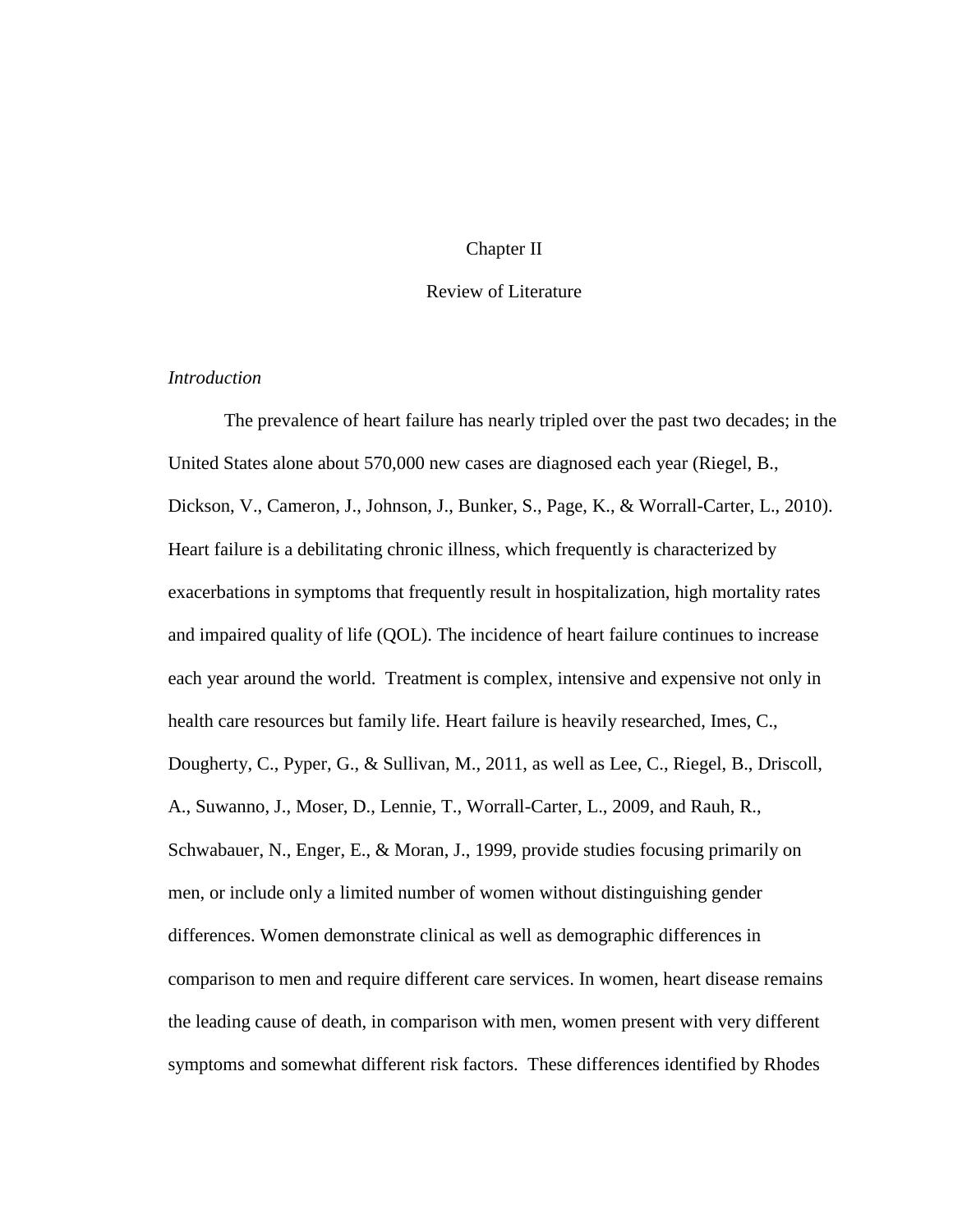# Chapter II

# Review of Literature

*Introduction*

The prevalence of heart failure has nearly tripled over the past two decades; in the United States alone about 570,000 new cases are diagnosed each year (Riegel, B., Dickson, V., Cameron, J., Johnson, J., Bunker, S., Page, K., & Worrall-Carter, L., 2010). Heart failure is a debilitating chronic illness, which frequently is characterized by exacerbations in symptoms that frequently result in hospitalization, high mortality rates and impaired quality of life (QOL). The incidence of heart failure continues to increase each year around the world. Treatment is complex, intensive and expensive not only in health care resources but family life. Heart failure is heavily researched, Imes, C., Dougherty, C., Pyper, G., & Sullivan, M., 2011, as well as Lee, C., Riegel, B., Driscoll, A., Suwanno, J., Moser, D., Lennie, T., Worrall-Carter, L., 2009, and Rauh, R., Schwabauer, N., Enger, E., & Moran, J., 1999, provide studies focusing primarily on men, or include only a limited number of women without distinguishing gender differences. Women demonstrate clinical as well as demographic differences in comparison to men and require different care services. In women, heart disease remains the leading cause of death, in comparison with men, women present with very different symptoms and somewhat different risk factors. These differences identified by Rhodes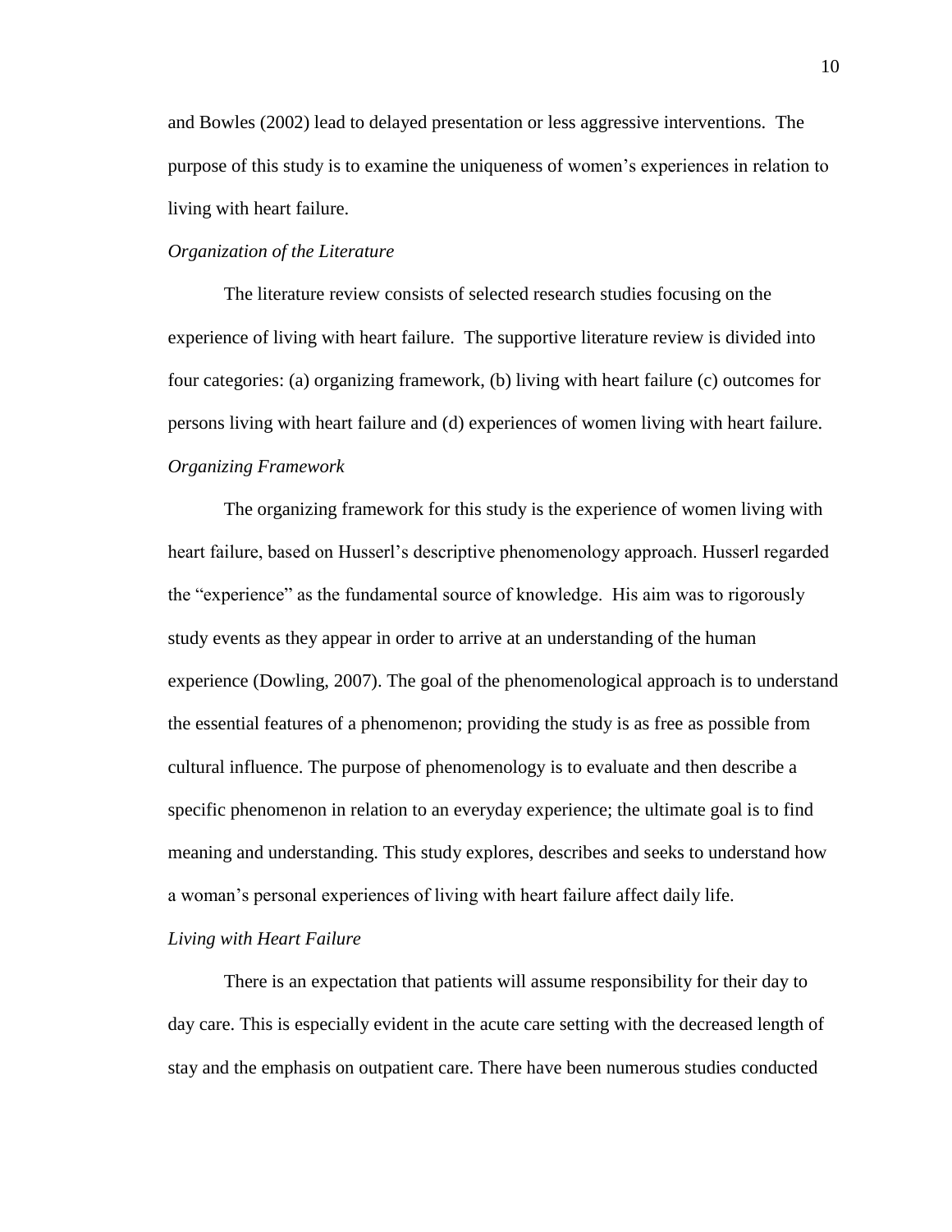and Bowles (2002) lead to delayed presentation or less aggressive interventions. The purpose of this study is to examine the uniqueness of women's experiences in relation to living with heart failure.

### *Organization of the Literature*

The literature review consists of selected research studies focusing on the experience of living with heart failure. The supportive literature review is divided into four categories: (a) organizing framework, (b) living with heart failure (c) outcomes for persons living with heart failure and (d) experiences of women living with heart failure.

### *Organizing Framework*

The organizing framework for this study is the experience of women living with heart failure, based on Husserl's descriptive phenomenology approach. Husserl regarded the "experience" as the fundamental source of knowledge. His aim was to rigorously study events as they appear in order to arrive at an understanding of the human experience (Dowling, 2007). The goal of the phenomenological approach is to understand the essential features of a phenomenon; providing the study is as free as possible from cultural influence. The purpose of phenomenology is to evaluate and then describe a specific phenomenon in relation to an everyday experience; the ultimate goal is to find meaning and understanding. This study explores, describes and seeks to understand how a woman's personal experiences of living with heart failure affect daily life.

### *Living with Heart Failure*

There is an expectation that patients will assume responsibility for their day to day care. This is especially evident in the acute care setting with the decreased length of stay and the emphasis on outpatient care. There have been numerous studies conducted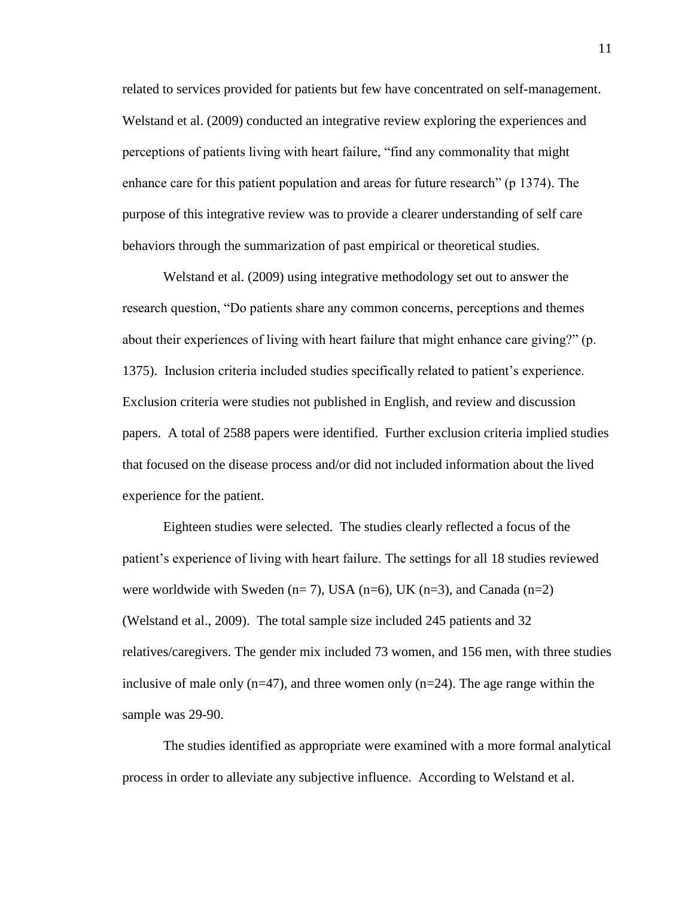related to services provided for patients but few have concentrated on self-management. Welstand et al. (2009) conducted an integrative review exploring the experiences and perceptions of patients living with heart failure, "find any commonality that might enhance care for this patient population and areas for future research" (p 1374). The purpose of this integrative review was to provide a clearer understanding of self care behaviors through the summarization of past empirical or theoretical studies.

Welstand et al. (2009) using integrative methodology set out to answer the research question, "Do patients share any common concerns, perceptions and themes about their experiences of living with heart failure that might enhance care giving?" (p. 1375). Inclusion criteria included studies specifically related to patient's experience. Exclusion criteria were studies not published in English, and review and discussion papers. A total of 2588 papers were identified. Further exclusion criteria implied studies that focused on the disease process and/or did not included information about the lived experience for the patient.

Eighteen studies were selected. The studies clearly reflected a focus of the patient's experience of living with heart failure. The settings for all 18 studies reviewed were worldwide with Sweden (n= 7), USA (n=6), UK (n=3), and Canada (n=2) (Welstand et al., 2009). The total sample size included 245 patients and 32 relatives/caregivers. The gender mix included 73 women, and 156 men, with three studies inclusive of male only (n=47), and three women only (n=24). The age range within the sample was 29-90.

The studies identified as appropriate were examined with a more formal analytical process in order to alleviate any subjective influence. According to Welstand et al.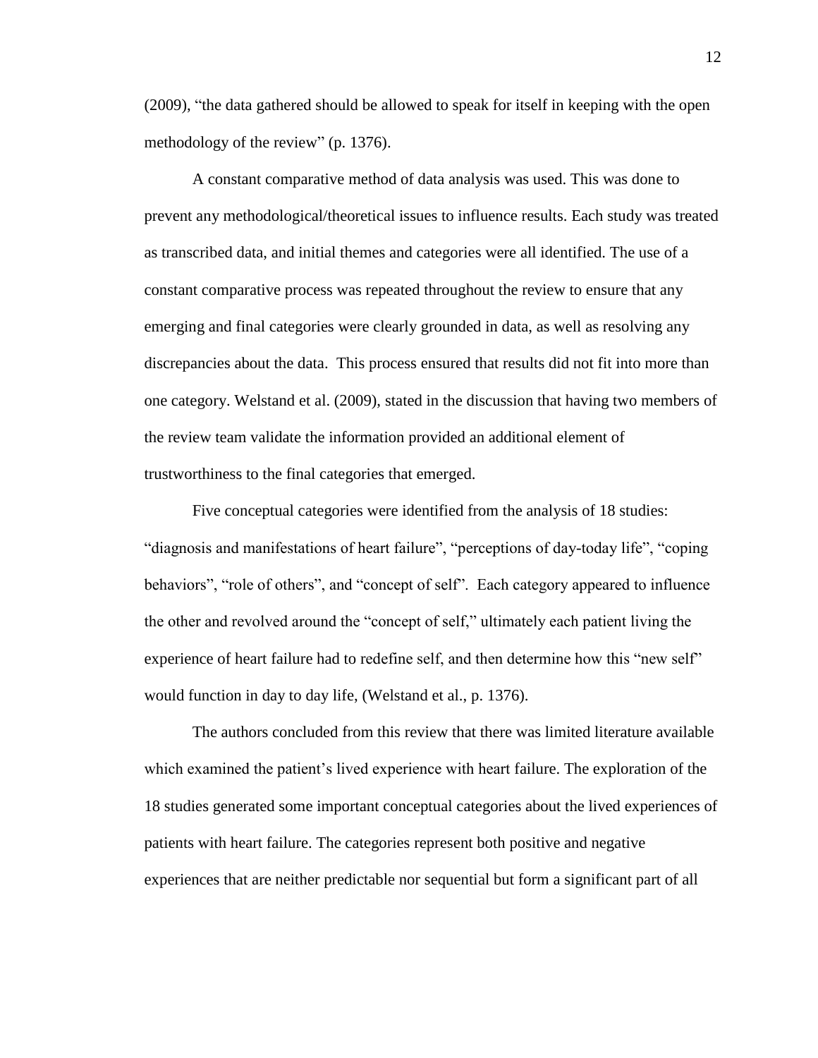(2009), "the data gathered should be allowed to speak for itself in keeping with the open methodology of the review" (p. 1376).

A constant comparative method of data analysis was used. This was done to prevent any methodological/theoretical issues to influence results. Each study was treated as transcribed data, and initial themes and categories were all identified. The use of a constant comparative process was repeated throughout the review to ensure that any emerging and final categories were clearly grounded in data, as well as resolving any discrepancies about the data. This process ensured that results did not fit into more than one category. Welstand et al. (2009), stated in the discussion that having two members of the review team validate the information provided an additional element of trustworthiness to the final categories that emerged.

Five conceptual categories were identified from the analysis of 18 studies: "diagnosis and manifestations of heart failure", "perceptions of day-today life", "coping behaviors", "role of others", and "concept of self". Each category appeared to influence the other and revolved around the "concept of self," ultimately each patient living the experience of heart failure had to redefine self, and then determine how this "new self" would function in day to day life, (Welstand et al., p. 1376).

The authors concluded from this review that there was limited literature available which examined the patient's lived experience with heart failure. The exploration of the 18 studies generated some important conceptual categories about the lived experiences of patients with heart failure. The categories represent both positive and negative experiences that are neither predictable nor sequential but form a significant part of all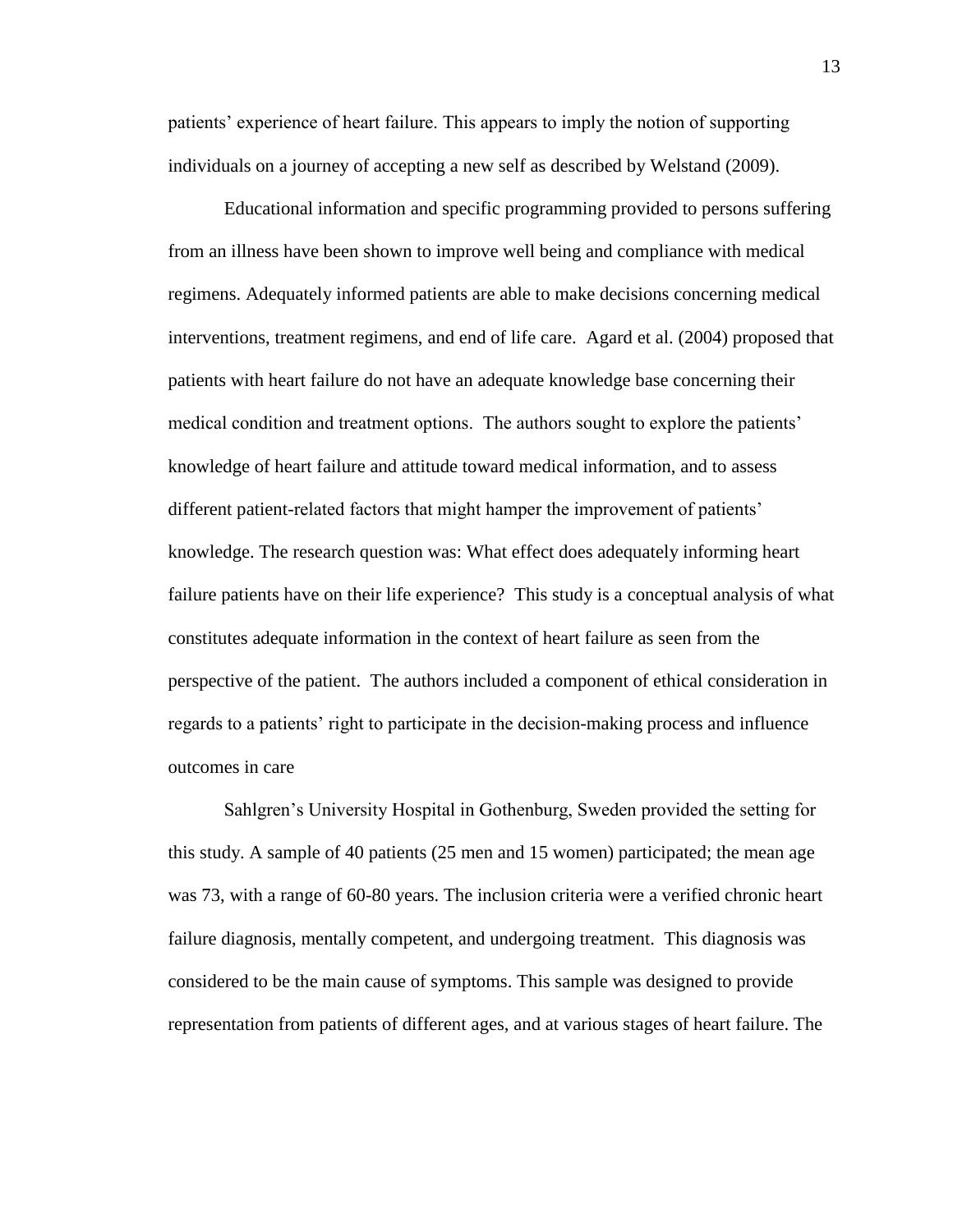patients' experience of heart failure. This appears to imply the notion of supporting individuals on a journey of accepting a new self as described by Welstand (2009).

Educational information and specific programming provided to persons suffering from an illness have been shown to improve well being and compliance with medical regimens. Adequately informed patients are able to make decisions concerning medical interventions, treatment regimens, and end of life care. Agard et al. (2004) proposed that patients with heart failure do not have an adequate knowledge base concerning their medical condition and treatment options. The authors sought to explore the patients' knowledge of heart failure and attitude toward medical information, and to assess different patient-related factors that might hamper the improvement of patients' knowledge. The research question was: What effect does adequately informing heart failure patients have on their life experience? This study is a conceptual analysis of what constitutes adequate information in the context of heart failure as seen from the perspective of the patient. The authors included a component of ethical consideration in regards to a patients' right to participate in the decision-making process and influence outcomes in care

Sahlgren's University Hospital in Gothenburg, Sweden provided the setting for this study. A sample of 40 patients (25 men and 15 women) participated; the mean age was 73, with a range of 60-80 years. The inclusion criteria were a verified chronic heart failure diagnosis, mentally competent, and undergoing treatment. This diagnosis was considered to be the main cause of symptoms. This sample was designed to provide representation from patients of different ages, and at various stages of heart failure. The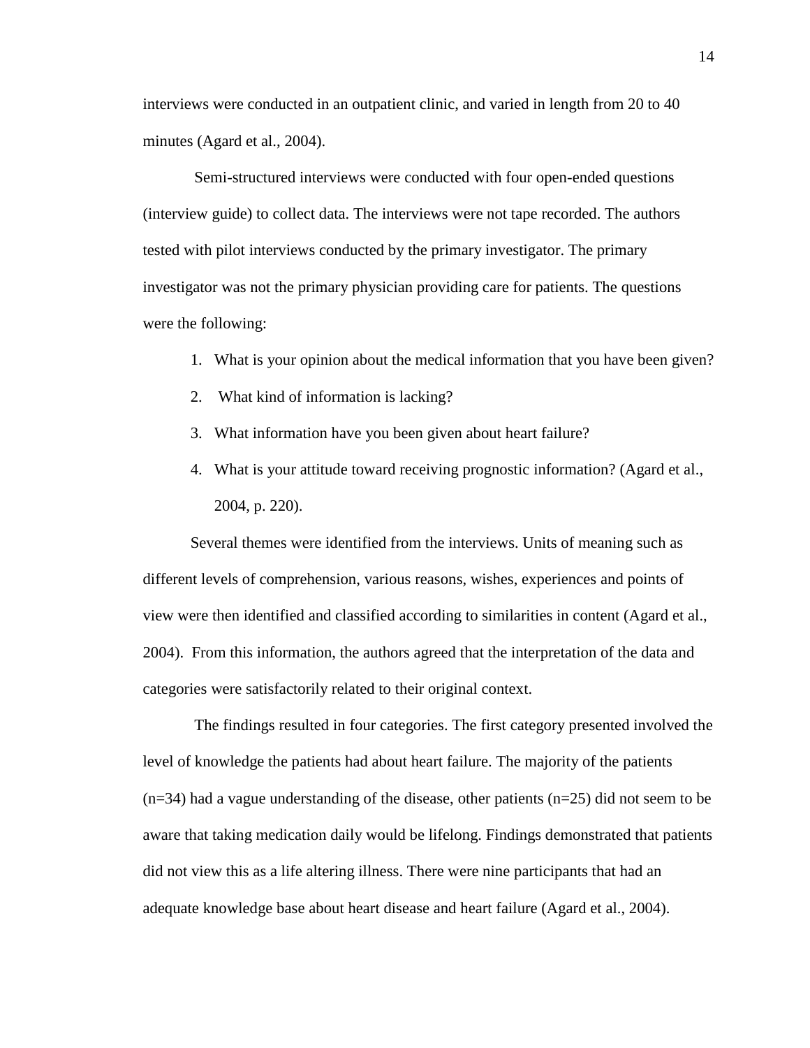interviews were conducted in an outpatient clinic, and varied in length from 20 to 40 minutes (Agard et al., 2004).

Semi-structured interviews were conducted with four open-ended questions (interview guide) to collect data. The interviews were not tape recorded. The authors tested with pilot interviews conducted by the primary investigator. The primary investigator was not the primary physician providing care for patients. The questions were the following:

1. What is your opinion about the medical information that you have been given?
2. What kind of information is lacking?
3. What information have you been given about heart failure?
4. What is your attitude toward receiving prognostic information? (Agard et al., 2004, p. 220).

Several themes were identified from the interviews. Units of meaning such as different levels of comprehension, various reasons, wishes, experiences and points of view were then identified and classified according to similarities in content (Agard et al., 2004). From this information, the authors agreed that the interpretation of the data and categories were satisfactorily related to their original context.

The findings resulted in four categories. The first category presented involved the level of knowledge the patients had about heart failure. The majority of the patients (n=34) had a vague understanding of the disease, other patients (n=25) did not seem to be aware that taking medication daily would be lifelong. Findings demonstrated that patients did not view this as a life altering illness. There were nine participants that had an adequate knowledge base about heart disease and heart failure (Agard et al., 2004).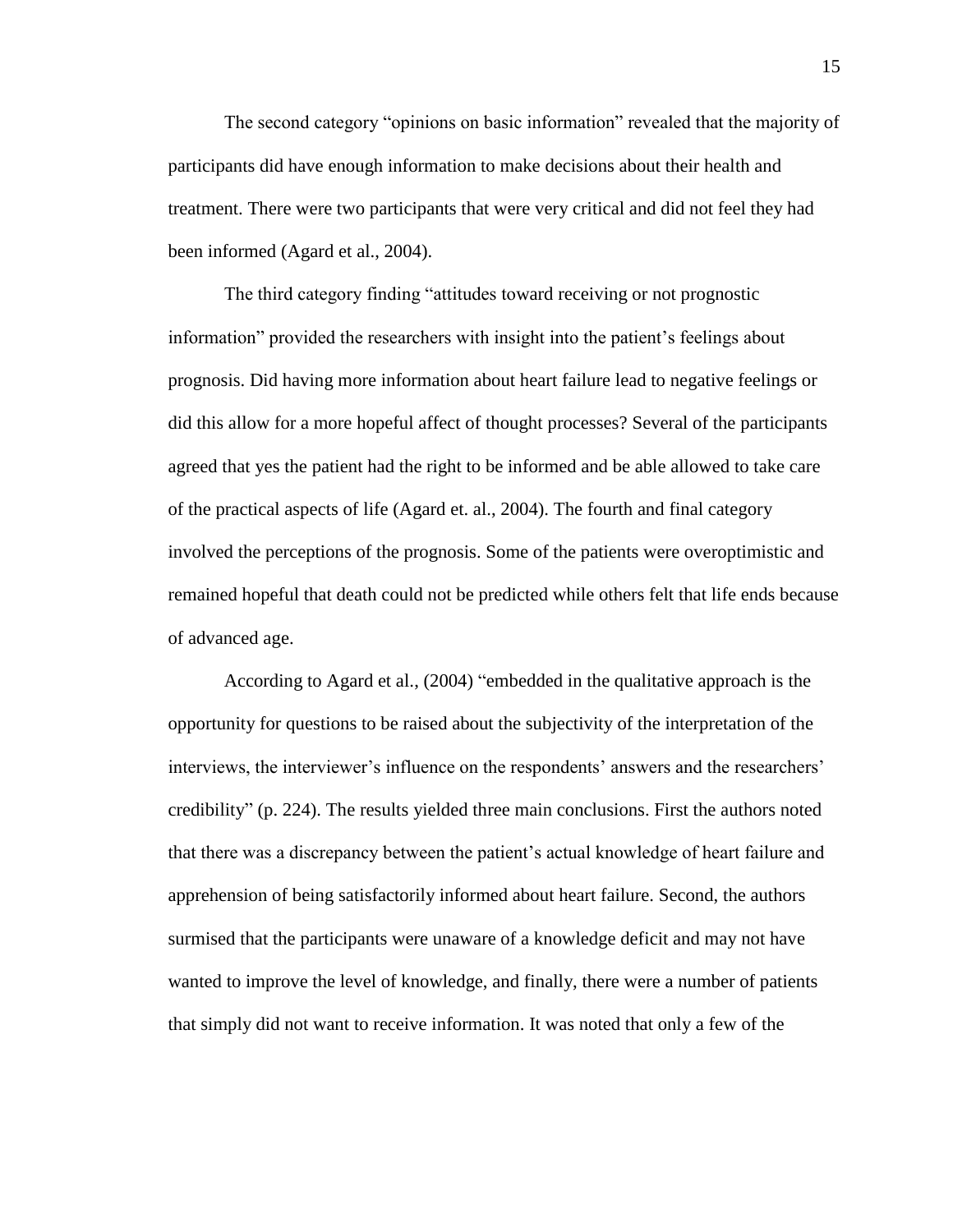The second category "opinions on basic information" revealed that the majority of participants did have enough information to make decisions about their health and treatment. There were two participants that were very critical and did not feel they had been informed (Agard et al., 2004).

The third category finding "attitudes toward receiving or not prognostic information" provided the researchers with insight into the patient's feelings about prognosis. Did having more information about heart failure lead to negative feelings or did this allow for a more hopeful affect of thought processes? Several of the participants agreed that yes the patient had the right to be informed and be able allowed to take care of the practical aspects of life (Agard et. al., 2004). The fourth and final category involved the perceptions of the prognosis. Some of the patients were overoptimistic and remained hopeful that death could not be predicted while others felt that life ends because of advanced age.

According to Agard et al., (2004) "embedded in the qualitative approach is the opportunity for questions to be raised about the subjectivity of the interpretation of the interviews, the interviewer's influence on the respondents' answers and the researchers' credibility" (p. 224). The results yielded three main conclusions. First the authors noted that there was a discrepancy between the patient's actual knowledge of heart failure and apprehension of being satisfactorily informed about heart failure. Second, the authors surmised that the participants were unaware of a knowledge deficit and may not have wanted to improve the level of knowledge, and finally, there were a number of patients that simply did not want to receive information. It was noted that only a few of the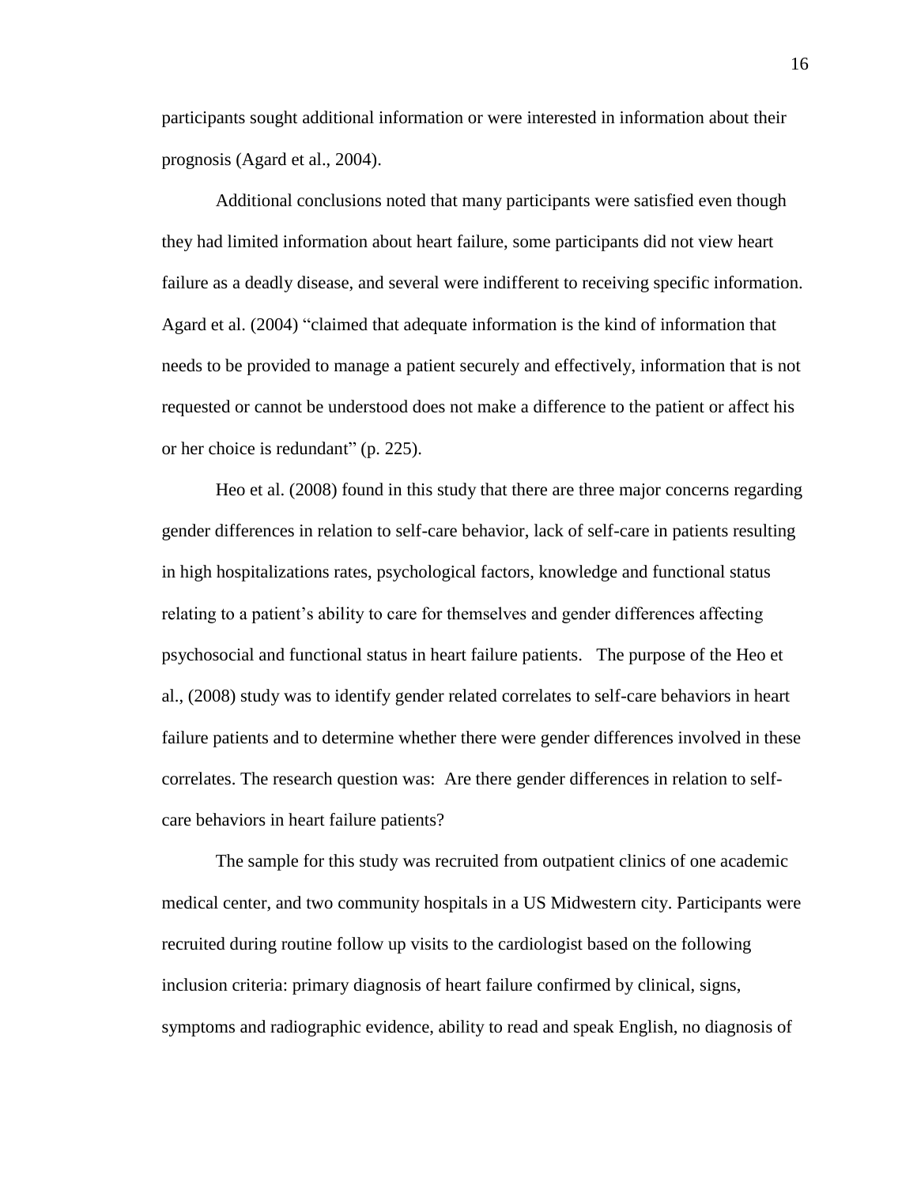participants sought additional information or were interested in information about their prognosis (Agard et al., 2004).

Additional conclusions noted that many participants were satisfied even though they had limited information about heart failure, some participants did not view heart failure as a deadly disease, and several were indifferent to receiving specific information. Agard et al. (2004) "claimed that adequate information is the kind of information that needs to be provided to manage a patient securely and effectively, information that is not requested or cannot be understood does not make a difference to the patient or affect his or her choice is redundant" (p. 225).

Heo et al. (2008) found in this study that there are three major concerns regarding gender differences in relation to self-care behavior, lack of self-care in patients resulting in high hospitalizations rates, psychological factors, knowledge and functional status relating to a patient's ability to care for themselves and gender differences affecting psychosocial and functional status in heart failure patients. The purpose of the Heo et al., (2008) study was to identify gender related correlates to self-care behaviors in heart failure patients and to determine whether there were gender differences involved in these correlates. The research question was: Are there gender differences in relation to self-care behaviors in heart failure patients?

The sample for this study was recruited from outpatient clinics of one academic medical center, and two community hospitals in a US Midwestern city. Participants were recruited during routine follow up visits to the cardiologist based on the following inclusion criteria: primary diagnosis of heart failure confirmed by clinical, signs, symptoms and radiographic evidence, ability to read and speak English, no diagnosis of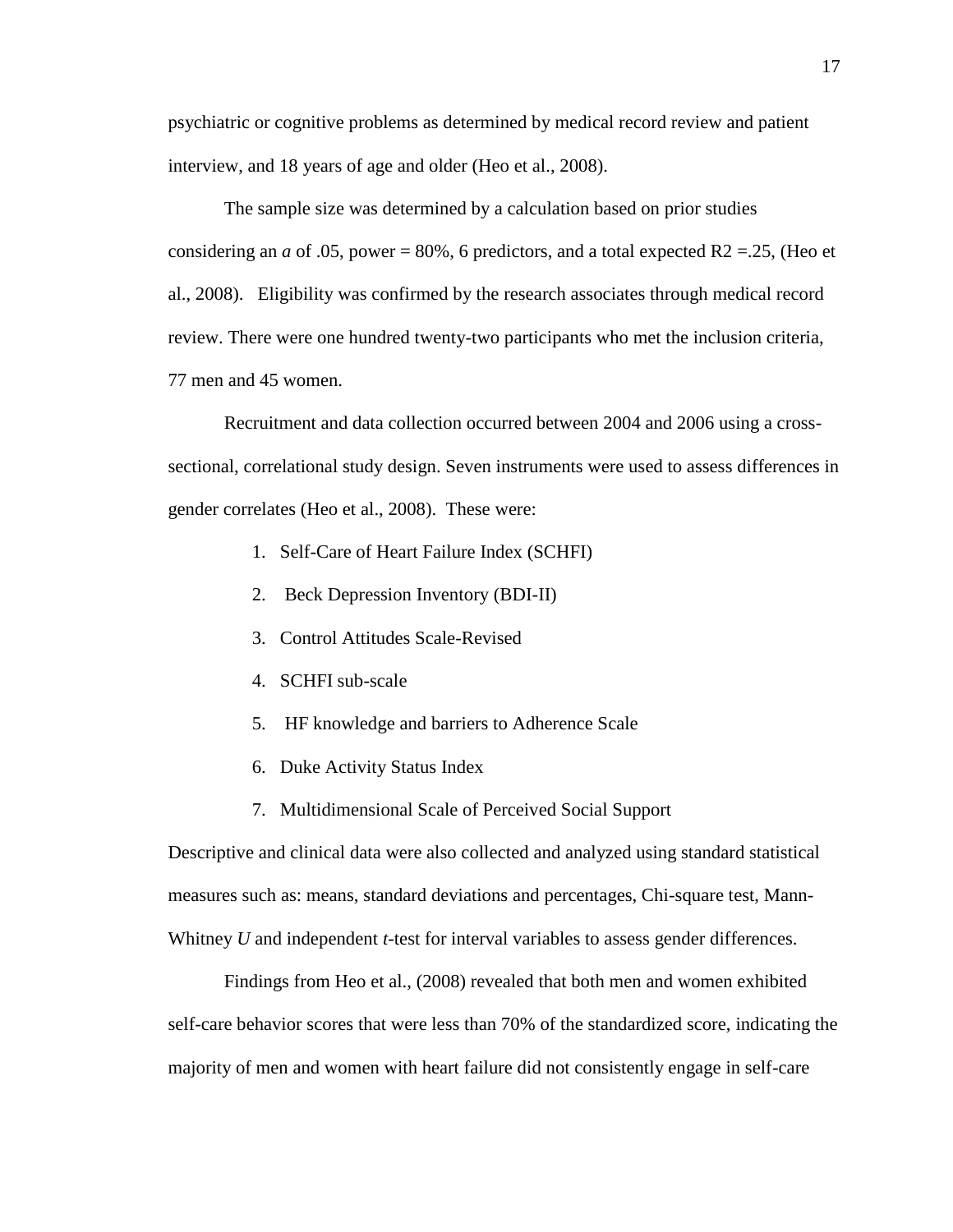psychiatric or cognitive problems as determined by medical record review and patient interview, and 18 years of age and older (Heo et al., 2008).

The sample size was determined by a calculation based on prior studies considering an *a* of .05, power = 80%, 6 predictors, and a total expected R2 =.25, (Heo et al., 2008). Eligibility was confirmed by the research associates through medical record review. There were one hundred twenty-two participants who met the inclusion criteria, 77 men and 45 women.

Recruitment and data collection occurred between 2004 and 2006 using a cross-sectional, correlational study design. Seven instruments were used to assess differences in gender correlates (Heo et al., 2008). These were:

1. Self-Care of Heart Failure Index (SCHFI)
2. Beck Depression Inventory (BDI-II)
3. Control Attitudes Scale-Revised
4. SCHFI sub-scale
5. HF knowledge and barriers to Adherence Scale
6. Duke Activity Status Index
7. Multidimensional Scale of Perceived Social Support

Descriptive and clinical data were also collected and analyzed using standard statistical measures such as: means, standard deviations and percentages, Chi-square test, Mann-Whitney *U* and independent *t*-test for interval variables to assess gender differences.

Findings from Heo et al., (2008) revealed that both men and women exhibited self-care behavior scores that were less than 70% of the standardized score, indicating the majority of men and women with heart failure did not consistently engage in self-care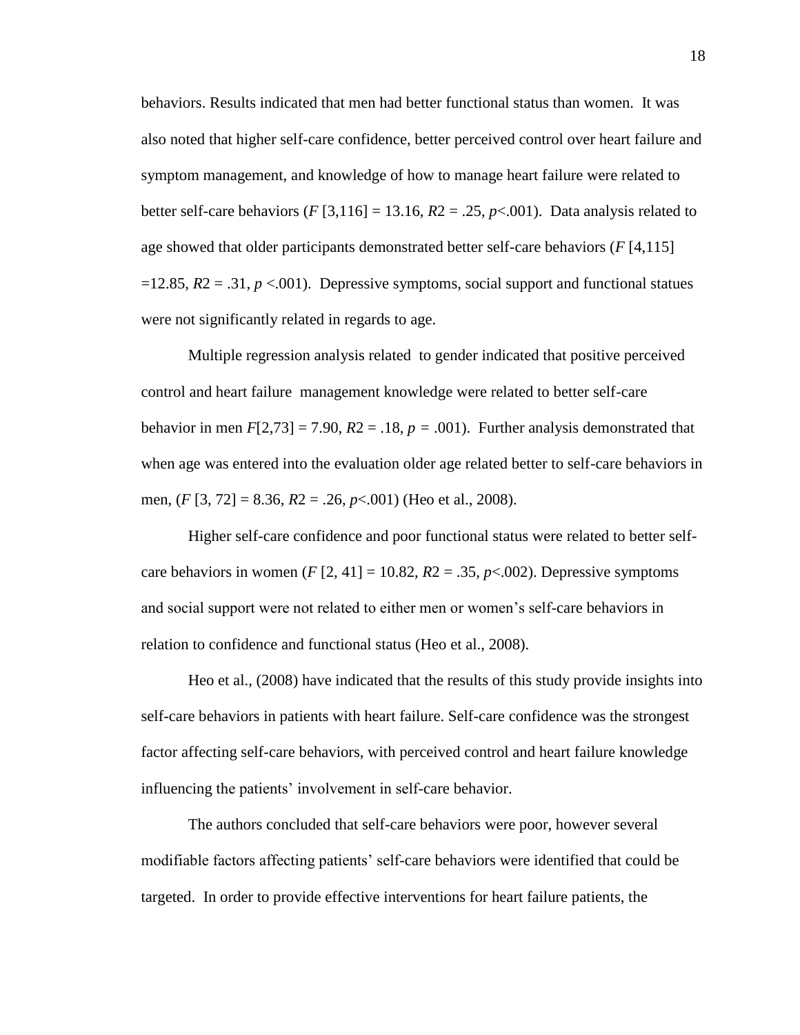behaviors. Results indicated that men had better functional status than women. It was also noted that higher self-care confidence, better perceived control over heart failure and symptom management, and knowledge of how to manage heart failure were related to better self-care behaviors ($F$ [3,116] = 13.16, $R2$ = .25, $p$<.001). Data analysis related to age showed that older participants demonstrated better self-care behaviors ($F$ [4,115] =12.85, $R2$ = .31, $p$ <.001). Depressive symptoms, social support and functional statues were not significantly related in regards to age.

Multiple regression analysis related to gender indicated that positive perceived control and heart failure management knowledge were related to better self-care behavior in men $F$[2,73] = 7.90, $R2$ = .18, $p$ = .001). Further analysis demonstrated that when age was entered into the evaluation older age related better to self-care behaviors in men, ($F$ [3, 72] = 8.36, $R2$ = .26, $p$<.001) (Heo et al., 2008).

Higher self-care confidence and poor functional status were related to better self-care behaviors in women ($F$ [2, 41] = 10.82, $R2$ = .35, $p$<.002). Depressive symptoms and social support were not related to either men or women's self-care behaviors in relation to confidence and functional status (Heo et al., 2008).

Heo et al., (2008) have indicated that the results of this study provide insights into self-care behaviors in patients with heart failure. Self-care confidence was the strongest factor affecting self-care behaviors, with perceived control and heart failure knowledge influencing the patients' involvement in self-care behavior.

The authors concluded that self-care behaviors were poor, however several modifiable factors affecting patients' self-care behaviors were identified that could be targeted. In order to provide effective interventions for heart failure patients, the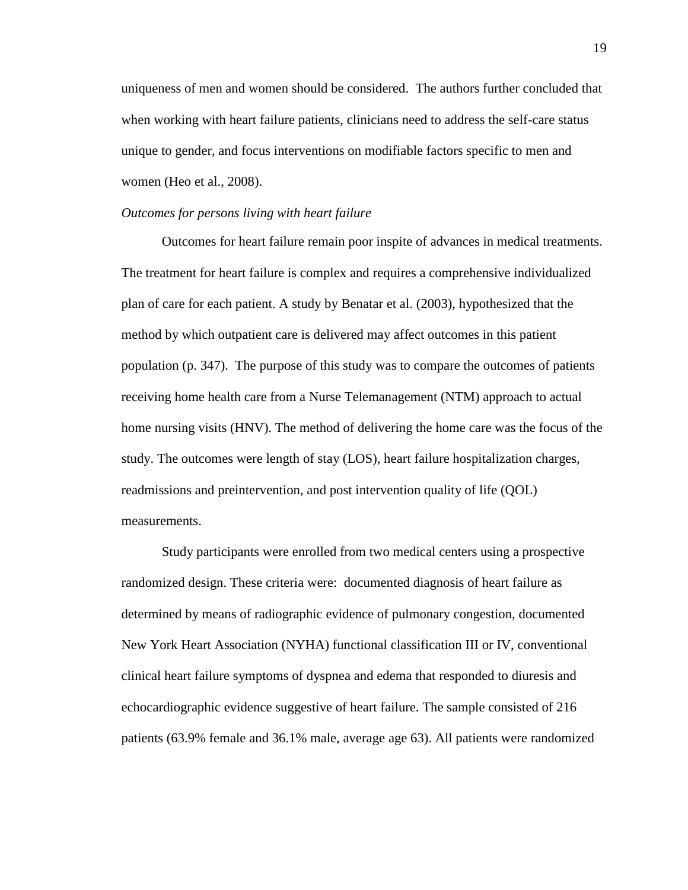uniqueness of men and women should be considered. The authors further concluded that when working with heart failure patients, clinicians need to address the self-care status unique to gender, and focus interventions on modifiable factors specific to men and women (Heo et al., 2008).

*Outcomes for persons living with heart failure*

Outcomes for heart failure remain poor inspite of advances in medical treatments. The treatment for heart failure is complex and requires a comprehensive individualized plan of care for each patient. A study by Benatar et al. (2003), hypothesized that the method by which outpatient care is delivered may affect outcomes in this patient population (p. 347). The purpose of this study was to compare the outcomes of patients receiving home health care from a Nurse Telemanagement (NTM) approach to actual home nursing visits (HNV). The method of delivering the home care was the focus of the study. The outcomes were length of stay (LOS), heart failure hospitalization charges, readmissions and preintervention, and post intervention quality of life (QOL) measurements.

Study participants were enrolled from two medical centers using a prospective randomized design. These criteria were: documented diagnosis of heart failure as determined by means of radiographic evidence of pulmonary congestion, documented New York Heart Association (NYHA) functional classification III or IV, conventional clinical heart failure symptoms of dyspnea and edema that responded to diuresis and echocardiographic evidence suggestive of heart failure. The sample consisted of 216 patients (63.9% female and 36.1% male, average age 63). All patients were randomized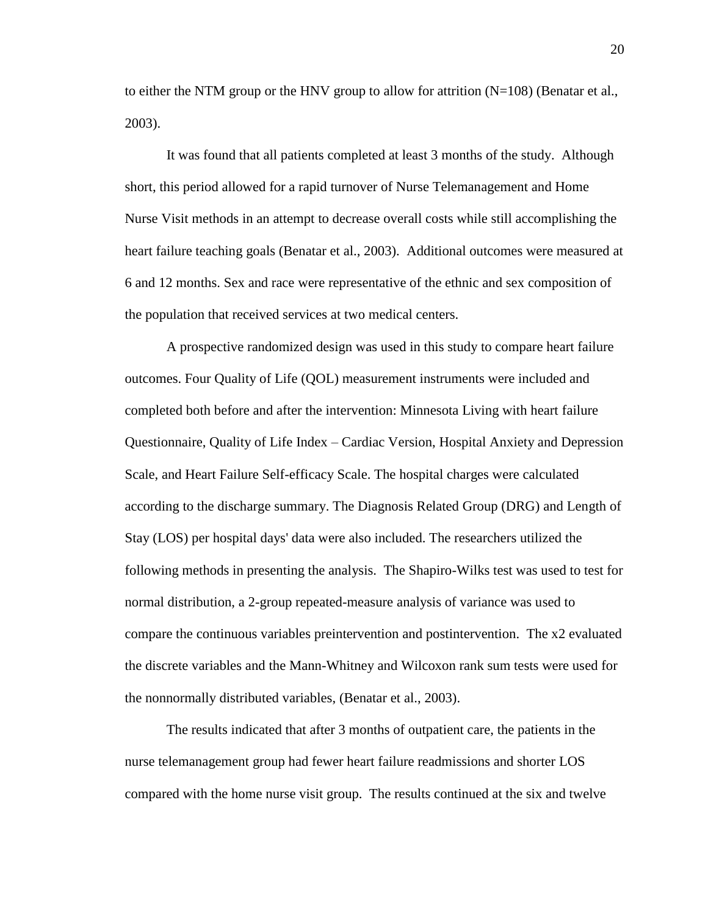to either the NTM group or the HNV group to allow for attrition (N=108) (Benatar et al., 2003).

It was found that all patients completed at least 3 months of the study. Although short, this period allowed for a rapid turnover of Nurse Telemanagement and Home Nurse Visit methods in an attempt to decrease overall costs while still accomplishing the heart failure teaching goals (Benatar et al., 2003). Additional outcomes were measured at 6 and 12 months. Sex and race were representative of the ethnic and sex composition of the population that received services at two medical centers.

A prospective randomized design was used in this study to compare heart failure outcomes. Four Quality of Life (QOL) measurement instruments were included and completed both before and after the intervention: Minnesota Living with heart failure Questionnaire, Quality of Life Index – Cardiac Version, Hospital Anxiety and Depression Scale, and Heart Failure Self-efficacy Scale. The hospital charges were calculated according to the discharge summary. The Diagnosis Related Group (DRG) and Length of Stay (LOS) per hospital days' data were also included. The researchers utilized the following methods in presenting the analysis. The Shapiro-Wilks test was used to test for normal distribution, a 2-group repeated-measure analysis of variance was used to compare the continuous variables preintervention and postintervention. The x2 evaluated the discrete variables and the Mann-Whitney and Wilcoxon rank sum tests were used for the nonnormally distributed variables, (Benatar et al., 2003).

The results indicated that after 3 months of outpatient care, the patients in the nurse telemanagement group had fewer heart failure readmissions and shorter LOS compared with the home nurse visit group. The results continued at the six and twelve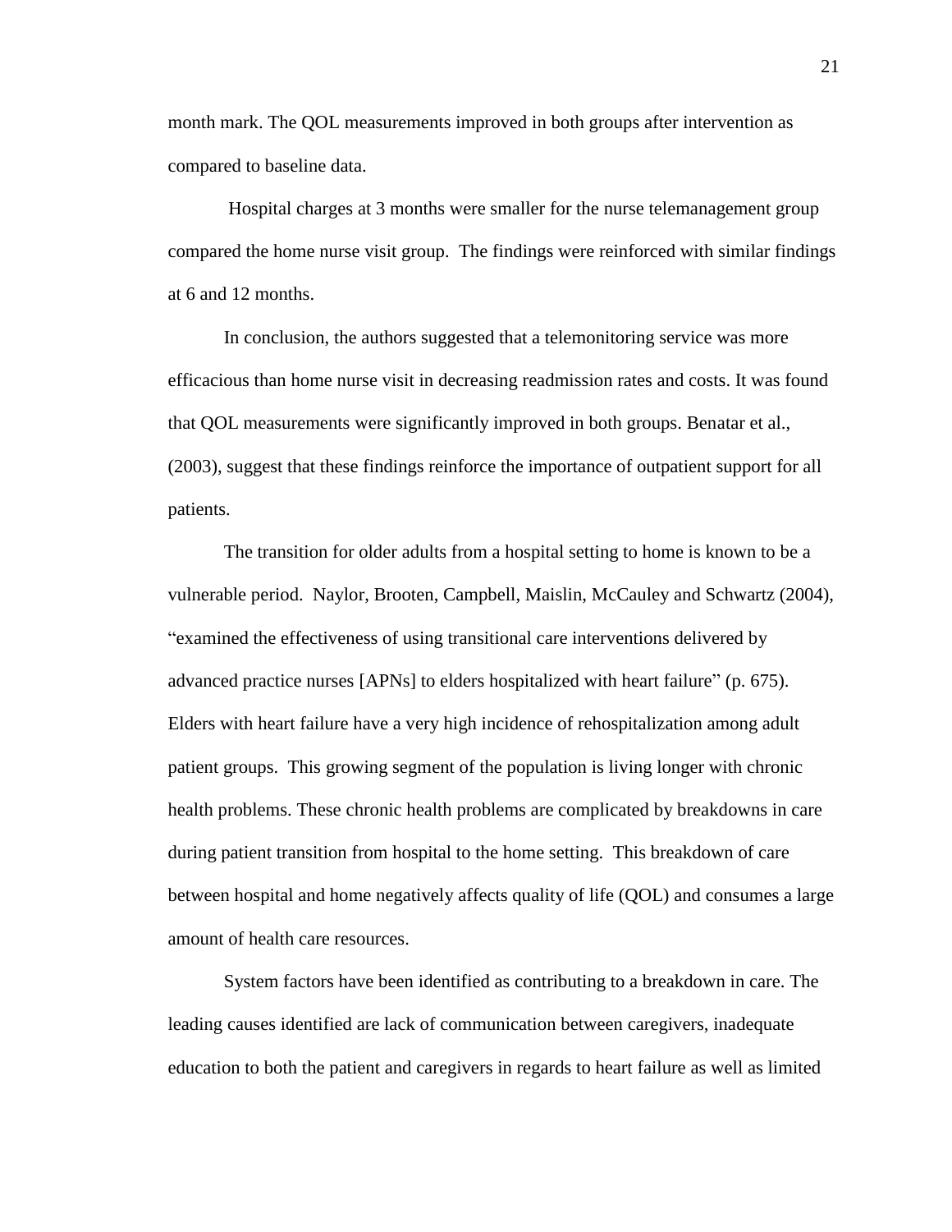month mark. The QOL measurements improved in both groups after intervention as compared to baseline data.

Hospital charges at 3 months were smaller for the nurse telemanagement group compared the home nurse visit group. The findings were reinforced with similar findings at 6 and 12 months.

In conclusion, the authors suggested that a telemonitoring service was more efficacious than home nurse visit in decreasing readmission rates and costs. It was found that QOL measurements were significantly improved in both groups. Benatar et al., (2003), suggest that these findings reinforce the importance of outpatient support for all patients.

The transition for older adults from a hospital setting to home is known to be a vulnerable period. Naylor, Brooten, Campbell, Maislin, McCauley and Schwartz (2004), "examined the effectiveness of using transitional care interventions delivered by advanced practice nurses [APNs] to elders hospitalized with heart failure" (p. 675). Elders with heart failure have a very high incidence of rehospitalization among adult patient groups. This growing segment of the population is living longer with chronic health problems. These chronic health problems are complicated by breakdowns in care during patient transition from hospital to the home setting. This breakdown of care between hospital and home negatively affects quality of life (QOL) and consumes a large amount of health care resources.

System factors have been identified as contributing to a breakdown in care. The leading causes identified are lack of communication between caregivers, inadequate education to both the patient and caregivers in regards to heart failure as well as limited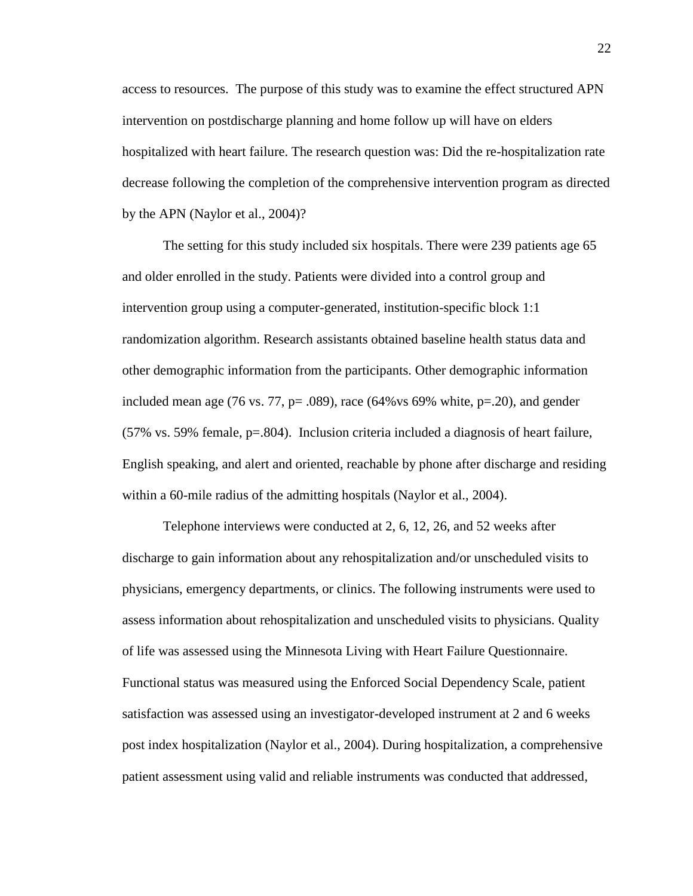access to resources. The purpose of this study was to examine the effect structured APN intervention on postdischarge planning and home follow up will have on elders hospitalized with heart failure. The research question was: Did the re-hospitalization rate decrease following the completion of the comprehensive intervention program as directed by the APN (Naylor et al., 2004)?

The setting for this study included six hospitals. There were 239 patients age 65 and older enrolled in the study. Patients were divided into a control group and intervention group using a computer-generated, institution-specific block 1:1 randomization algorithm. Research assistants obtained baseline health status data and other demographic information from the participants. Other demographic information included mean age (76 vs. 77, p= .089), race (64%vs 69% white, p=.20), and gender (57% vs. 59% female, p=.804). Inclusion criteria included a diagnosis of heart failure, English speaking, and alert and oriented, reachable by phone after discharge and residing within a 60-mile radius of the admitting hospitals (Naylor et al., 2004).

Telephone interviews were conducted at 2, 6, 12, 26, and 52 weeks after discharge to gain information about any rehospitalization and/or unscheduled visits to physicians, emergency departments, or clinics. The following instruments were used to assess information about rehospitalization and unscheduled visits to physicians. Quality of life was assessed using the Minnesota Living with Heart Failure Questionnaire. Functional status was measured using the Enforced Social Dependency Scale, patient satisfaction was assessed using an investigator-developed instrument at 2 and 6 weeks post index hospitalization (Naylor et al., 2004). During hospitalization, a comprehensive patient assessment using valid and reliable instruments was conducted that addressed,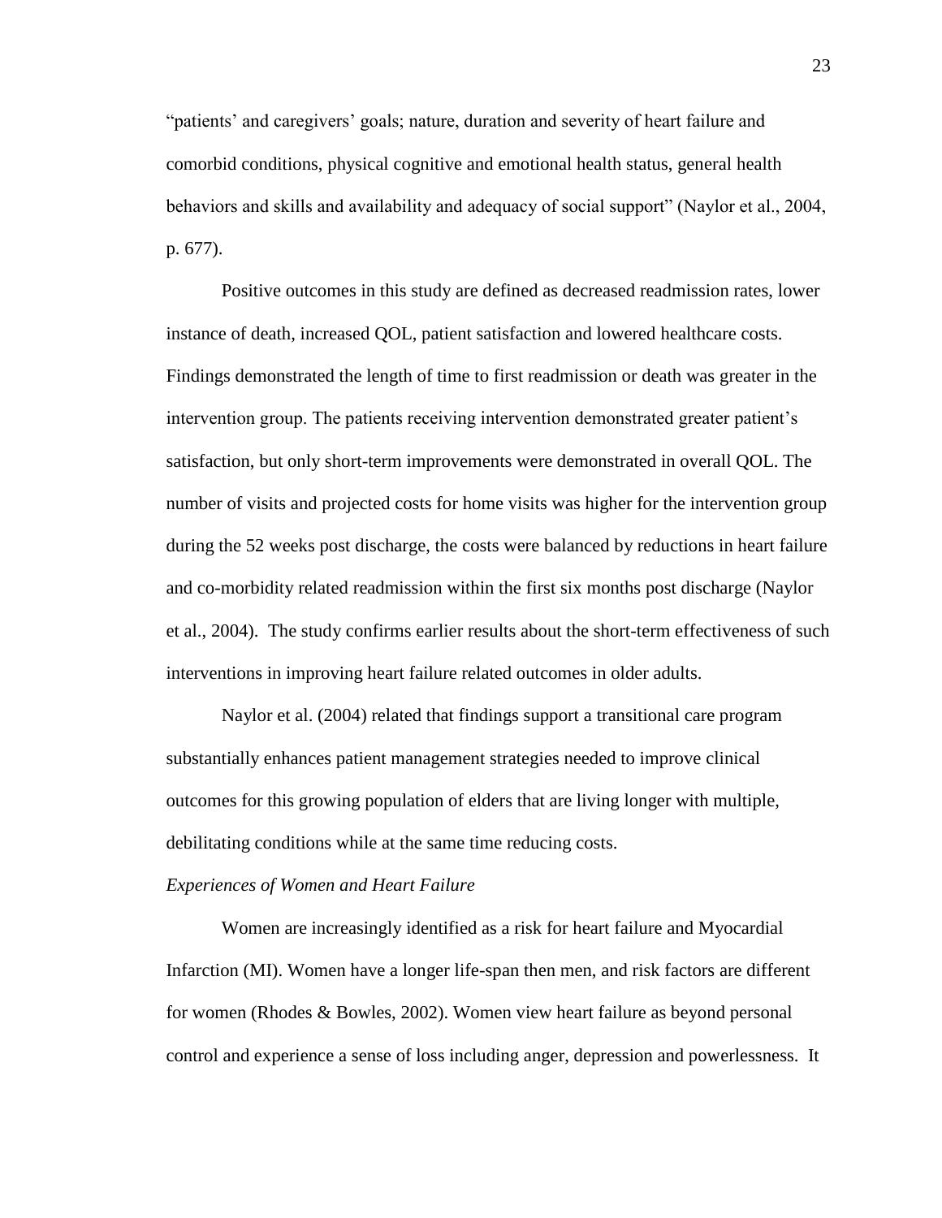"patients' and caregivers' goals; nature, duration and severity of heart failure and comorbid conditions, physical cognitive and emotional health status, general health behaviors and skills and availability and adequacy of social support" (Naylor et al., 2004, p. 677).

Positive outcomes in this study are defined as decreased readmission rates, lower instance of death, increased QOL, patient satisfaction and lowered healthcare costs. Findings demonstrated the length of time to first readmission or death was greater in the intervention group. The patients receiving intervention demonstrated greater patient's satisfaction, but only short-term improvements were demonstrated in overall QOL. The number of visits and projected costs for home visits was higher for the intervention group during the 52 weeks post discharge, the costs were balanced by reductions in heart failure and co-morbidity related readmission within the first six months post discharge (Naylor et al., 2004). The study confirms earlier results about the short-term effectiveness of such interventions in improving heart failure related outcomes in older adults.

Naylor et al. (2004) related that findings support a transitional care program substantially enhances patient management strategies needed to improve clinical outcomes for this growing population of elders that are living longer with multiple, debilitating conditions while at the same time reducing costs.

*Experiences of Women and Heart Failure*

Women are increasingly identified as a risk for heart failure and Myocardial Infarction (MI). Women have a longer life-span then men, and risk factors are different for women (Rhodes & Bowles, 2002). Women view heart failure as beyond personal control and experience a sense of loss including anger, depression and powerlessness. It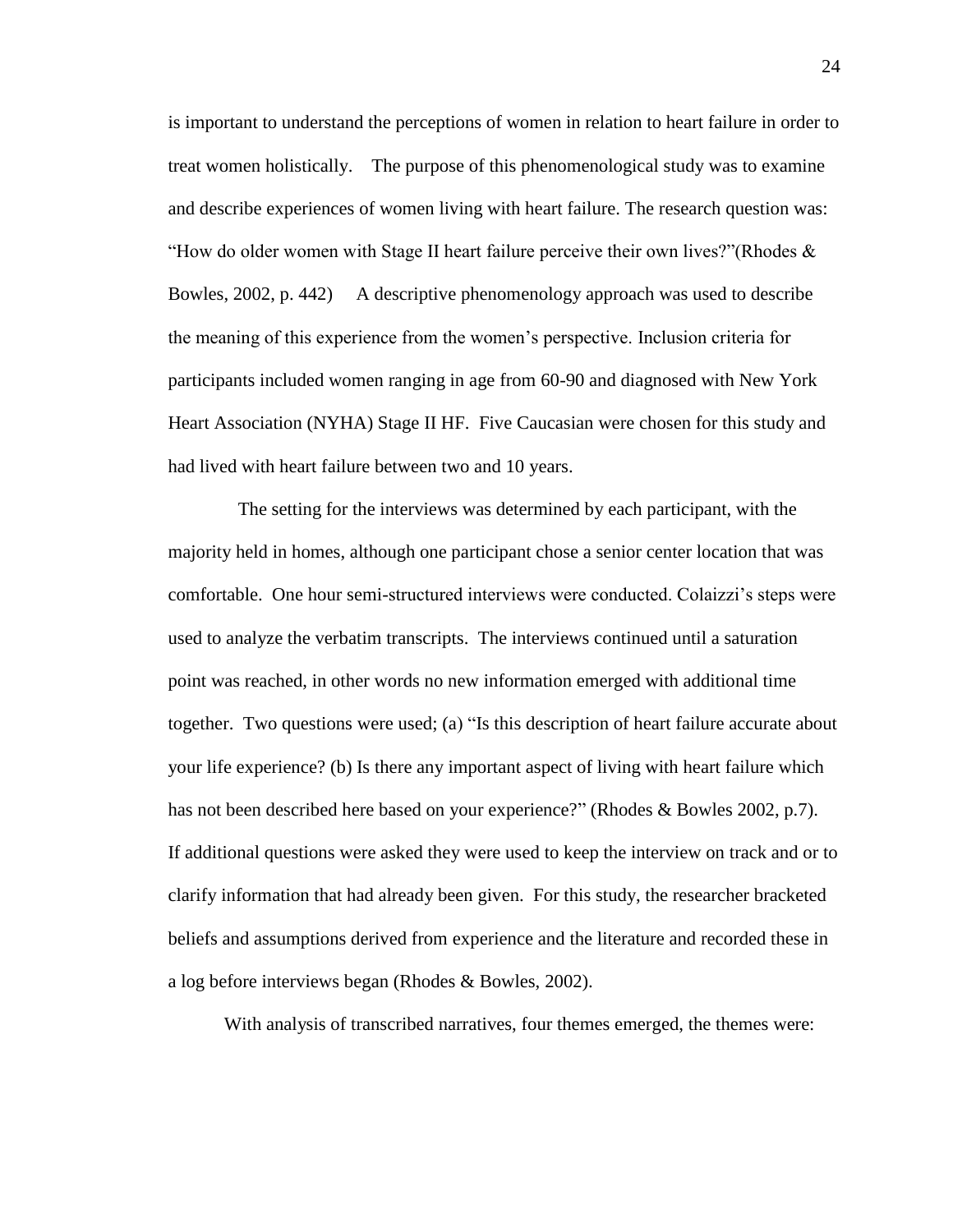is important to understand the perceptions of women in relation to heart failure in order to treat women holistically. The purpose of this phenomenological study was to examine and describe experiences of women living with heart failure. The research question was: "How do older women with Stage II heart failure perceive their own lives?"(Rhodes & Bowles, 2002, p. 442) A descriptive phenomenology approach was used to describe the meaning of this experience from the women's perspective. Inclusion criteria for participants included women ranging in age from 60-90 and diagnosed with New York Heart Association (NYHA) Stage II HF. Five Caucasian were chosen for this study and had lived with heart failure between two and 10 years.

The setting for the interviews was determined by each participant, with the majority held in homes, although one participant chose a senior center location that was comfortable. One hour semi-structured interviews were conducted. Colaizzi's steps were used to analyze the verbatim transcripts. The interviews continued until a saturation point was reached, in other words no new information emerged with additional time together. Two questions were used; (a) "Is this description of heart failure accurate about your life experience? (b) Is there any important aspect of living with heart failure which has not been described here based on your experience?" (Rhodes & Bowles 2002, p.7). If additional questions were asked they were used to keep the interview on track and or to clarify information that had already been given. For this study, the researcher bracketed beliefs and assumptions derived from experience and the literature and recorded these in a log before interviews began (Rhodes & Bowles, 2002).

With analysis of transcribed narratives, four themes emerged, the themes were: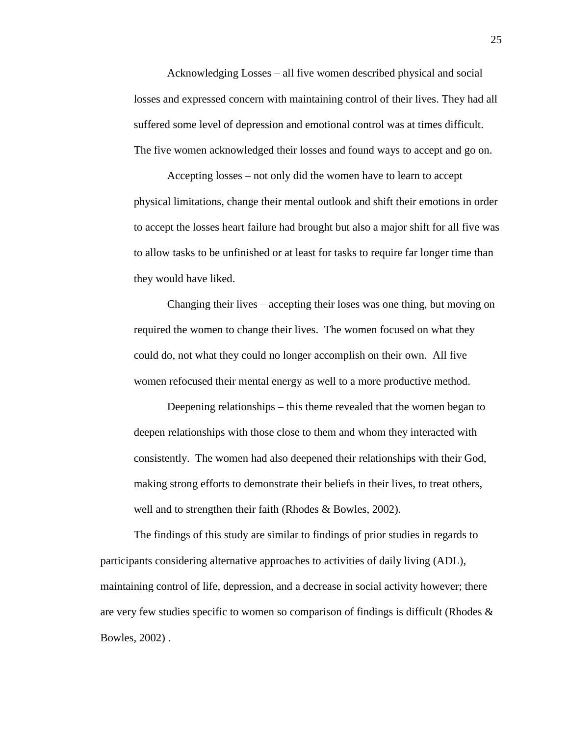Acknowledging Losses – all five women described physical and social losses and expressed concern with maintaining control of their lives. They had all suffered some level of depression and emotional control was at times difficult. The five women acknowledged their losses and found ways to accept and go on.

Accepting losses – not only did the women have to learn to accept physical limitations, change their mental outlook and shift their emotions in order to accept the losses heart failure had brought but also a major shift for all five was to allow tasks to be unfinished or at least for tasks to require far longer time than they would have liked.

Changing their lives – accepting their loses was one thing, but moving on required the women to change their lives. The women focused on what they could do, not what they could no longer accomplish on their own. All five women refocused their mental energy as well to a more productive method.

Deepening relationships – this theme revealed that the women began to deepen relationships with those close to them and whom they interacted with consistently. The women had also deepened their relationships with their God, making strong efforts to demonstrate their beliefs in their lives, to treat others, well and to strengthen their faith (Rhodes & Bowles, 2002).

The findings of this study are similar to findings of prior studies in regards to participants considering alternative approaches to activities of daily living (ADL), maintaining control of life, depression, and a decrease in social activity however; there are very few studies specific to women so comparison of findings is difficult (Rhodes & Bowles, 2002) .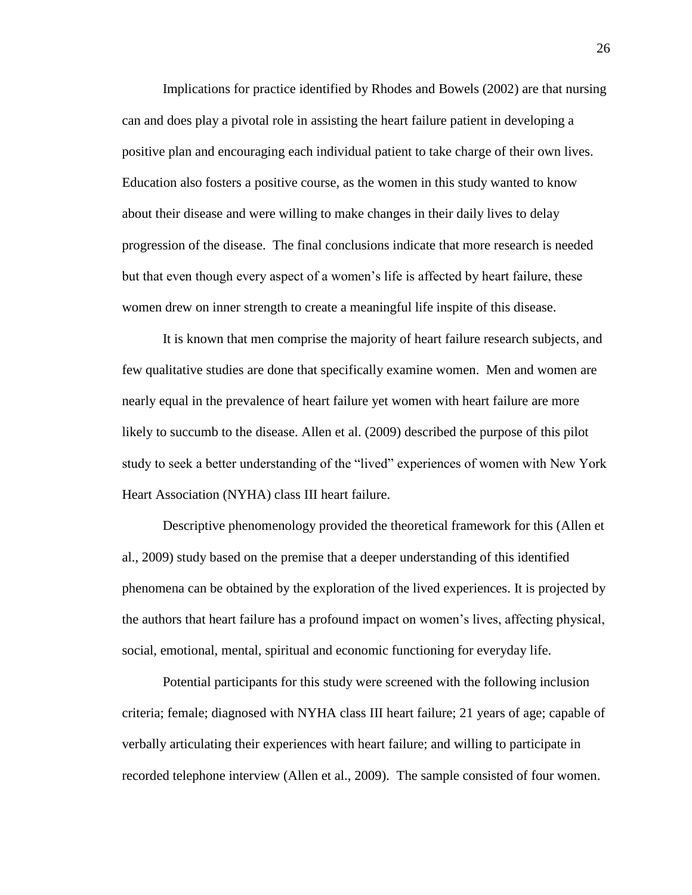Implications for practice identified by Rhodes and Bowels (2002) are that nursing can and does play a pivotal role in assisting the heart failure patient in developing a positive plan and encouraging each individual patient to take charge of their own lives. Education also fosters a positive course, as the women in this study wanted to know about their disease and were willing to make changes in their daily lives to delay progression of the disease. The final conclusions indicate that more research is needed but that even though every aspect of a women's life is affected by heart failure, these women drew on inner strength to create a meaningful life inspite of this disease.

It is known that men comprise the majority of heart failure research subjects, and few qualitative studies are done that specifically examine women. Men and women are nearly equal in the prevalence of heart failure yet women with heart failure are more likely to succumb to the disease. Allen et al. (2009) described the purpose of this pilot study to seek a better understanding of the "lived" experiences of women with New York Heart Association (NYHA) class III heart failure.

Descriptive phenomenology provided the theoretical framework for this (Allen et al., 2009) study based on the premise that a deeper understanding of this identified phenomena can be obtained by the exploration of the lived experiences. It is projected by the authors that heart failure has a profound impact on women's lives, affecting physical, social, emotional, mental, spiritual and economic functioning for everyday life.

Potential participants for this study were screened with the following inclusion criteria; female; diagnosed with NYHA class III heart failure; 21 years of age; capable of verbally articulating their experiences with heart failure; and willing to participate in recorded telephone interview (Allen et al., 2009). The sample consisted of four women.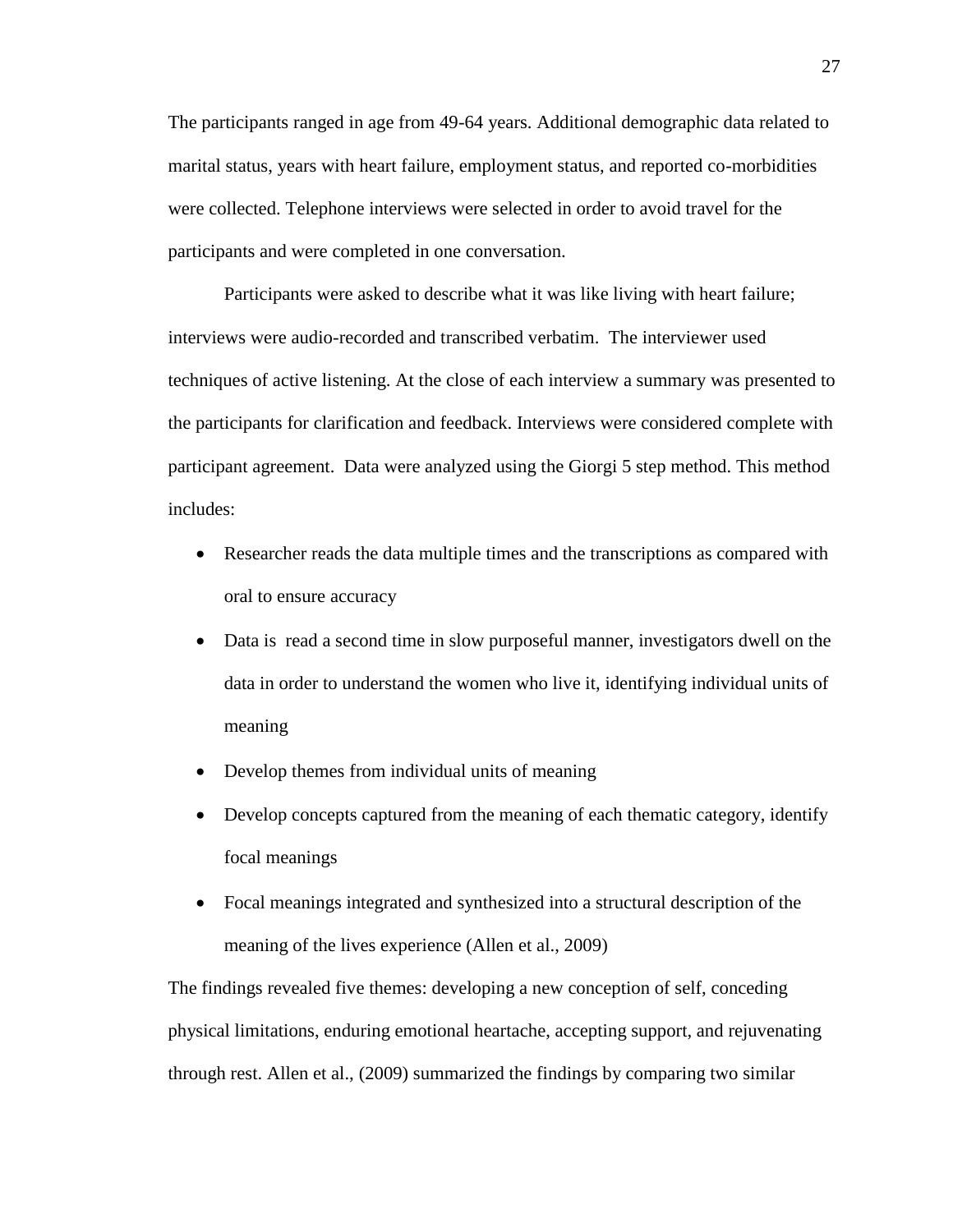The participants ranged in age from 49-64 years. Additional demographic data related to marital status, years with heart failure, employment status, and reported co-morbidities were collected. Telephone interviews were selected in order to avoid travel for the participants and were completed in one conversation.

Participants were asked to describe what it was like living with heart failure; interviews were audio-recorded and transcribed verbatim. The interviewer used techniques of active listening. At the close of each interview a summary was presented to the participants for clarification and feedback. Interviews were considered complete with participant agreement. Data were analyzed using the Giorgi 5 step method. This method includes:

- Researcher reads the data multiple times and the transcriptions as compared with oral to ensure accuracy
- Data is read a second time in slow purposeful manner, investigators dwell on the data in order to understand the women who live it, identifying individual units of meaning
- Develop themes from individual units of meaning
- Develop concepts captured from the meaning of each thematic category, identify focal meanings
- Focal meanings integrated and synthesized into a structural description of the meaning of the lives experience (Allen et al., 2009)

The findings revealed five themes: developing a new conception of self, conceding physical limitations, enduring emotional heartache, accepting support, and rejuvenating through rest. Allen et al., (2009) summarized the findings by comparing two similar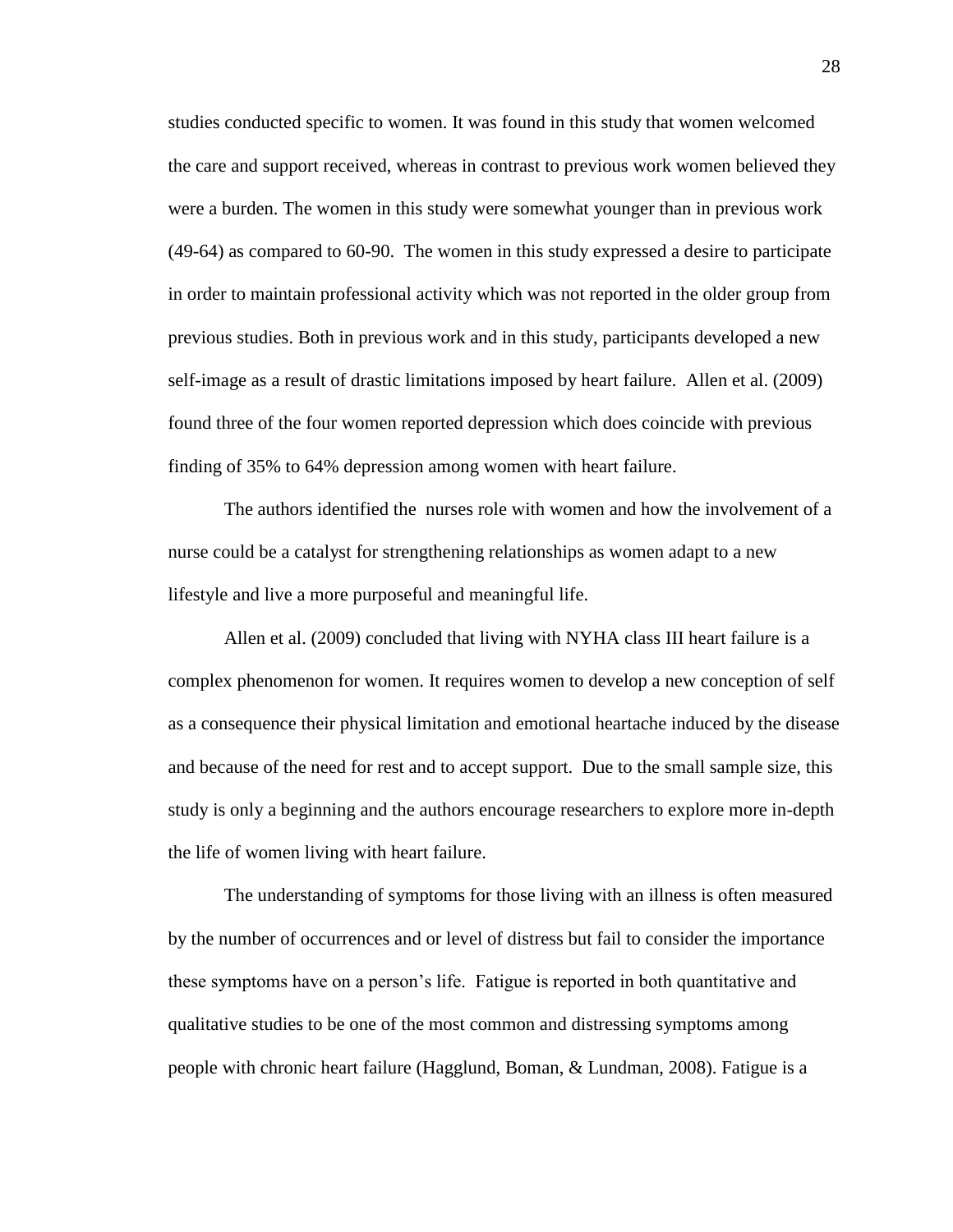studies conducted specific to women. It was found in this study that women welcomed the care and support received, whereas in contrast to previous work women believed they were a burden. The women in this study were somewhat younger than in previous work (49-64) as compared to 60-90. The women in this study expressed a desire to participate in order to maintain professional activity which was not reported in the older group from previous studies. Both in previous work and in this study, participants developed a new self-image as a result of drastic limitations imposed by heart failure. Allen et al. (2009) found three of the four women reported depression which does coincide with previous finding of 35% to 64% depression among women with heart failure.

The authors identified the nurses role with women and how the involvement of a nurse could be a catalyst for strengthening relationships as women adapt to a new lifestyle and live a more purposeful and meaningful life.

Allen et al. (2009) concluded that living with NYHA class III heart failure is a complex phenomenon for women. It requires women to develop a new conception of self as a consequence their physical limitation and emotional heartache induced by the disease and because of the need for rest and to accept support. Due to the small sample size, this study is only a beginning and the authors encourage researchers to explore more in-depth the life of women living with heart failure.

The understanding of symptoms for those living with an illness is often measured by the number of occurrences and or level of distress but fail to consider the importance these symptoms have on a person's life. Fatigue is reported in both quantitative and qualitative studies to be one of the most common and distressing symptoms among people with chronic heart failure (Hagglund, Boman, & Lundman, 2008). Fatigue is a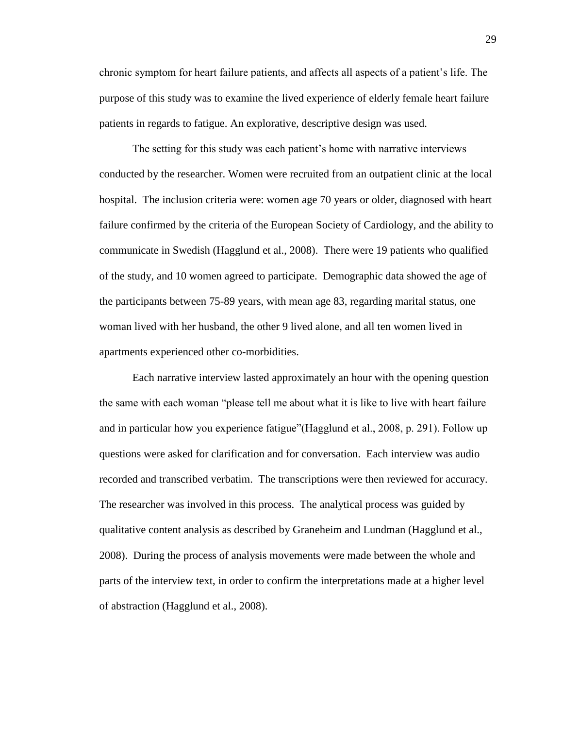chronic symptom for heart failure patients, and affects all aspects of a patient's life. The purpose of this study was to examine the lived experience of elderly female heart failure patients in regards to fatigue. An explorative, descriptive design was used.

The setting for this study was each patient's home with narrative interviews conducted by the researcher. Women were recruited from an outpatient clinic at the local hospital. The inclusion criteria were: women age 70 years or older, diagnosed with heart failure confirmed by the criteria of the European Society of Cardiology, and the ability to communicate in Swedish (Hagglund et al., 2008). There were 19 patients who qualified of the study, and 10 women agreed to participate. Demographic data showed the age of the participants between 75-89 years, with mean age 83, regarding marital status, one woman lived with her husband, the other 9 lived alone, and all ten women lived in apartments experienced other co-morbidities.

Each narrative interview lasted approximately an hour with the opening question the same with each woman "please tell me about what it is like to live with heart failure and in particular how you experience fatigue"(Hagglund et al., 2008, p. 291). Follow up questions were asked for clarification and for conversation. Each interview was audio recorded and transcribed verbatim. The transcriptions were then reviewed for accuracy. The researcher was involved in this process. The analytical process was guided by qualitative content analysis as described by Graneheim and Lundman (Hagglund et al., 2008). During the process of analysis movements were made between the whole and parts of the interview text, in order to confirm the interpretations made at a higher level of abstraction (Hagglund et al., 2008).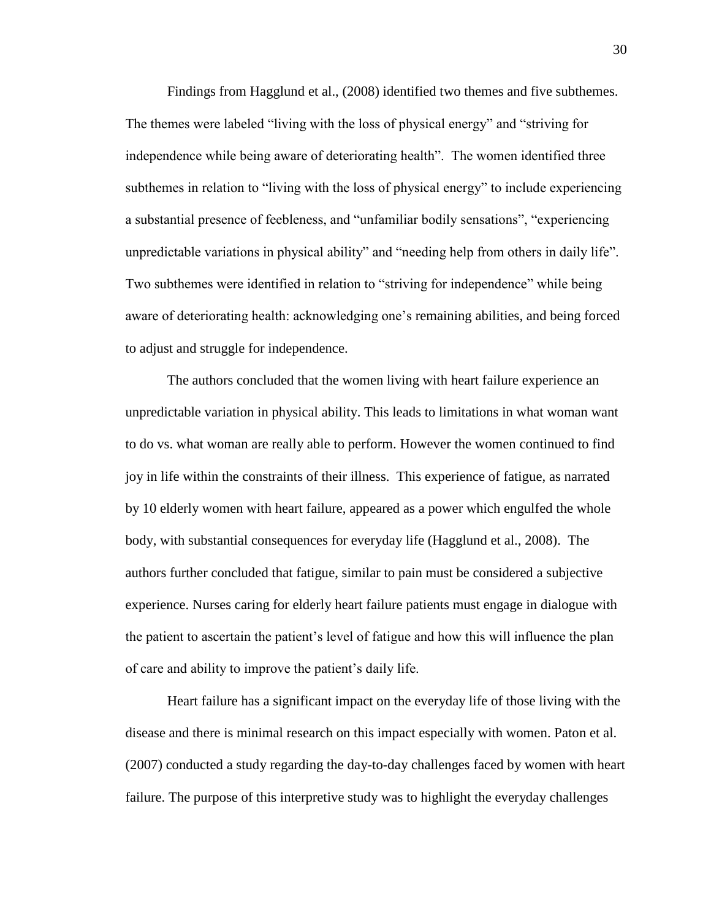Findings from Hagglund et al., (2008) identified two themes and five subthemes. The themes were labeled "living with the loss of physical energy" and "striving for independence while being aware of deteriorating health". The women identified three subthemes in relation to "living with the loss of physical energy" to include experiencing a substantial presence of feebleness, and "unfamiliar bodily sensations", "experiencing unpredictable variations in physical ability" and "needing help from others in daily life". Two subthemes were identified in relation to "striving for independence" while being aware of deteriorating health: acknowledging one's remaining abilities, and being forced to adjust and struggle for independence.

The authors concluded that the women living with heart failure experience an unpredictable variation in physical ability. This leads to limitations in what woman want to do vs. what woman are really able to perform. However the women continued to find joy in life within the constraints of their illness. This experience of fatigue, as narrated by 10 elderly women with heart failure, appeared as a power which engulfed the whole body, with substantial consequences for everyday life (Hagglund et al., 2008). The authors further concluded that fatigue, similar to pain must be considered a subjective experience. Nurses caring for elderly heart failure patients must engage in dialogue with the patient to ascertain the patient's level of fatigue and how this will influence the plan of care and ability to improve the patient's daily life.

Heart failure has a significant impact on the everyday life of those living with the disease and there is minimal research on this impact especially with women. Paton et al. (2007) conducted a study regarding the day-to-day challenges faced by women with heart failure. The purpose of this interpretive study was to highlight the everyday challenges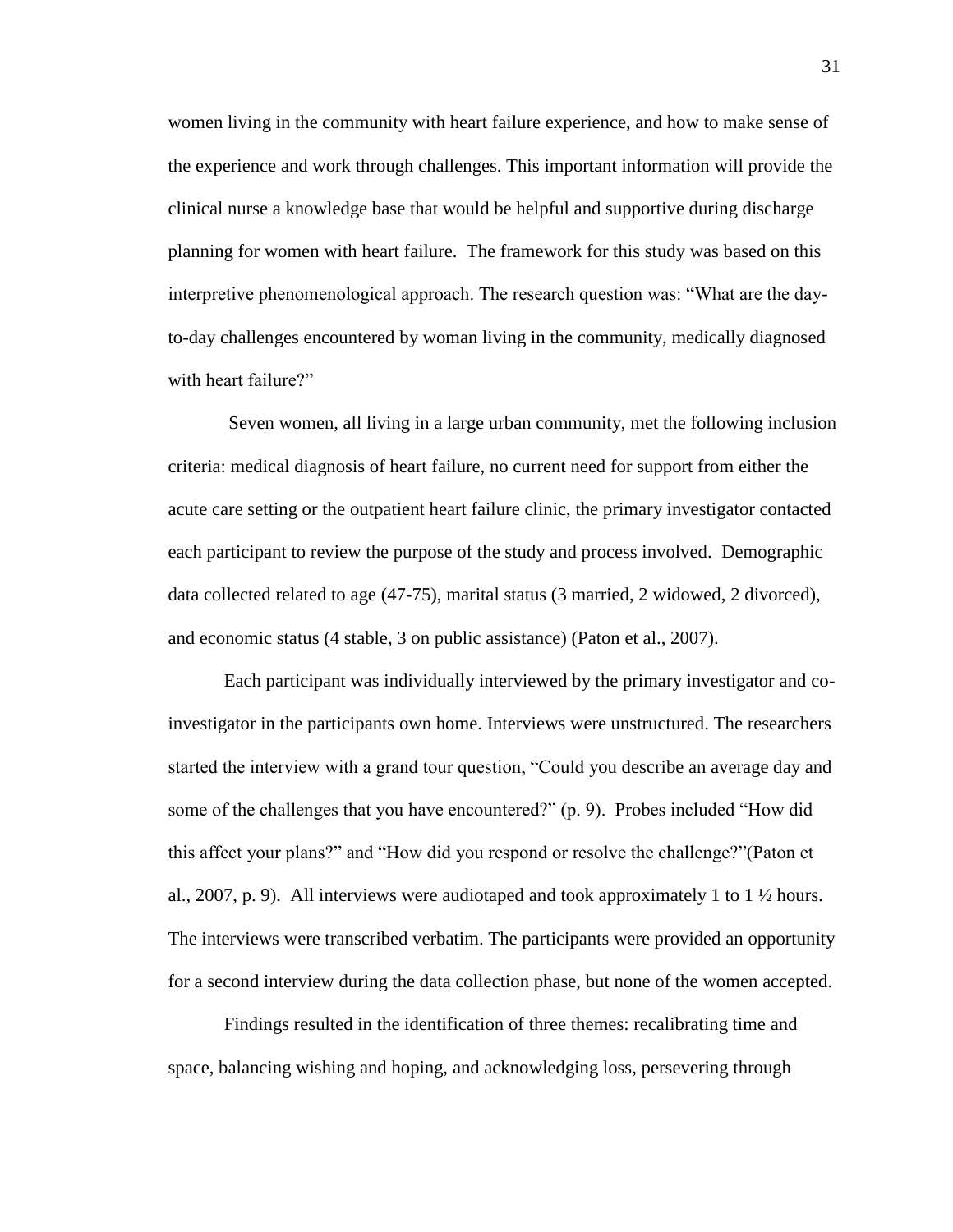women living in the community with heart failure experience, and how to make sense of the experience and work through challenges. This important information will provide the clinical nurse a knowledge base that would be helpful and supportive during discharge planning for women with heart failure. The framework for this study was based on this interpretive phenomenological approach. The research question was: “What are the day-to-day challenges encountered by woman living in the community, medically diagnosed with heart failure?”

Seven women, all living in a large urban community, met the following inclusion criteria: medical diagnosis of heart failure, no current need for support from either the acute care setting or the outpatient heart failure clinic, the primary investigator contacted each participant to review the purpose of the study and process involved. Demographic data collected related to age (47-75), marital status (3 married, 2 widowed, 2 divorced), and economic status (4 stable, 3 on public assistance) (Paton et al., 2007).

Each participant was individually interviewed by the primary investigator and co-investigator in the participants own home. Interviews were unstructured. The researchers started the interview with a grand tour question, “Could you describe an average day and some of the challenges that you have encountered?” (p. 9). Probes included “How did this affect your plans?” and “How did you respond or resolve the challenge?”(Paton et al., 2007, p. 9). All interviews were audiotaped and took approximately 1 to 1 ½ hours. The interviews were transcribed verbatim. The participants were provided an opportunity for a second interview during the data collection phase, but none of the women accepted.

Findings resulted in the identification of three themes: recalibrating time and space, balancing wishing and hoping, and acknowledging loss, persevering through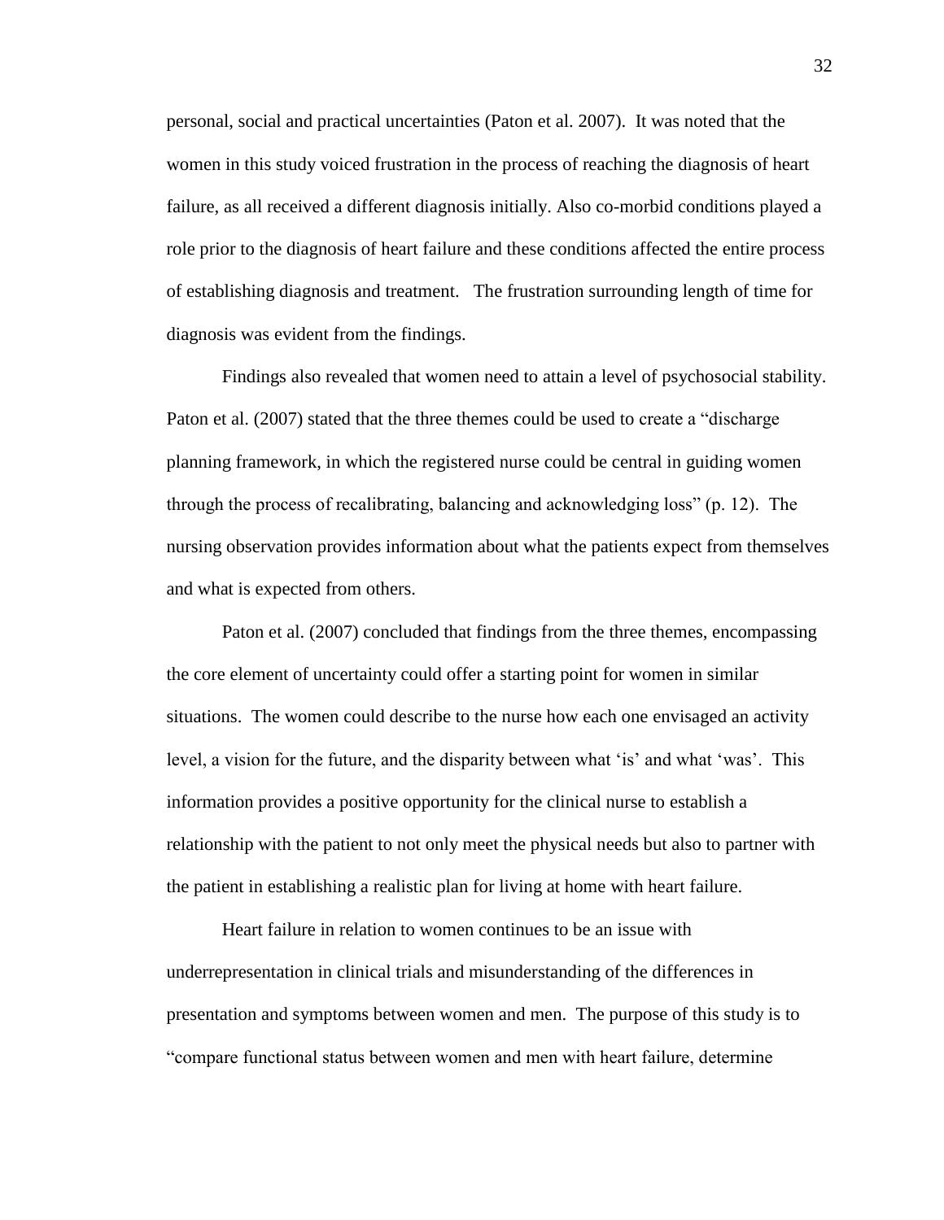personal, social and practical uncertainties (Paton et al. 2007). It was noted that the women in this study voiced frustration in the process of reaching the diagnosis of heart failure, as all received a different diagnosis initially. Also co-morbid conditions played a role prior to the diagnosis of heart failure and these conditions affected the entire process of establishing diagnosis and treatment. The frustration surrounding length of time for diagnosis was evident from the findings.

Findings also revealed that women need to attain a level of psychosocial stability. Paton et al. (2007) stated that the three themes could be used to create a "discharge planning framework, in which the registered nurse could be central in guiding women through the process of recalibrating, balancing and acknowledging loss" (p. 12). The nursing observation provides information about what the patients expect from themselves and what is expected from others.

Paton et al. (2007) concluded that findings from the three themes, encompassing the core element of uncertainty could offer a starting point for women in similar situations. The women could describe to the nurse how each one envisaged an activity level, a vision for the future, and the disparity between what 'is' and what 'was'. This information provides a positive opportunity for the clinical nurse to establish a relationship with the patient to not only meet the physical needs but also to partner with the patient in establishing a realistic plan for living at home with heart failure.

Heart failure in relation to women continues to be an issue with underrepresentation in clinical trials and misunderstanding of the differences in presentation and symptoms between women and men. The purpose of this study is to "compare functional status between women and men with heart failure, determine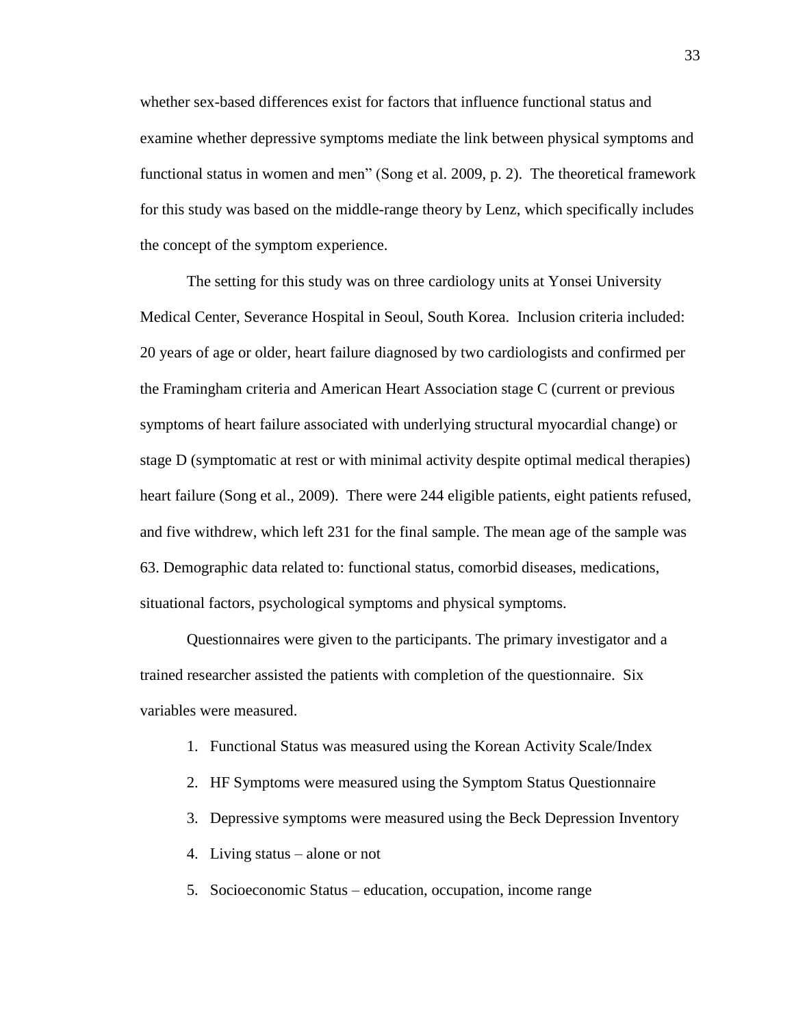whether sex-based differences exist for factors that influence functional status and examine whether depressive symptoms mediate the link between physical symptoms and functional status in women and men" (Song et al. 2009, p. 2). The theoretical framework for this study was based on the middle-range theory by Lenz, which specifically includes the concept of the symptom experience.

The setting for this study was on three cardiology units at Yonsei University Medical Center, Severance Hospital in Seoul, South Korea. Inclusion criteria included: 20 years of age or older, heart failure diagnosed by two cardiologists and confirmed per the Framingham criteria and American Heart Association stage C (current or previous symptoms of heart failure associated with underlying structural myocardial change) or stage D (symptomatic at rest or with minimal activity despite optimal medical therapies) heart failure (Song et al., 2009). There were 244 eligible patients, eight patients refused, and five withdrew, which left 231 for the final sample. The mean age of the sample was 63. Demographic data related to: functional status, comorbid diseases, medications, situational factors, psychological symptoms and physical symptoms.

Questionnaires were given to the participants. The primary investigator and a trained researcher assisted the patients with completion of the questionnaire. Six variables were measured.

1. Functional Status was measured using the Korean Activity Scale/Index
2. HF Symptoms were measured using the Symptom Status Questionnaire
3. Depressive symptoms were measured using the Beck Depression Inventory
4. Living status – alone or not
5. Socioeconomic Status – education, occupation, income range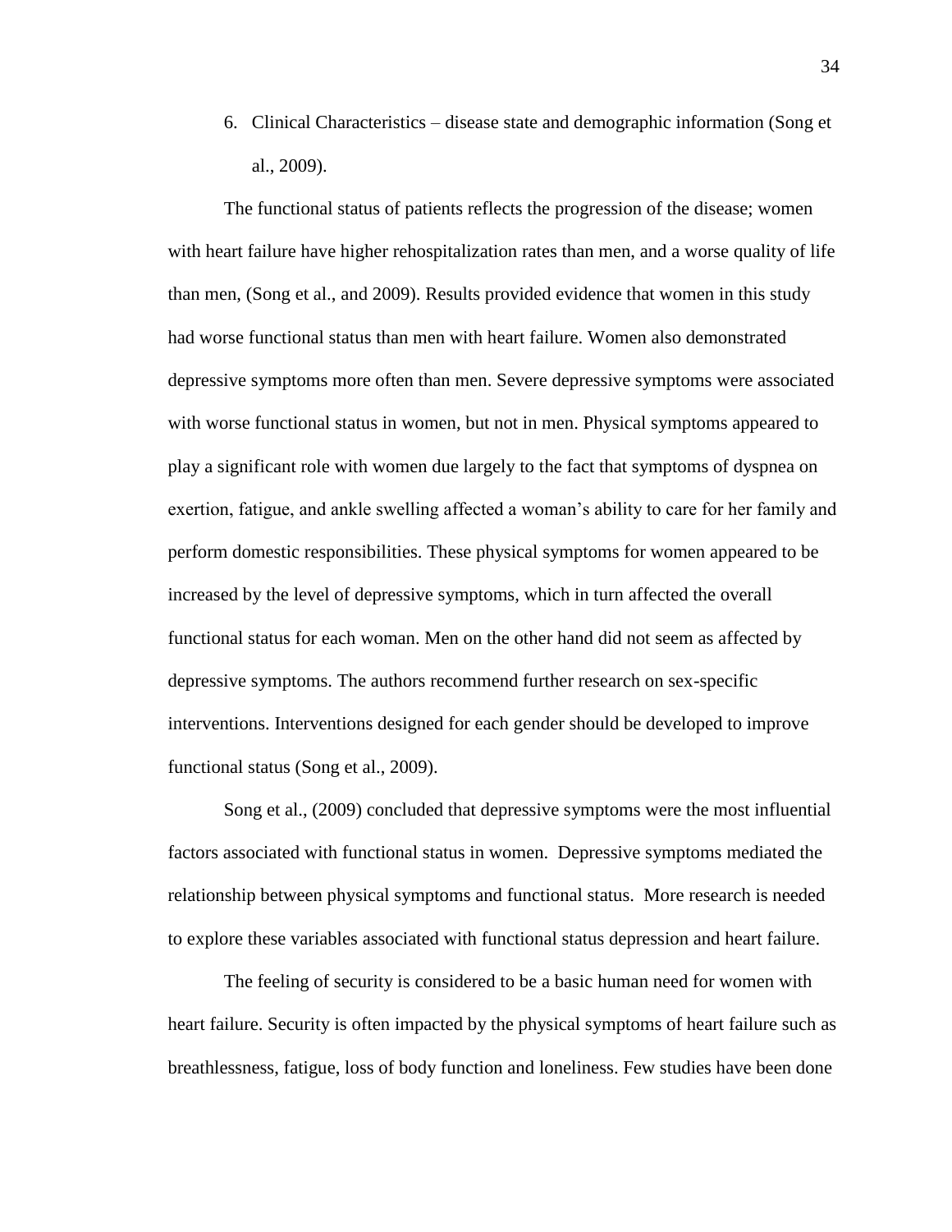6. Clinical Characteristics – disease state and demographic information (Song et al., 2009).

The functional status of patients reflects the progression of the disease; women with heart failure have higher rehospitalization rates than men, and a worse quality of life than men, (Song et al., and 2009). Results provided evidence that women in this study had worse functional status than men with heart failure. Women also demonstrated depressive symptoms more often than men. Severe depressive symptoms were associated with worse functional status in women, but not in men. Physical symptoms appeared to play a significant role with women due largely to the fact that symptoms of dyspnea on exertion, fatigue, and ankle swelling affected a woman's ability to care for her family and perform domestic responsibilities. These physical symptoms for women appeared to be increased by the level of depressive symptoms, which in turn affected the overall functional status for each woman. Men on the other hand did not seem as affected by depressive symptoms. The authors recommend further research on sex-specific interventions. Interventions designed for each gender should be developed to improve functional status (Song et al., 2009).

Song et al., (2009) concluded that depressive symptoms were the most influential factors associated with functional status in women. Depressive symptoms mediated the relationship between physical symptoms and functional status. More research is needed to explore these variables associated with functional status depression and heart failure.

The feeling of security is considered to be a basic human need for women with heart failure. Security is often impacted by the physical symptoms of heart failure such as breathlessness, fatigue, loss of body function and loneliness. Few studies have been done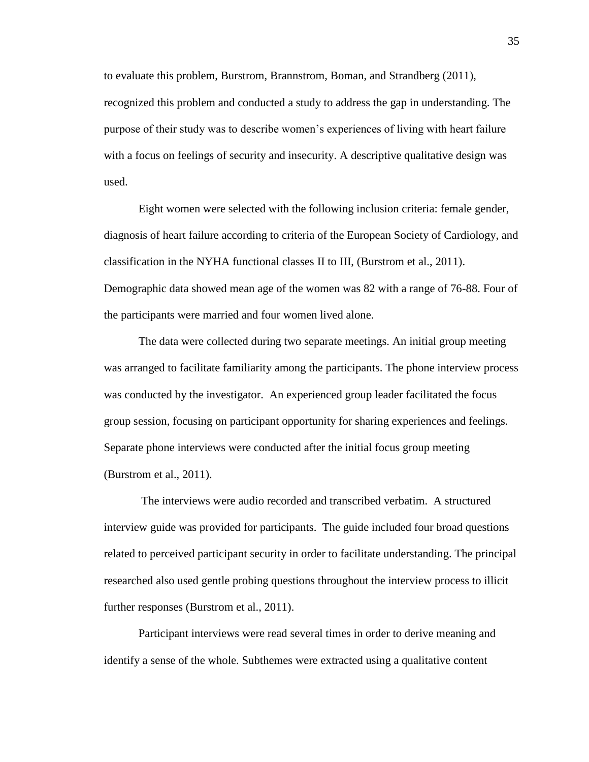to evaluate this problem, Burstrom, Brannstrom, Boman, and Strandberg (2011), recognized this problem and conducted a study to address the gap in understanding. The purpose of their study was to describe women's experiences of living with heart failure with a focus on feelings of security and insecurity. A descriptive qualitative design was used.

Eight women were selected with the following inclusion criteria: female gender, diagnosis of heart failure according to criteria of the European Society of Cardiology, and classification in the NYHA functional classes II to III, (Burstrom et al., 2011). Demographic data showed mean age of the women was 82 with a range of 76-88. Four of the participants were married and four women lived alone.

The data were collected during two separate meetings. An initial group meeting was arranged to facilitate familiarity among the participants. The phone interview process was conducted by the investigator. An experienced group leader facilitated the focus group session, focusing on participant opportunity for sharing experiences and feelings. Separate phone interviews were conducted after the initial focus group meeting (Burstrom et al., 2011).

The interviews were audio recorded and transcribed verbatim. A structured interview guide was provided for participants. The guide included four broad questions related to perceived participant security in order to facilitate understanding. The principal researched also used gentle probing questions throughout the interview process to illicit further responses (Burstrom et al., 2011).

Participant interviews were read several times in order to derive meaning and identify a sense of the whole. Subthemes were extracted using a qualitative content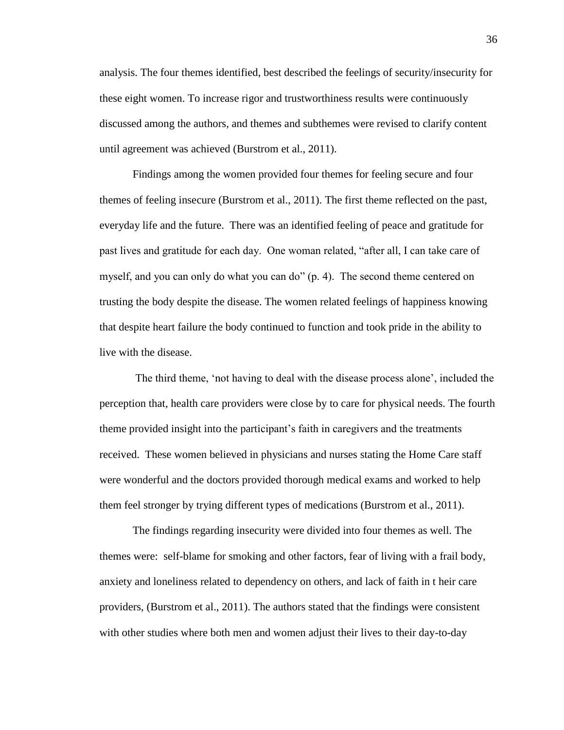analysis. The four themes identified, best described the feelings of security/insecurity for these eight women. To increase rigor and trustworthiness results were continuously discussed among the authors, and themes and subthemes were revised to clarify content until agreement was achieved (Burstrom et al., 2011).

Findings among the women provided four themes for feeling secure and four themes of feeling insecure (Burstrom et al., 2011). The first theme reflected on the past, everyday life and the future. There was an identified feeling of peace and gratitude for past lives and gratitude for each day. One woman related, "after all, I can take care of myself, and you can only do what you can do" (p. 4). The second theme centered on trusting the body despite the disease. The women related feelings of happiness knowing that despite heart failure the body continued to function and took pride in the ability to live with the disease.

The third theme, 'not having to deal with the disease process alone', included the perception that, health care providers were close by to care for physical needs. The fourth theme provided insight into the participant's faith in caregivers and the treatments received. These women believed in physicians and nurses stating the Home Care staff were wonderful and the doctors provided thorough medical exams and worked to help them feel stronger by trying different types of medications (Burstrom et al., 2011).

The findings regarding insecurity were divided into four themes as well. The themes were: self-blame for smoking and other factors, fear of living with a frail body, anxiety and loneliness related to dependency on others, and lack of faith in t heir care providers, (Burstrom et al., 2011). The authors stated that the findings were consistent with other studies where both men and women adjust their lives to their day-to-day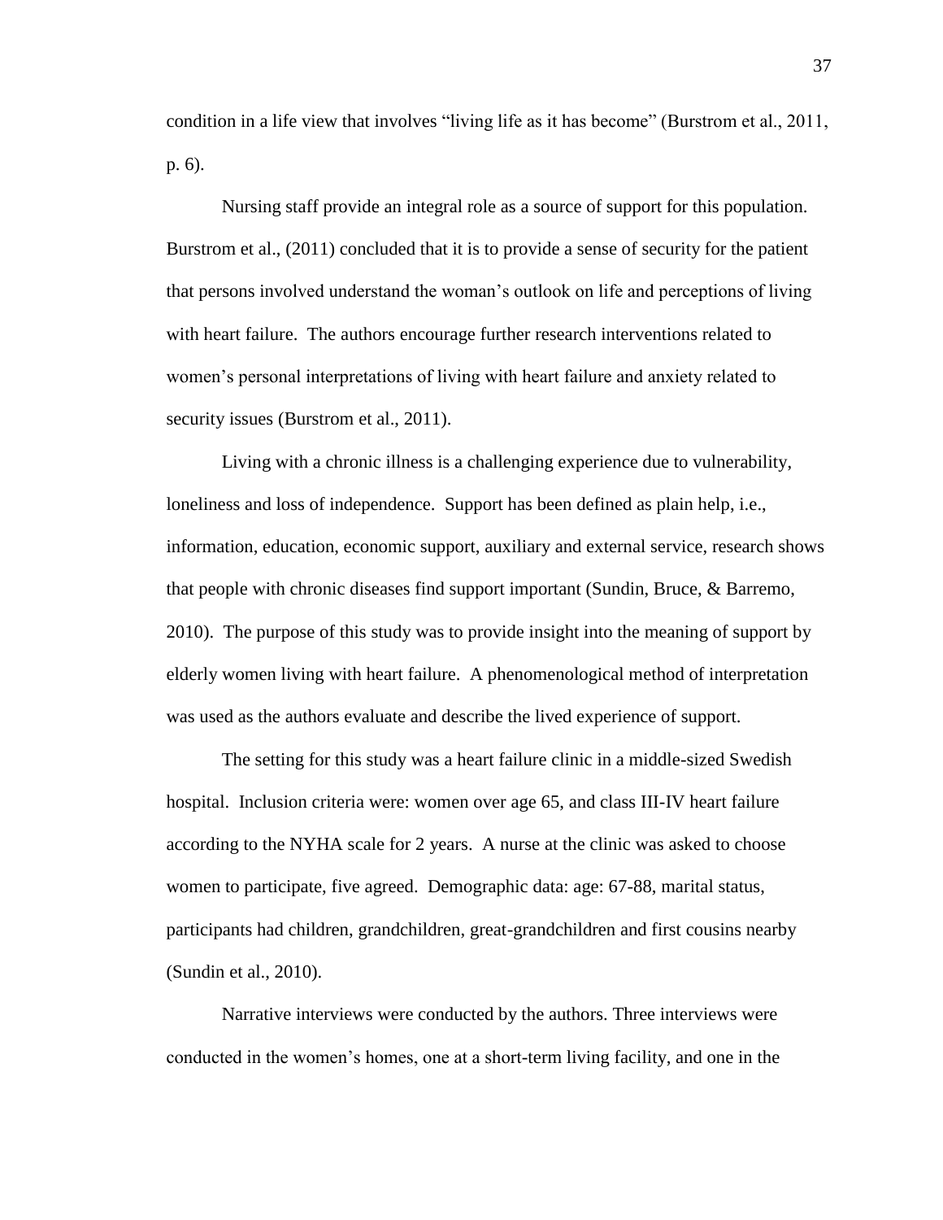condition in a life view that involves "living life as it has become" (Burstrom et al., 2011, p. 6).

Nursing staff provide an integral role as a source of support for this population. Burstrom et al., (2011) concluded that it is to provide a sense of security for the patient that persons involved understand the woman's outlook on life and perceptions of living with heart failure. The authors encourage further research interventions related to women's personal interpretations of living with heart failure and anxiety related to security issues (Burstrom et al., 2011).

Living with a chronic illness is a challenging experience due to vulnerability, loneliness and loss of independence. Support has been defined as plain help, i.e., information, education, economic support, auxiliary and external service, research shows that people with chronic diseases find support important (Sundin, Bruce, & Barremo, 2010). The purpose of this study was to provide insight into the meaning of support by elderly women living with heart failure. A phenomenological method of interpretation was used as the authors evaluate and describe the lived experience of support.

The setting for this study was a heart failure clinic in a middle-sized Swedish hospital. Inclusion criteria were: women over age 65, and class III-IV heart failure according to the NYHA scale for 2 years. A nurse at the clinic was asked to choose women to participate, five agreed. Demographic data: age: 67-88, marital status, participants had children, grandchildren, great-grandchildren and first cousins nearby (Sundin et al., 2010).

Narrative interviews were conducted by the authors. Three interviews were conducted in the women's homes, one at a short-term living facility, and one in the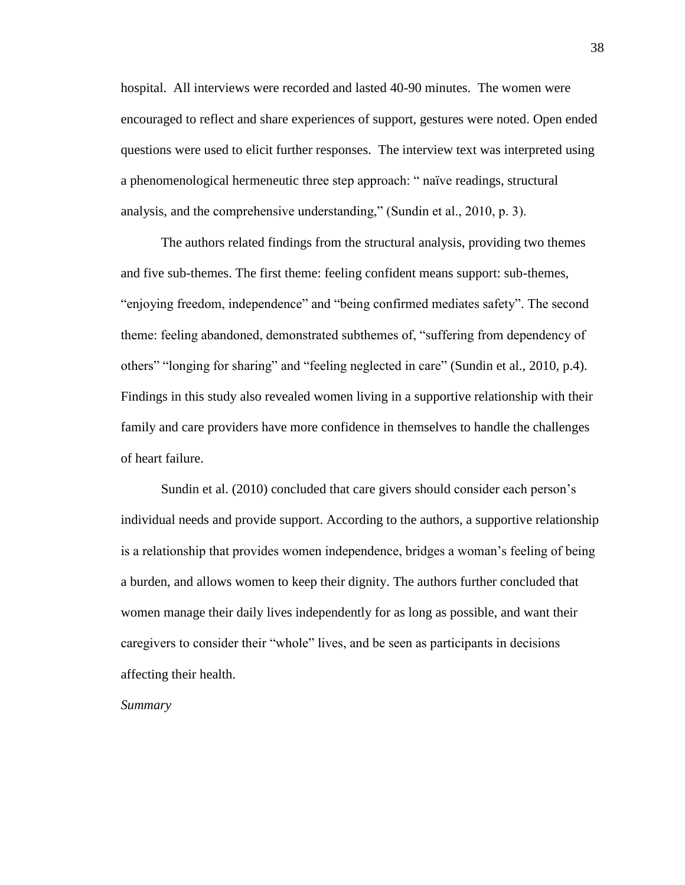hospital. All interviews were recorded and lasted 40-90 minutes. The women were encouraged to reflect and share experiences of support, gestures were noted. Open ended questions were used to elicit further responses. The interview text was interpreted using a phenomenological hermeneutic three step approach: " naïve readings, structural analysis, and the comprehensive understanding," (Sundin et al., 2010, p. 3).

The authors related findings from the structural analysis, providing two themes and five sub-themes. The first theme: feeling confident means support: sub-themes, "enjoying freedom, independence" and "being confirmed mediates safety". The second theme: feeling abandoned, demonstrated subthemes of, "suffering from dependency of others" "longing for sharing" and "feeling neglected in care" (Sundin et al., 2010, p.4). Findings in this study also revealed women living in a supportive relationship with their family and care providers have more confidence in themselves to handle the challenges of heart failure.

Sundin et al. (2010) concluded that care givers should consider each person's individual needs and provide support. According to the authors, a supportive relationship is a relationship that provides women independence, bridges a woman's feeling of being a burden, and allows women to keep their dignity. The authors further concluded that women manage their daily lives independently for as long as possible, and want their caregivers to consider their "whole" lives, and be seen as participants in decisions affecting their health.

*Summary*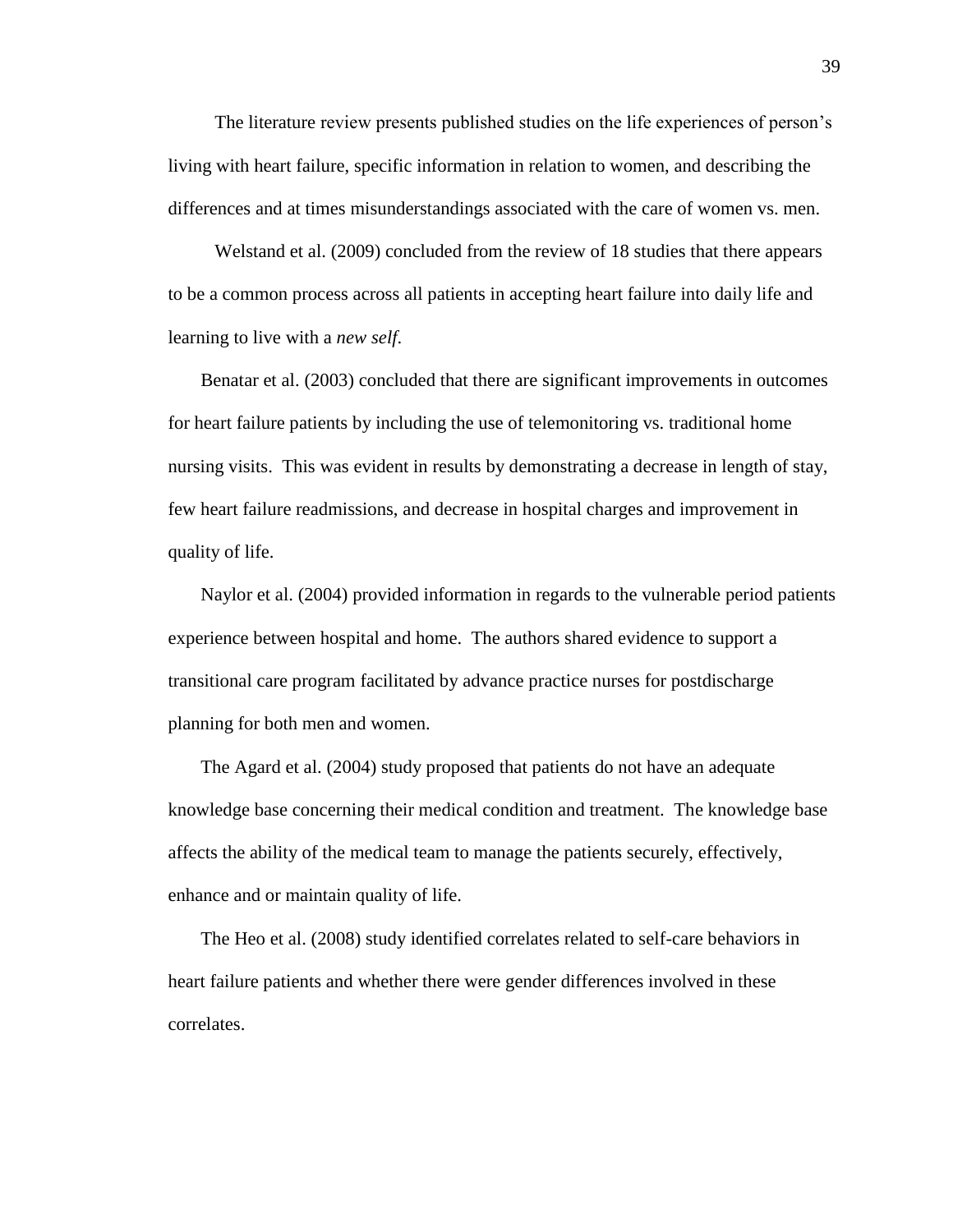The literature review presents published studies on the life experiences of person's living with heart failure, specific information in relation to women, and describing the differences and at times misunderstandings associated with the care of women vs. men.

Welstand et al. (2009) concluded from the review of 18 studies that there appears to be a common process across all patients in accepting heart failure into daily life and learning to live with a *new self.*

Benatar et al. (2003) concluded that there are significant improvements in outcomes for heart failure patients by including the use of telemonitoring vs. traditional home nursing visits. This was evident in results by demonstrating a decrease in length of stay, few heart failure readmissions, and decrease in hospital charges and improvement in quality of life.

Naylor et al. (2004) provided information in regards to the vulnerable period patients experience between hospital and home. The authors shared evidence to support a transitional care program facilitated by advance practice nurses for postdischarge planning for both men and women.

The Agard et al. (2004) study proposed that patients do not have an adequate knowledge base concerning their medical condition and treatment. The knowledge base affects the ability of the medical team to manage the patients securely, effectively, enhance and or maintain quality of life.

The Heo et al. (2008) study identified correlates related to self-care behaviors in heart failure patients and whether there were gender differences involved in these correlates.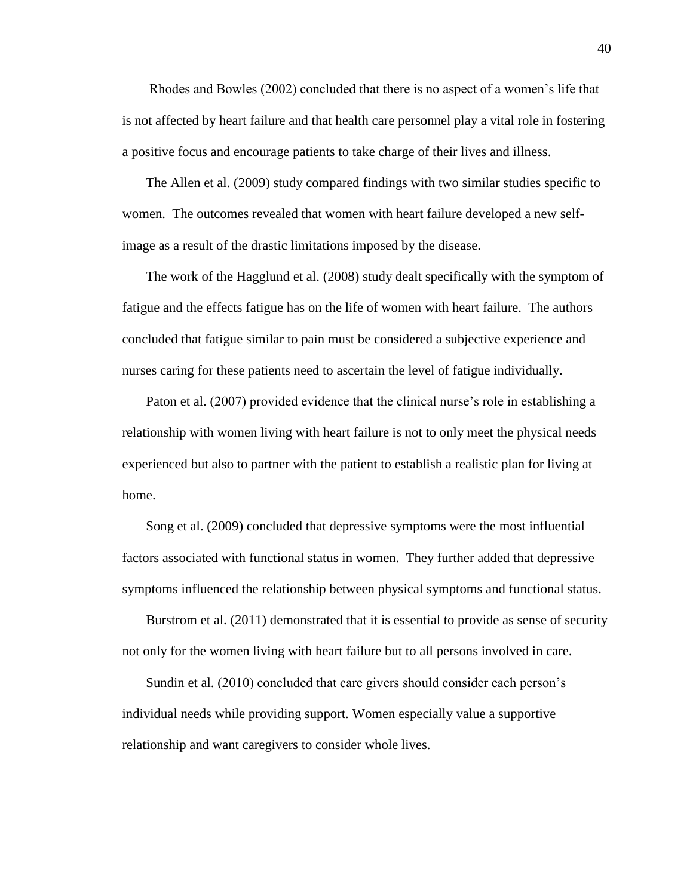Rhodes and Bowles (2002) concluded that there is no aspect of a women's life that is not affected by heart failure and that health care personnel play a vital role in fostering a positive focus and encourage patients to take charge of their lives and illness.

The Allen et al. (2009) study compared findings with two similar studies specific to women. The outcomes revealed that women with heart failure developed a new self-image as a result of the drastic limitations imposed by the disease.

The work of the Hagglund et al. (2008) study dealt specifically with the symptom of fatigue and the effects fatigue has on the life of women with heart failure. The authors concluded that fatigue similar to pain must be considered a subjective experience and nurses caring for these patients need to ascertain the level of fatigue individually.

Paton et al. (2007) provided evidence that the clinical nurse's role in establishing a relationship with women living with heart failure is not to only meet the physical needs experienced but also to partner with the patient to establish a realistic plan for living at home.

Song et al. (2009) concluded that depressive symptoms were the most influential factors associated with functional status in women. They further added that depressive symptoms influenced the relationship between physical symptoms and functional status.

Burstrom et al. (2011) demonstrated that it is essential to provide as sense of security not only for the women living with heart failure but to all persons involved in care.

Sundin et al. (2010) concluded that care givers should consider each person's individual needs while providing support. Women especially value a supportive relationship and want caregivers to consider whole lives.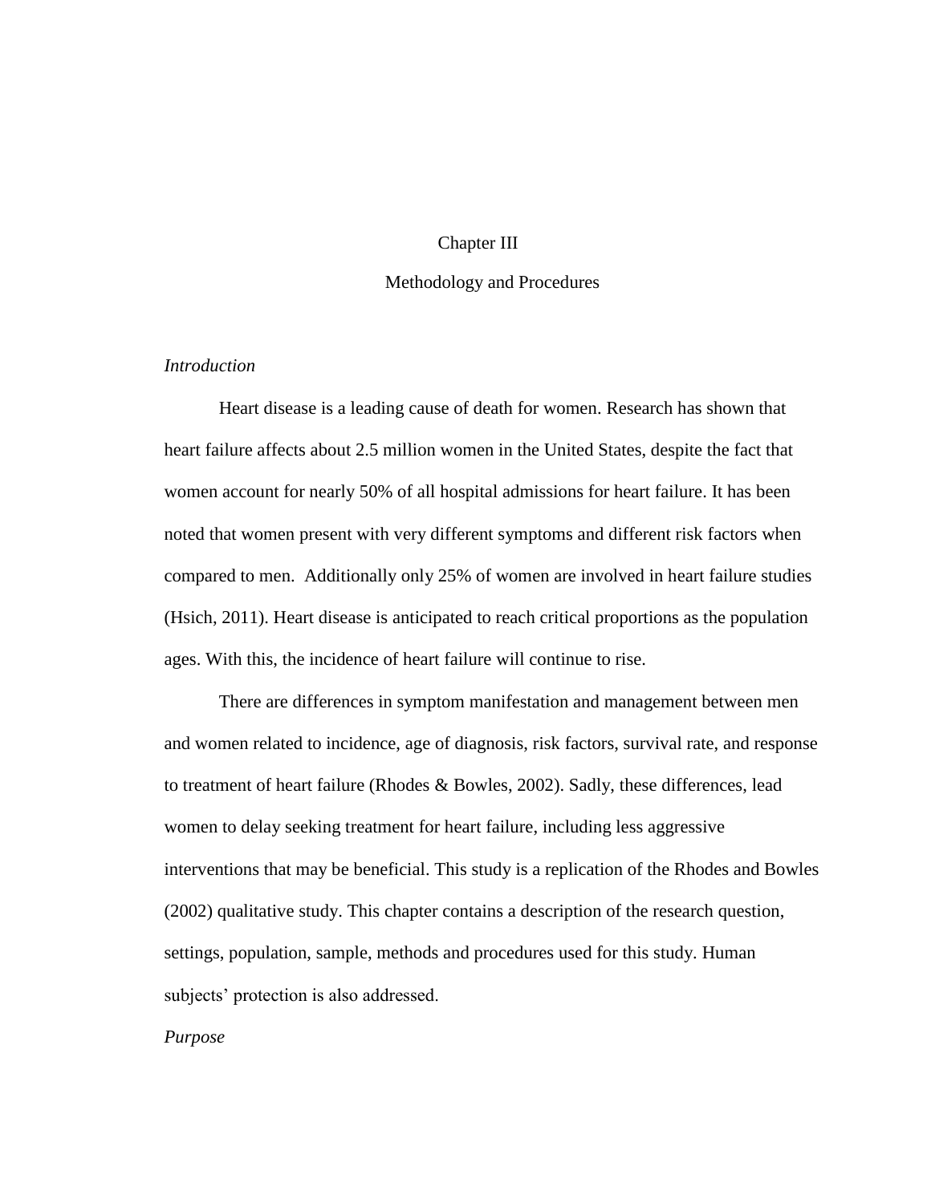# Chapter III

## Methodology and Procedures

*Introduction*

Heart disease is a leading cause of death for women. Research has shown that heart failure affects about 2.5 million women in the United States, despite the fact that women account for nearly 50% of all hospital admissions for heart failure. It has been noted that women present with very different symptoms and different risk factors when compared to men. Additionally only 25% of women are involved in heart failure studies (Hsich, 2011). Heart disease is anticipated to reach critical proportions as the population ages. With this, the incidence of heart failure will continue to rise.

There are differences in symptom manifestation and management between men and women related to incidence, age of diagnosis, risk factors, survival rate, and response to treatment of heart failure (Rhodes & Bowles, 2002). Sadly, these differences, lead women to delay seeking treatment for heart failure, including less aggressive interventions that may be beneficial. This study is a replication of the Rhodes and Bowles (2002) qualitative study. This chapter contains a description of the research question, settings, population, sample, methods and procedures used for this study. Human subjects' protection is also addressed.

*Purpose*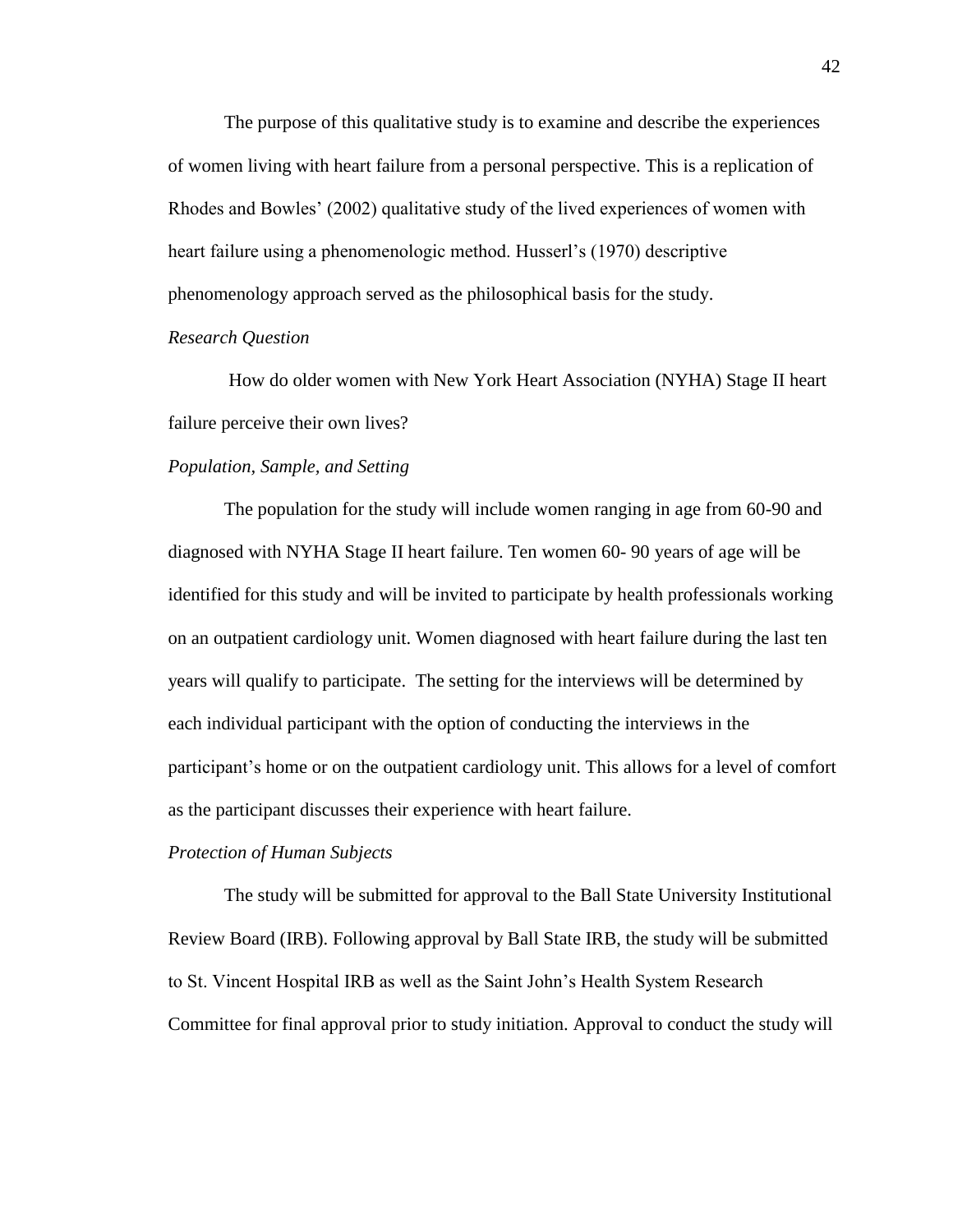The purpose of this qualitative study is to examine and describe the experiences of women living with heart failure from a personal perspective. This is a replication of Rhodes and Bowles' (2002) qualitative study of the lived experiences of women with heart failure using a phenomenologic method. Husserl's (1970) descriptive phenomenology approach served as the philosophical basis for the study.

*Research Question*

How do older women with New York Heart Association (NYHA) Stage II heart failure perceive their own lives?

*Population, Sample, and Setting*

The population for the study will include women ranging in age from 60-90 and diagnosed with NYHA Stage II heart failure. Ten women 60- 90 years of age will be identified for this study and will be invited to participate by health professionals working on an outpatient cardiology unit. Women diagnosed with heart failure during the last ten years will qualify to participate. The setting for the interviews will be determined by each individual participant with the option of conducting the interviews in the participant's home or on the outpatient cardiology unit. This allows for a level of comfort as the participant discusses their experience with heart failure.

*Protection of Human Subjects*

The study will be submitted for approval to the Ball State University Institutional Review Board (IRB). Following approval by Ball State IRB, the study will be submitted to St. Vincent Hospital IRB as well as the Saint John's Health System Research Committee for final approval prior to study initiation. Approval to conduct the study will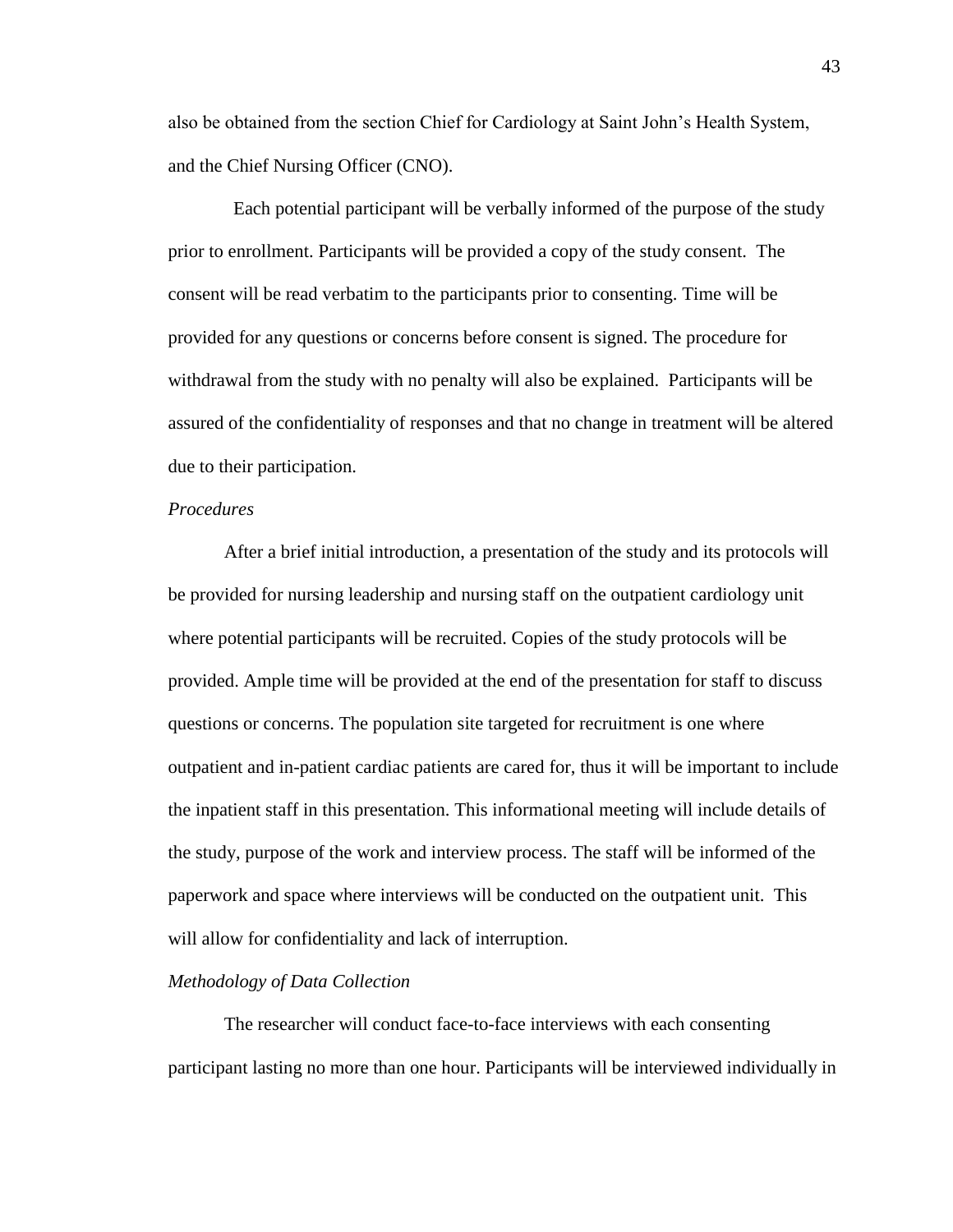also be obtained from the section Chief for Cardiology at Saint John's Health System, and the Chief Nursing Officer (CNO).

Each potential participant will be verbally informed of the purpose of the study prior to enrollment. Participants will be provided a copy of the study consent. The consent will be read verbatim to the participants prior to consenting. Time will be provided for any questions or concerns before consent is signed. The procedure for withdrawal from the study with no penalty will also be explained. Participants will be assured of the confidentiality of responses and that no change in treatment will be altered due to their participation.

*Procedures*

After a brief initial introduction, a presentation of the study and its protocols will be provided for nursing leadership and nursing staff on the outpatient cardiology unit where potential participants will be recruited. Copies of the study protocols will be provided. Ample time will be provided at the end of the presentation for staff to discuss questions or concerns. The population site targeted for recruitment is one where outpatient and in-patient cardiac patients are cared for, thus it will be important to include the inpatient staff in this presentation. This informational meeting will include details of the study, purpose of the work and interview process. The staff will be informed of the paperwork and space where interviews will be conducted on the outpatient unit. This will allow for confidentiality and lack of interruption.

*Methodology of Data Collection*

The researcher will conduct face-to-face interviews with each consenting participant lasting no more than one hour. Participants will be interviewed individually in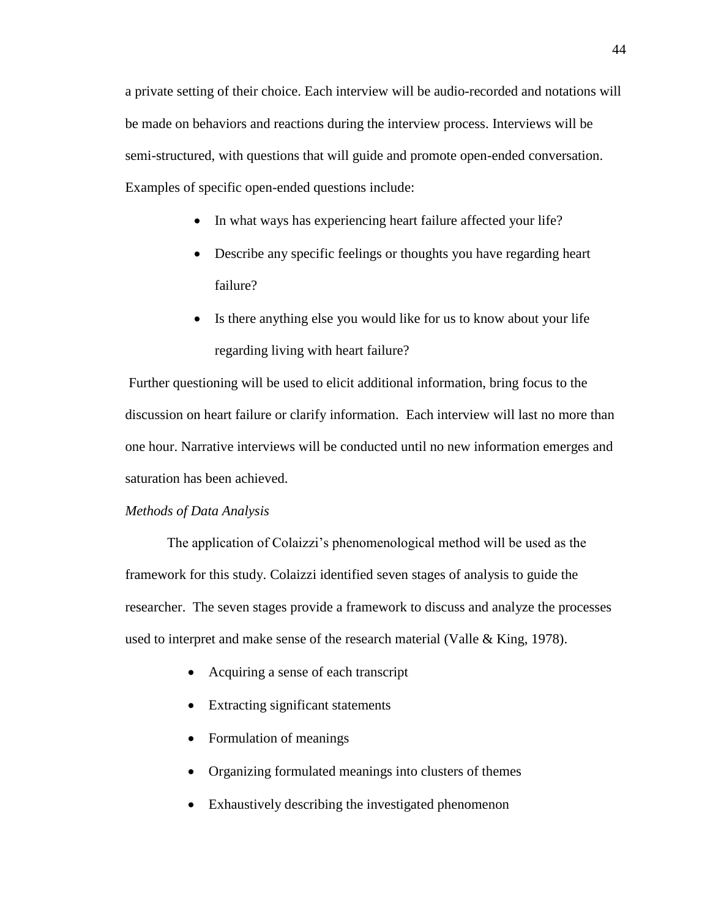a private setting of their choice. Each interview will be audio-recorded and notations will be made on behaviors and reactions during the interview process. Interviews will be semi-structured, with questions that will guide and promote open-ended conversation. Examples of specific open-ended questions include:

- In what ways has experiencing heart failure affected your life?
- Describe any specific feelings or thoughts you have regarding heart failure?
- Is there anything else you would like for us to know about your life regarding living with heart failure?

Further questioning will be used to elicit additional information, bring focus to the discussion on heart failure or clarify information. Each interview will last no more than one hour. Narrative interviews will be conducted until no new information emerges and saturation has been achieved.

*Methods of Data Analysis*

The application of Colaizzi's phenomenological method will be used as the framework for this study. Colaizzi identified seven stages of analysis to guide the researcher. The seven stages provide a framework to discuss and analyze the processes used to interpret and make sense of the research material (Valle & King, 1978).

- Acquiring a sense of each transcript
- Extracting significant statements
- Formulation of meanings
- Organizing formulated meanings into clusters of themes
- Exhaustively describing the investigated phenomenon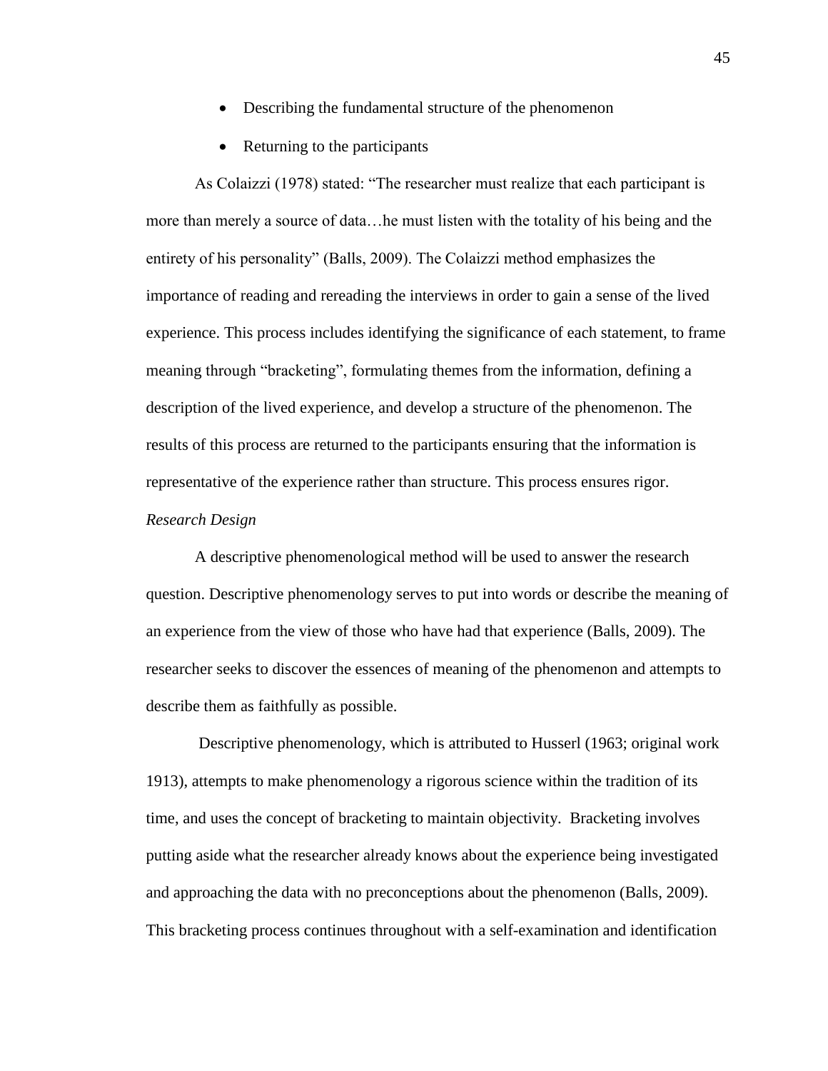- Describing the fundamental structure of the phenomenon
- Returning to the participants

As Colaizzi (1978) stated: "The researcher must realize that each participant is more than merely a source of data…he must listen with the totality of his being and the entirety of his personality" (Balls, 2009). The Colaizzi method emphasizes the importance of reading and rereading the interviews in order to gain a sense of the lived experience. This process includes identifying the significance of each statement, to frame meaning through "bracketing", formulating themes from the information, defining a description of the lived experience, and develop a structure of the phenomenon. The results of this process are returned to the participants ensuring that the information is representative of the experience rather than structure. This process ensures rigor.

*Research Design*

A descriptive phenomenological method will be used to answer the research question. Descriptive phenomenology serves to put into words or describe the meaning of an experience from the view of those who have had that experience (Balls, 2009). The researcher seeks to discover the essences of meaning of the phenomenon and attempts to describe them as faithfully as possible.

Descriptive phenomenology, which is attributed to Husserl (1963; original work 1913), attempts to make phenomenology a rigorous science within the tradition of its time, and uses the concept of bracketing to maintain objectivity. Bracketing involves putting aside what the researcher already knows about the experience being investigated and approaching the data with no preconceptions about the phenomenon (Balls, 2009). This bracketing process continues throughout with a self-examination and identification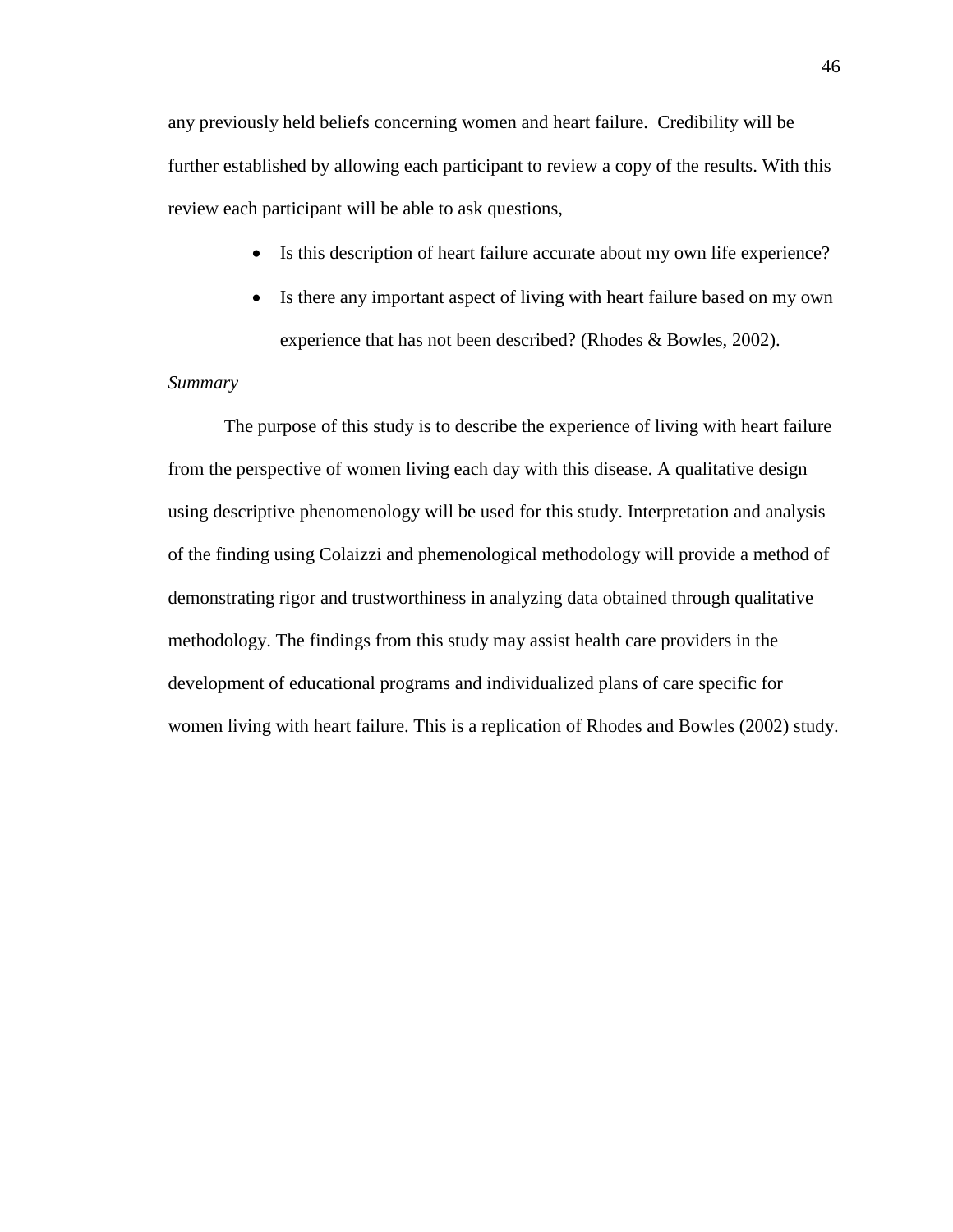any previously held beliefs concerning women and heart failure. Credibility will be further established by allowing each participant to review a copy of the results. With this review each participant will be able to ask questions,

- Is this description of heart failure accurate about my own life experience?
- Is there any important aspect of living with heart failure based on my own experience that has not been described? (Rhodes & Bowles, 2002).

*Summary*

The purpose of this study is to describe the experience of living with heart failure from the perspective of women living each day with this disease. A qualitative design using descriptive phenomenology will be used for this study. Interpretation and analysis of the finding using Colaizzi and phemenological methodology will provide a method of demonstrating rigor and trustworthiness in analyzing data obtained through qualitative methodology. The findings from this study may assist health care providers in the development of educational programs and individualized plans of care specific for women living with heart failure. This is a replication of Rhodes and Bowles (2002) study.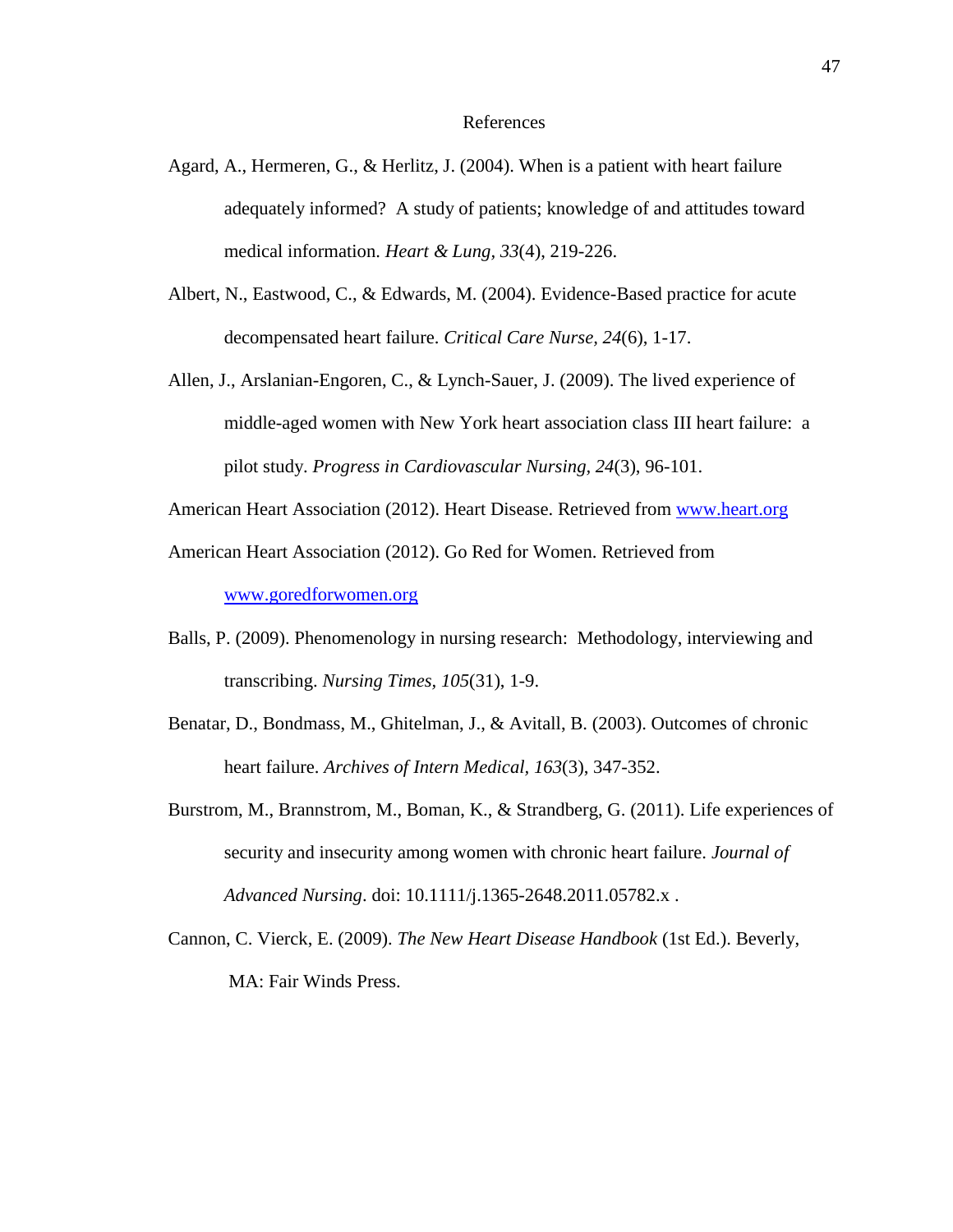# References

Agard, A., Hermeren, G., & Herlitz, J. (2004). When is a patient with heart failure adequately informed? A study of patients; knowledge of and attitudes toward medical information. *Heart & Lung, 33*(4), 219-226.

Albert, N., Eastwood, C., & Edwards, M. (2004). Evidence-Based practice for acute decompensated heart failure. *Critical Care Nurse, 24*(6), 1-17.

Allen, J., Arslanian-Engoren, C., & Lynch-Sauer, J. (2009). The lived experience of middle-aged women with New York heart association class III heart failure: a pilot study. *Progress in Cardiovascular Nursing, 24*(3), 96-101.

American Heart Association (2012). Heart Disease. Retrieved from www.heart.org

American Heart Association (2012). Go Red for Women. Retrieved from www.goredforwomen.org

Balls, P. (2009). Phenomenology in nursing research: Methodology, interviewing and transcribing. *Nursing Times, 105*(31), 1-9.

Benatar, D., Bondmass, M., Ghitelman, J., & Avitall, B. (2003). Outcomes of chronic heart failure. *Archives of Intern Medical, 163*(3), 347-352.

Burstrom, M., Brannstrom, M., Boman, K., & Strandberg, G. (2011). Life experiences of security and insecurity among women with chronic heart failure. *Journal of Advanced Nursing*. doi: 10.1111/j.1365-2648.2011.05782.x .

Cannon, C. Vierck, E. (2009). *The New Heart Disease Handbook* (1st Ed.). Beverly, MA: Fair Winds Press.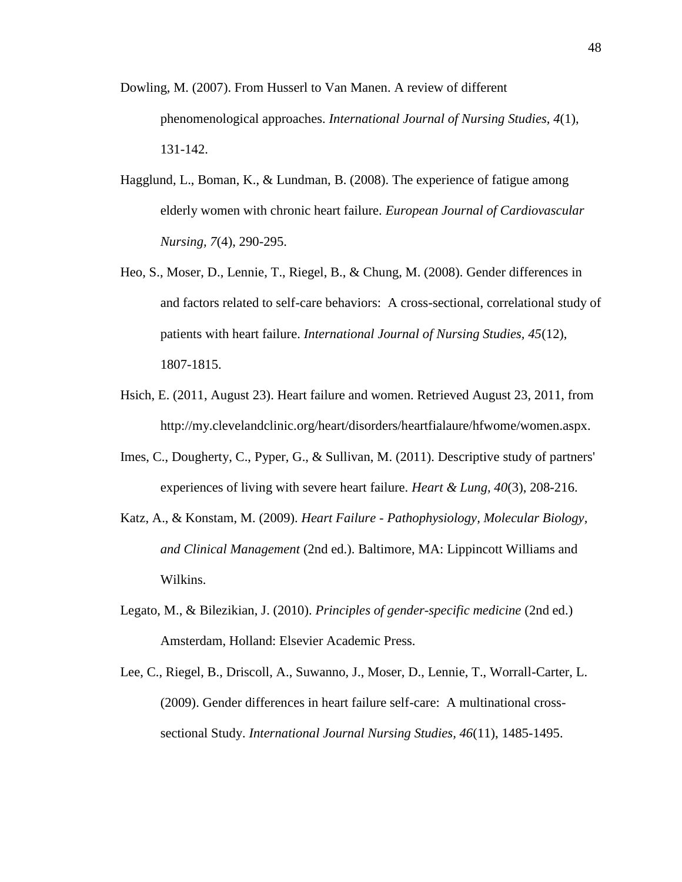Dowling, M. (2007). From Husserl to Van Manen. A review of different phenomenological approaches. *International Journal of Nursing Studies, 4*(1), 131-142.

Hagglund, L., Boman, K., & Lundman, B. (2008). The experience of fatigue among elderly women with chronic heart failure. *European Journal of Cardiovascular Nursing, 7*(4), 290-295.

Heo, S., Moser, D., Lennie, T., Riegel, B., & Chung, M. (2008). Gender differences in and factors related to self-care behaviors: A cross-sectional, correlational study of patients with heart failure. *International Journal of Nursing Studies, 45*(12), 1807-1815.

Hsich, E. (2011, August 23). Heart failure and women. Retrieved August 23, 2011, from http://my.clevelandclinic.org/heart/disorders/heartfialaure/hfwome/women.aspx.

Imes, C., Dougherty, C., Pyper, G., & Sullivan, M. (2011). Descriptive study of partners' experiences of living with severe heart failure. *Heart & Lung, 40*(3), 208-216.

Katz, A., & Konstam, M. (2009). *Heart Failure - Pathophysiology, Molecular Biology, and Clinical Management* (2nd ed.). Baltimore, MA: Lippincott Williams and Wilkins.

Legato, M., & Bilezikian, J. (2010). *Principles of gender-specific medicine* (2nd ed.) Amsterdam, Holland: Elsevier Academic Press.

Lee, C., Riegel, B., Driscoll, A., Suwanno, J., Moser, D., Lennie, T., Worrall-Carter, L. (2009). Gender differences in heart failure self-care: A multinational cross-sectional Study. *International Journal Nursing Studies, 46*(11), 1485-1495.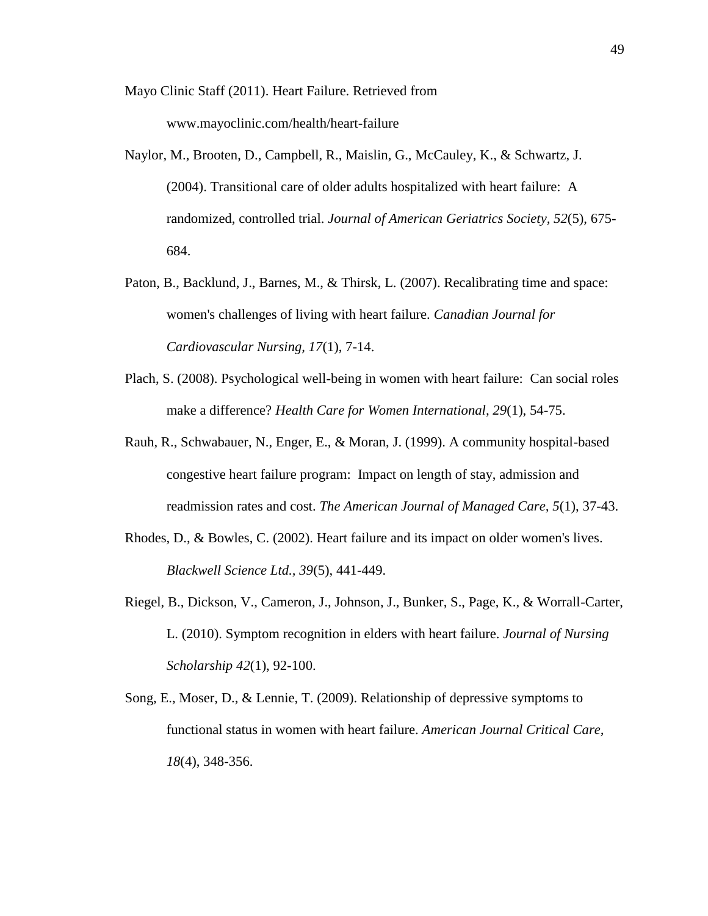Mayo Clinic Staff (2011). Heart Failure. Retrieved from www.mayoclinic.com/health/heart-failure

Naylor, M., Brooten, D., Campbell, R., Maislin, G., McCauley, K., & Schwartz, J. (2004). Transitional care of older adults hospitalized with heart failure: A randomized, controlled trial. *Journal of American Geriatrics Society, 52*(5), 675-684.

Paton, B., Backlund, J., Barnes, M., & Thirsk, L. (2007). Recalibrating time and space: women's challenges of living with heart failure. *Canadian Journal for Cardiovascular Nursing, 17*(1), 7-14.

Plach, S. (2008). Psychological well-being in women with heart failure: Can social roles make a difference? *Health Care for Women International, 29*(1), 54-75.

Rauh, R., Schwabauer, N., Enger, E., & Moran, J. (1999). A community hospital-based congestive heart failure program: Impact on length of stay, admission and readmission rates and cost. *The American Journal of Managed Care, 5*(1), 37-43.

Rhodes, D., & Bowles, C. (2002). Heart failure and its impact on older women's lives. *Blackwell Science Ltd., 39*(5), 441-449.

Riegel, B., Dickson, V., Cameron, J., Johnson, J., Bunker, S., Page, K., & Worrall-Carter, L. (2010). Symptom recognition in elders with heart failure. *Journal of Nursing Scholarship 42*(1), 92-100.

Song, E., Moser, D., & Lennie, T. (2009). Relationship of depressive symptoms to functional status in women with heart failure. *American Journal Critical Care, 18*(4), 348-356.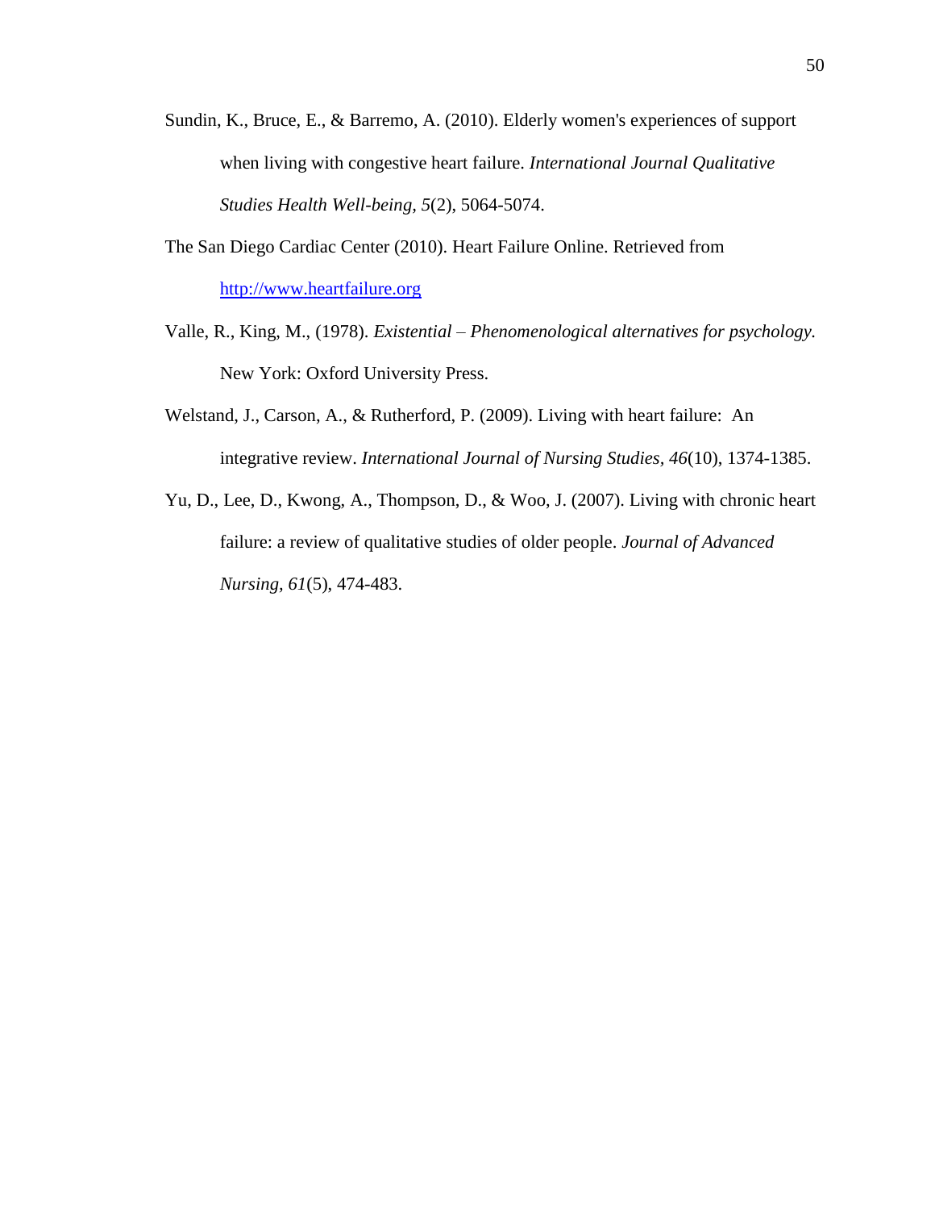Sundin, K., Bruce, E., & Barremo, A. (2010). Elderly women's experiences of support when living with congestive heart failure. *International Journal Qualitative Studies Health Well-being, 5*(2), 5064-5074.

The San Diego Cardiac Center (2010). Heart Failure Online. Retrieved from http://www.heartfailure.org

Valle, R., King, M., (1978). *Existential – Phenomenological alternatives for psychology.* New York: Oxford University Press.

Welstand, J., Carson, A., & Rutherford, P. (2009). Living with heart failure: An integrative review. *International Journal of Nursing Studies, 46*(10), 1374-1385.

Yu, D., Lee, D., Kwong, A., Thompson, D., & Woo, J. (2007). Living with chronic heart failure: a review of qualitative studies of older people. *Journal of Advanced Nursing, 61*(5), 474-483.